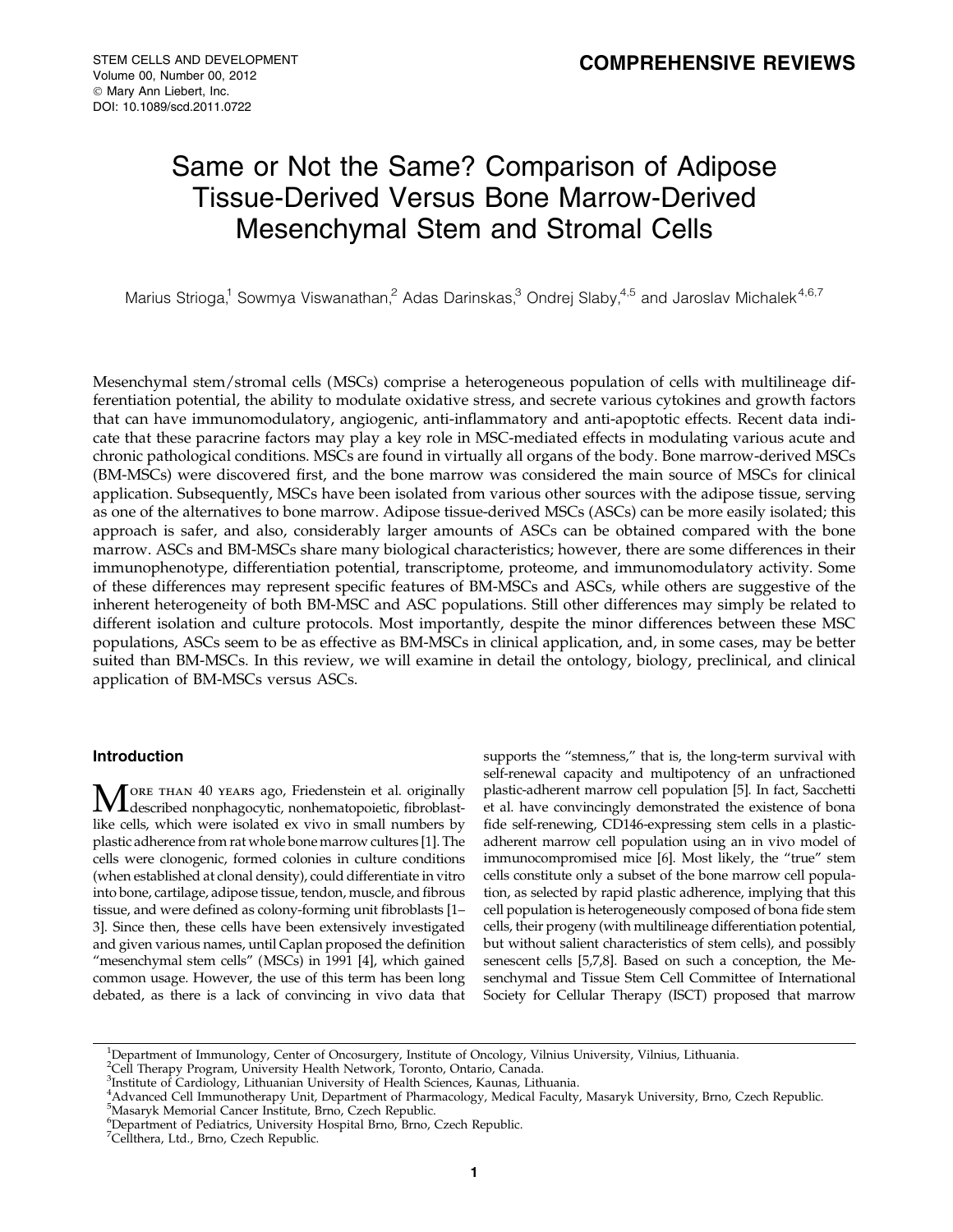COMPREHENSIVE REVIEWS

# Same or Not the Same? Comparison of Adipose Tissue-Derived Versus Bone Marrow-Derived Mesenchymal Stem and Stromal Cells

Marius Strioga,[1] Sowmya Viswanathan,[2] Adas Darinskas,[3] Ondrej Slaby,[4,5] and Jaroslav Michalek[4,6,7]

Mesenchymal stem/stromal cells (MSCs) comprise a heterogeneous population of cells with multilineage differentiation potential, the ability to modulate oxidative stress, and secrete various cytokines and growth factors that can have immunomodulatory, angiogenic, anti-inflammatory and anti-apoptotic effects. Recent data indicate that these paracrine factors may play a key role in MSC-mediated effects in modulating various acute and chronic pathological conditions. MSCs are found in virtually all organs of the body. Bone marrow-derived MSCs (BM-MSCs) were discovered first, and the bone marrow was considered the main source of MSCs for clinical application. Subsequently, MSCs have been isolated from various other sources with the adipose tissue, serving as one of the alternatives to bone marrow. Adipose tissue-derived MSCs (ASCs) can be more easily isolated; this approach is safer, and also, considerably larger amounts of ASCs can be obtained compared with the bone marrow. ASCs and BM-MSCs share many biological characteristics; however, there are some differences in their immunophenotype, differentiation potential, transcriptome, proteome, and immunomodulatory activity. Some of these differences may represent specific features of BM-MSCs and ASCs, while others are suggestive of the inherent heterogeneity of both BM-MSC and ASC populations. Still other differences may simply be related to different isolation and culture protocols. Most importantly, despite the minor differences between these MSC populations, ASCs seem to be as effective as BM-MSCs in clinical application, and, in some cases, may be better suited than BM-MSCs. In this review, we will examine in detail the ontology, biology, preclinical, and clinical application of BM-MSCs versus ASCs.

## Introduction

More than 40 years ago, Friedenstein et al. originally described nonphagocytic, nonhematopoietic, fibroblast-like cells, which were isolated ex vivo in small numbers by plastic adherence from rat whole bone marrow cultures [1]. The cells were clonogenic, formed colonies in culture conditions (when established at clonal density), could differentiate in vitro into bone, cartilage, adipose tissue, tendon, muscle, and fibrous tissue, and were defined as colony-forming unit fibroblasts [1–3]. Since then, these cells have been extensively investigated and given various names, until Caplan proposed the definition "mesenchymal stem cells" (MSCs) in 1991 [4], which gained common usage. However, the use of this term has been long debated, as there is a lack of convincing in vivo data that supports the "stemness," that is, the long-term survival with self-renewal capacity and multipotency of an unfractioned plastic-adherent marrow cell population [5]. In fact, Sacchetti et al. have convincingly demonstrated the existence of bona fide self-renewing, CD146-expressing stem cells in a plastic-adherent marrow cell population using an in vivo model of immunocompromised mice [6]. Most likely, the "true" stem cells constitute only a subset of the bone marrow cell population, as selected by rapid plastic adherence, implying that this cell population is heterogeneously composed of bona fide stem cells, their progeny (with multilineage differentiation potential, but without salient characteristics of stem cells), and possibly senescent cells [5,7,8]. Based on such a conception, the Mesenchymal and Tissue Stem Cell Committee of International Society for Cellular Therapy (ISCT) proposed that marrow

[1]Department of Immunology, Center of Oncosurgery, Institute of Oncology, Vilnius University, Vilnius, Lithuania.
[2]Cell Therapy Program, University Health Network, Toronto, Ontario, Canada.
[3]Institute of Cardiology, Lithuanian University of Health Sciences, Kaunas, Lithuania.
[4]Advanced Cell Immunotherapy Unit, Department of Pharmacology, Medical Faculty, Masaryk University, Brno, Czech Republic.
[5]Masaryk Memorial Cancer Institute, Brno, Czech Republic.
[6]Department of Pediatrics, University Hospital Brno, Brno, Czech Republic.
[7]Cellthera, Ltd., Brno, Czech Republic.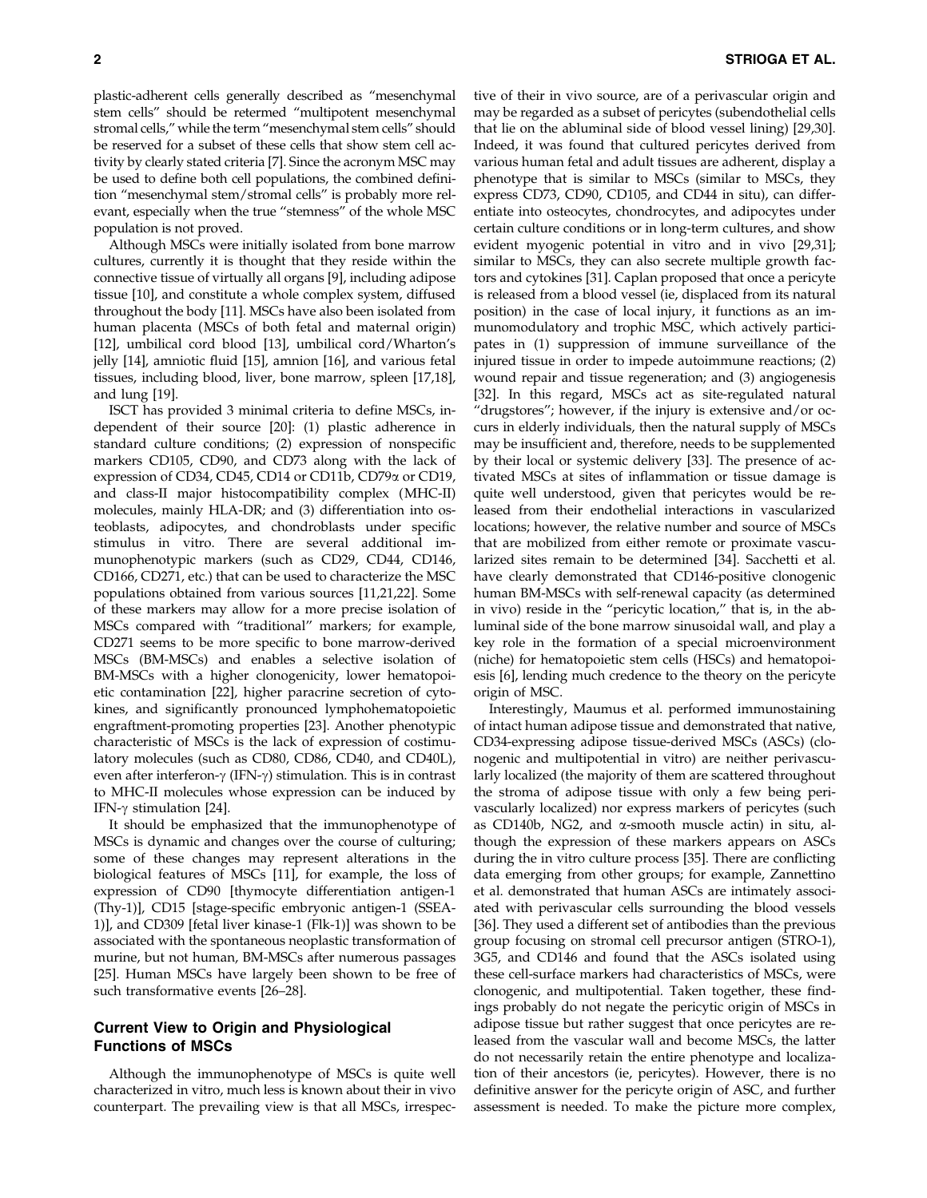plastic-adherent cells generally described as "mesenchymal stem cells" should be retermed "multipotent mesenchymal stromal cells," while the term "mesenchymal stem cells" should be reserved for a subset of these cells that show stem cell activity by clearly stated criteria [7]. Since the acronym MSC may be used to define both cell populations, the combined definition "mesenchymal stem/stromal cells" is probably more relevant, especially when the true "stemness" of the whole MSC population is not proved.

Although MSCs were initially isolated from bone marrow cultures, currently it is thought that they reside within the connective tissue of virtually all organs [9], including adipose tissue [10], and constitute a whole complex system, diffused throughout the body [11]. MSCs have also been isolated from human placenta (MSCs of both fetal and maternal origin) [12], umbilical cord blood [13], umbilical cord/Wharton's jelly [14], amniotic fluid [15], amnion [16], and various fetal tissues, including blood, liver, bone marrow, spleen [17,18], and lung [19].

ISCT has provided 3 minimal criteria to define MSCs, independent of their source [20]: (1) plastic adherence in standard culture conditions; (2) expression of nonspecific markers CD105, CD90, and CD73 along with the lack of expression of CD34, CD45, CD14 or CD11b, CD79α or CD19, and class-II major histocompatibility complex (MHC-II) molecules, mainly HLA-DR; and (3) differentiation into osteoblasts, adipocytes, and chondroblasts under specific stimulus in vitro. There are several additional immunophenotypic markers (such as CD29, CD44, CD146, CD166, CD271, etc.) that can be used to characterize the MSC populations obtained from various sources [11,21,22]. Some of these markers may allow for a more precise isolation of MSCs compared with "traditional" markers; for example, CD271 seems to be more specific to bone marrow-derived MSCs (BM-MSCs) and enables a selective isolation of BM-MSCs with a higher clonogenicity, lower hematopoietic contamination [22], higher paracrine secretion of cytokines, and significantly pronounced lymphohematopoietic engraftment-promoting properties [23]. Another phenotypic characteristic of MSCs is the lack of expression of costimulatory molecules (such as CD80, CD86, CD40, and CD40L), even after interferon-γ (IFN-γ) stimulation. This is in contrast to MHC-II molecules whose expression can be induced by IFN-γ stimulation [24].

It should be emphasized that the immunophenotype of MSCs is dynamic and changes over the course of culturing; some of these changes may represent alterations in the biological features of MSCs [11], for example, the loss of expression of CD90 [thymocyte differentiation antigen-1 (Thy-1)], CD15 [stage-specific embryonic antigen-1 (SSEA-1)], and CD309 [fetal liver kinase-1 (Flk-1)] was shown to be associated with the spontaneous neoplastic transformation of murine, but not human, BM-MSCs after numerous passages [25]. Human MSCs have largely been shown to be free of such transformative events [26–28].

## Current View to Origin and Physiological Functions of MSCs

Although the immunophenotype of MSCs is quite well characterized in vitro, much less is known about their in vivo counterpart. The prevailing view is that all MSCs, irrespective of their in vivo source, are of a perivascular origin and may be regarded as a subset of pericytes (subendothelial cells that lie on the abluminal side of blood vessel lining) [29,30]. Indeed, it was found that cultured pericytes derived from various human fetal and adult tissues are adherent, display a phenotype that is similar to MSCs (similar to MSCs, they express CD73, CD90, CD105, and CD44 in situ), can differentiate into osteocytes, chondrocytes, and adipocytes under certain culture conditions or in long-term cultures, and show evident myogenic potential in vitro and in vivo [29,31]; similar to MSCs, they can also secrete multiple growth factors and cytokines [31]. Caplan proposed that once a pericyte is released from a blood vessel (ie, displaced from its natural position) in the case of local injury, it functions as an immunomodulatory and trophic MSC, which actively participates in (1) suppression of immune surveillance of the injured tissue in order to impede autoimmune reactions; (2) wound repair and tissue regeneration; and (3) angiogenesis [32]. In this regard, MSCs act as site-regulated natural "drugstores"; however, if the injury is extensive and/or occurs in elderly individuals, then the natural supply of MSCs may be insufficient and, therefore, needs to be supplemented by their local or systemic delivery [33]. The presence of activated MSCs at sites of inflammation or tissue damage is quite well understood, given that pericytes would be released from their endothelial interactions in vascularized locations; however, the relative number and source of MSCs that are mobilized from either remote or proximate vascularized sites remain to be determined [34]. Sacchetti et al. have clearly demonstrated that CD146-positive clonogenic human BM-MSCs with self-renewal capacity (as determined in vivo) reside in the "pericytic location," that is, in the abluminal side of the bone marrow sinusoidal wall, and play a key role in the formation of a special microenvironment (niche) for hematopoietic stem cells (HSCs) and hematopoiesis [6], lending much credence to the theory on the pericyte origin of MSC.

Interestingly, Maumus et al. performed immunostaining of intact human adipose tissue and demonstrated that native, CD34-expressing adipose tissue-derived MSCs (ASCs) (clonogenic and multipotential in vitro) are neither perivascularly localized (the majority of them are scattered throughout the stroma of adipose tissue with only a few being perivascularly localized) nor express markers of pericytes (such as CD140b, NG2, and α-smooth muscle actin) in situ, although the expression of these markers appears on ASCs during the in vitro culture process [35]. There are conflicting data emerging from other groups; for example, Zannettino et al. demonstrated that human ASCs are intimately associated with perivascular cells surrounding the blood vessels [36]. They used a different set of antibodies than the previous group focusing on stromal cell precursor antigen (STRO-1), 3G5, and CD146 and found that the ASCs isolated using these cell-surface markers had characteristics of MSCs, were clonogenic, and multipotential. Taken together, these findings probably do not negate the pericytic origin of MSCs in adipose tissue but rather suggest that once pericytes are released from the vascular wall and become MSCs, the latter do not necessarily retain the entire phenotype and localization of their ancestors (ie, pericytes). However, there is no definitive answer for the pericyte origin of ASC, and further assessment is needed. To make the picture more complex,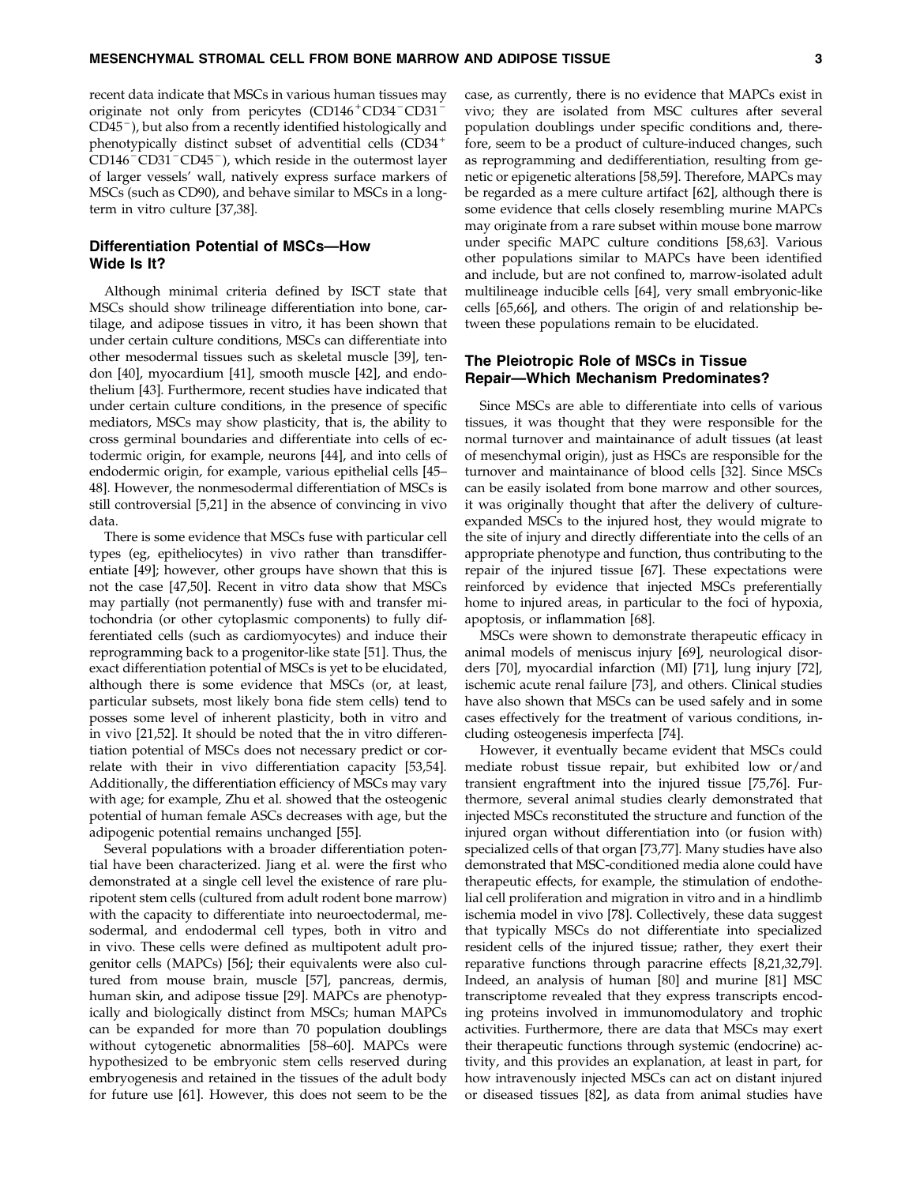recent data indicate that MSCs in various human tissues may originate not only from pericytes (CD146$^+$CD34$^-$CD31$^-$CD45$^-$), but also from a recently identified histologically and phenotypically distinct subset of adventitial cells (CD34$^+$CD146$^-$CD31$^-$CD45$^-$), which reside in the outermost layer of larger vessels' wall, natively express surface markers of MSCs (such as CD90), and behave similar to MSCs in a long-term in vitro culture [37,38].

## Differentiation Potential of MSCs—How Wide Is It?

Although minimal criteria defined by ISCT state that MSCs should show trilineage differentiation into bone, cartilage, and adipose tissues in vitro, it has been shown that under certain culture conditions, MSCs can differentiate into other mesodermal tissues such as skeletal muscle [39], tendon [40], myocardium [41], smooth muscle [42], and endothelium [43]. Furthermore, recent studies have indicated that under certain culture conditions, in the presence of specific mediators, MSCs may show plasticity, that is, the ability to cross germinal boundaries and differentiate into cells of ectodermic origin, for example, neurons [44], and into cells of endodermic origin, for example, various epithelial cells [45–48]. However, the nonmesodermal differentiation of MSCs is still controversial [5,21] in the absence of convincing in vivo data.

There is some evidence that MSCs fuse with particular cell types (eg, epitheliocytes) in vivo rather than transdifferentiate [49]; however, other groups have shown that this is not the case [47,50]. Recent in vitro data show that MSCs may partially (not permanently) fuse with and transfer mitochondria (or other cytoplasmic components) to fully differentiated cells (such as cardiomyocytes) and induce their reprogramming back to a progenitor-like state [51]. Thus, the exact differentiation potential of MSCs is yet to be elucidated, although there is some evidence that MSCs (or, at least, particular subsets, most likely bona fide stem cells) tend to posses some level of inherent plasticity, both in vitro and in vivo [21,52]. It should be noted that the in vitro differentiation potential of MSCs does not necessary predict or correlate with their in vivo differentiation capacity [53,54]. Additionally, the differentiation efficiency of MSCs may vary with age; for example, Zhu et al. showed that the osteogenic potential of human female ASCs decreases with age, but the adipogenic potential remains unchanged [55].

Several populations with a broader differentiation potential have been characterized. Jiang et al. were the first who demonstrated at a single cell level the existence of rare pluripotent stem cells (cultured from adult rodent bone marrow) with the capacity to differentiate into neuroectodermal, mesodermal, and endodermal cell types, both in vitro and in vivo. These cells were defined as multipotent adult progenitor cells (MAPCs) [56]; their equivalents were also cultured from mouse brain, muscle [57], pancreas, dermis, human skin, and adipose tissue [29]. MAPCs are phenotypically and biologically distinct from MSCs; human MAPCs can be expanded for more than 70 population doublings without cytogenetic abnormalities [58–60]. MAPCs were hypothesized to be embryonic stem cells reserved during embryogenesis and retained in the tissues of the adult body for future use [61]. However, this does not seem to be the case, as currently, there is no evidence that MAPCs exist in vivo; they are isolated from MSC cultures after several population doublings under specific conditions and, therefore, seem to be a product of culture-induced changes, such as reprogramming and dedifferentiation, resulting from genetic or epigenetic alterations [58,59]. Therefore, MAPCs may be regarded as a mere culture artifact [62], although there is some evidence that cells closely resembling murine MAPCs may originate from a rare subset within mouse bone marrow under specific MAPC culture conditions [58,63]. Various other populations similar to MAPCs have been identified and include, but are not confined to, marrow-isolated adult multilineage inducible cells [64], very small embryonic-like cells [65,66], and others. The origin of and relationship between these populations remain to be elucidated.

## The Pleiotropic Role of MSCs in Tissue Repair—Which Mechanism Predominates?

Since MSCs are able to differentiate into cells of various tissues, it was thought that they were responsible for the normal turnover and maintainance of adult tissues (at least of mesenchymal origin), just as HSCs are responsible for the turnover and maintainance of blood cells [32]. Since MSCs can be easily isolated from bone marrow and other sources, it was originally thought that after the delivery of culture-expanded MSCs to the injured host, they would migrate to the site of injury and directly differentiate into the cells of an appropriate phenotype and function, thus contributing to the repair of the injured tissue [67]. These expectations were reinforced by evidence that injected MSCs preferentially home to injured areas, in particular to the foci of hypoxia, apoptosis, or inflammation [68].

MSCs were shown to demonstrate therapeutic efficacy in animal models of meniscus injury [69], neurological disorders [70], myocardial infarction (MI) [71], lung injury [72], ischemic acute renal failure [73], and others. Clinical studies have also shown that MSCs can be used safely and in some cases effectively for the treatment of various conditions, including osteogenesis imperfecta [74].

However, it eventually became evident that MSCs could mediate robust tissue repair, but exhibited low or/and transient engraftment into the injured tissue [75,76]. Furthermore, several animal studies clearly demonstrated that injected MSCs reconstituted the structure and function of the injured organ without differentiation into (or fusion with) specialized cells of that organ [73,77]. Many studies have also demonstrated that MSC-conditioned media alone could have therapeutic effects, for example, the stimulation of endothelial cell proliferation and migration in vitro and in a hindlimb ischemia model in vivo [78]. Collectively, these data suggest that typically MSCs do not differentiate into specialized resident cells of the injured tissue; rather, they exert their reparative functions through paracrine effects [8,21,32,79]. Indeed, an analysis of human [80] and murine [81] MSC transcriptome revealed that they express transcripts encoding proteins involved in immunomodulatory and trophic activities. Furthermore, there are data that MSCs may exert their therapeutic functions through systemic (endocrine) activity, and this provides an explanation, at least in part, for how intravenously injected MSCs can act on distant injured or diseased tissues [82], as data from animal studies have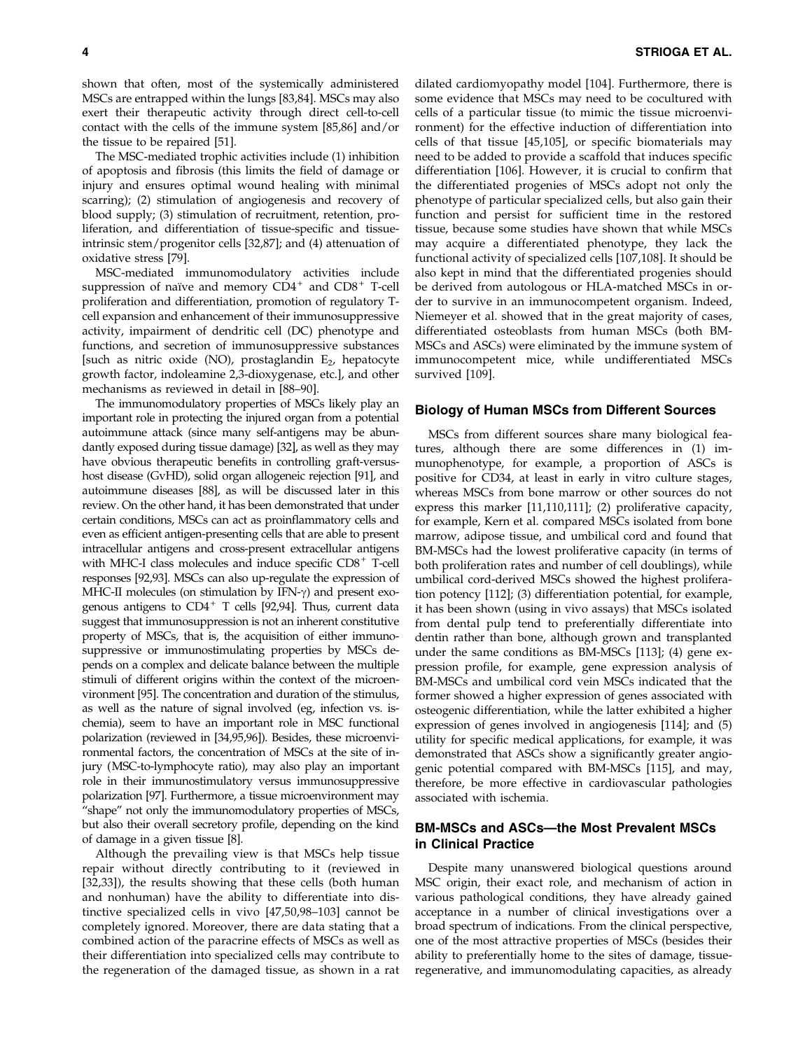shown that often, most of the systemically administered MSCs are entrapped within the lungs [83,84]. MSCs may also exert their therapeutic activity through direct cell-to-cell contact with the cells of the immune system [85,86] and/or the tissue to be repaired [51].

The MSC-mediated trophic activities include (1) inhibition of apoptosis and fibrosis (this limits the field of damage or injury and ensures optimal wound healing with minimal scarring); (2) stimulation of angiogenesis and recovery of blood supply; (3) stimulation of recruitment, retention, proliferation, and differentiation of tissue-specific and tissue-intrinsic stem/progenitor cells [32,87]; and (4) attenuation of oxidative stress [79].

MSC-mediated immunomodulatory activities include suppression of naïve and memory $CD4^+$ and $CD8^+$ T-cell proliferation and differentiation, promotion of regulatory T-cell expansion and enhancement of their immunosuppressive activity, impairment of dendritic cell (DC) phenotype and functions, and secretion of immunosuppressive substances [such as nitric oxide (NO), prostaglandin $E_2$, hepatocyte growth factor, indoleamine 2,3-dioxygenase, etc.], and other mechanisms as reviewed in detail in [88–90].

The immunomodulatory properties of MSCs likely play an important role in protecting the injured organ from a potential autoimmune attack (since many self-antigens may be abundantly exposed during tissue damage) [32], as well as they may have obvious therapeutic benefits in controlling graft-versus-host disease (GvHD), solid organ allogeneic rejection [91], and autoimmune diseases [88], as will be discussed later in this review. On the other hand, it has been demonstrated that under certain conditions, MSCs can act as proinflammatory cells and even as efficient antigen-presenting cells that are able to present intracellular antigens and cross-present extracellular antigens with MHC-I class molecules and induce specific $CD8^+$ T-cell responses [92,93]. MSCs can also up-regulate the expression of MHC-II molecules (on stimulation by IFN-$\gamma$) and present exogenous antigens to $CD4^+$ T cells [92,94]. Thus, current data suggest that immunosuppression is not an inherent constitutive property of MSCs, that is, the acquisition of either immunosuppressive or immunostimulating properties by MSCs depends on a complex and delicate balance between the multiple stimuli of different origins within the context of the microenvironment [95]. The concentration and duration of the stimulus, as well as the nature of signal involved (eg, infection vs. ischemia), seem to have an important role in MSC functional polarization (reviewed in [34,95,96]). Besides, these microenvironmental factors, the concentration of MSCs at the site of injury (MSC-to-lymphocyte ratio), may also play an important role in their immunostimulatory versus immunosuppressive polarization [97]. Furthermore, a tissue microenvironment may "shape" not only the immunomodulatory properties of MSCs, but also their overall secretory profile, depending on the kind of damage in a given tissue [8].

Although the prevailing view is that MSCs help tissue repair without directly contributing to it (reviewed in [32,33]), the results showing that these cells (both human and nonhuman) have the ability to differentiate into distinctive specialized cells in vivo [47,50,98–103] cannot be completely ignored. Moreover, there are data stating that a combined action of the paracrine effects of MSCs as well as their differentiation into specialized cells may contribute to the regeneration of the damaged tissue, as shown in a rat dilated cardiomyopathy model [104]. Furthermore, there is some evidence that MSCs may need to be cocultured with cells of a particular tissue (to mimic the tissue microenvironment) for the effective induction of differentiation into cells of that tissue [45,105], or specific biomaterials may need to be added to provide a scaffold that induces specific differentiation [106]. However, it is crucial to confirm that the differentiated progenies of MSCs adopt not only the phenotype of particular specialized cells, but also gain their function and persist for sufficient time in the restored tissue, because some studies have shown that while MSCs may acquire a differentiated phenotype, they lack the functional activity of specialized cells [107,108]. It should be also kept in mind that the differentiated progenies should be derived from autologous or HLA-matched MSCs in order to survive in an immunocompetent organism. Indeed, Niemeyer et al. showed that in the great majority of cases, differentiated osteoblasts from human MSCs (both BM-MSCs and ASCs) were eliminated by the immune system of immunocompetent mice, while undifferentiated MSCs survived [109].

## Biology of Human MSCs from Different Sources

MSCs from different sources share many biological features, although there are some differences in (1) immunophenotype, for example, a proportion of ASCs is positive for CD34, at least in early in vitro culture stages, whereas MSCs from bone marrow or other sources do not express this marker [11,110,111]; (2) proliferative capacity, for example, Kern et al. compared MSCs isolated from bone marrow, adipose tissue, and umbilical cord and found that BM-MSCs had the lowest proliferative capacity (in terms of both proliferation rates and number of cell doublings), while umbilical cord-derived MSCs showed the highest proliferation potency [112]; (3) differentiation potential, for example, it has been shown (using in vivo assays) that MSCs isolated from dental pulp tend to preferentially differentiate into dentin rather than bone, although grown and transplanted under the same conditions as BM-MSCs [113]; (4) gene expression profile, for example, gene expression analysis of BM-MSCs and umbilical cord vein MSCs indicated that the former showed a higher expression of genes associated with osteogenic differentiation, while the latter exhibited a higher expression of genes involved in angiogenesis [114]; and (5) utility for specific medical applications, for example, it was demonstrated that ASCs show a significantly greater angiogenic potential compared with BM-MSCs [115], and may, therefore, be more effective in cardiovascular pathologies associated with ischemia.

## BM-MSCs and ASCs—the Most Prevalent MSCs in Clinical Practice

Despite many unanswered biological questions around MSC origin, their exact role, and mechanism of action in various pathological conditions, they have already gained acceptance in a number of clinical investigations over a broad spectrum of indications. From the clinical perspective, one of the most attractive properties of MSCs (besides their ability to preferentially home to the sites of damage, tissue-regenerative, and immunomodulating capacities, as already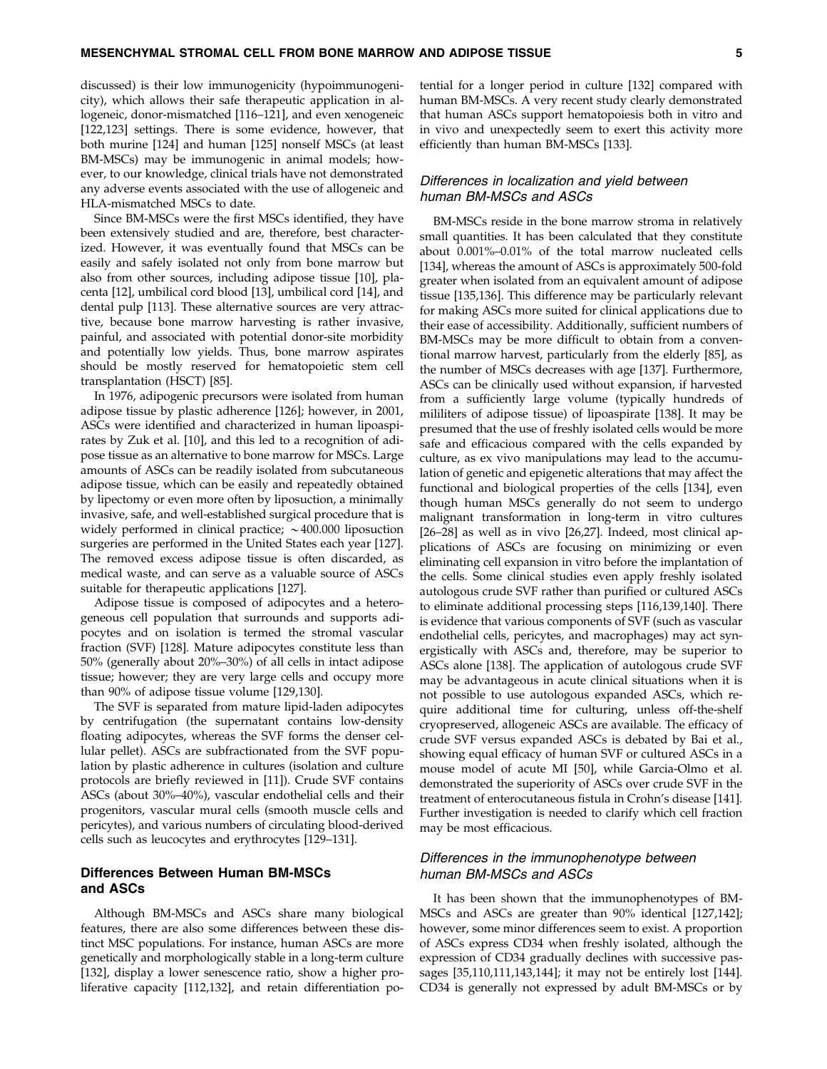discussed) is their low immunogenicity (hypoimmunogenicity), which allows their safe therapeutic application in allogeneic, donor-mismatched [116–121], and even xenogeneic [122,123] settings. There is some evidence, however, that both murine [124] and human [125] nonself MSCs (at least BM-MSCs) may be immunogenic in animal models; however, to our knowledge, clinical trials have not demonstrated any adverse events associated with the use of allogeneic and HLA-mismatched MSCs to date.

Since BM-MSCs were the first MSCs identified, they have been extensively studied and are, therefore, best characterized. However, it was eventually found that MSCs can be easily and safely isolated not only from bone marrow but also from other sources, including adipose tissue [10], placenta [12], umbilical cord blood [13], umbilical cord [14], and dental pulp [113]. These alternative sources are very attractive, because bone marrow harvesting is rather invasive, painful, and associated with potential donor-site morbidity and potentially low yields. Thus, bone marrow aspirates should be mostly reserved for hematopoietic stem cell transplantation (HSCT) [85].

In 1976, adipogenic precursors were isolated from human adipose tissue by plastic adherence [126]; however, in 2001, ASCs were identified and characterized in human lipoaspirates by Zuk et al. [10], and this led to a recognition of adipose tissue as an alternative to bone marrow for MSCs. Large amounts of ASCs can be readily isolated from subcutaneous adipose tissue, which can be easily and repeatedly obtained by lipectomy or even more often by liposuction, a minimally invasive, safe, and well-established surgical procedure that is widely performed in clinical practice; ~400.000 liposuction surgeries are performed in the United States each year [127]. The removed excess adipose tissue is often discarded, as medical waste, and can serve as a valuable source of ASCs suitable for therapeutic applications [127].

Adipose tissue is composed of adipocytes and a heterogeneous cell population that surrounds and supports adipocytes and on isolation is termed the stromal vascular fraction (SVF) [128]. Mature adipocytes constitute less than 50% (generally about 20%–30%) of all cells in intact adipose tissue; however; they are very large cells and occupy more than 90% of adipose tissue volume [129,130].

The SVF is separated from mature lipid-laden adipocytes by centrifugation (the supernatant contains low-density floating adipocytes, whereas the SVF forms the denser cellular pellet). ASCs are subfractionated from the SVF population by plastic adherence in cultures (isolation and culture protocols are briefly reviewed in [11]). Crude SVF contains ASCs (about 30%–40%), vascular endothelial cells and their progenitors, vascular mural cells (smooth muscle cells and pericytes), and various numbers of circulating blood-derived cells such as leucocytes and erythrocytes [129–131].

## Differences Between Human BM-MSCs and ASCs

Although BM-MSCs and ASCs share many biological features, there are also some differences between these distinct MSC populations. For instance, human ASCs are more genetically and morphologically stable in a long-term culture [132], display a lower senescence ratio, show a higher proliferative capacity [112,132], and retain differentiation potential for a longer period in culture [132] compared with human BM-MSCs. A very recent study clearly demonstrated that human ASCs support hematopoiesis both in vitro and in vivo and unexpectedly seem to exert this activity more efficiently than human BM-MSCs [133].

### *Differences in localization and yield between human BM-MSCs and ASCs*

BM-MSCs reside in the bone marrow stroma in relatively small quantities. It has been calculated that they constitute about 0.001%–0.01% of the total marrow nucleated cells [134], whereas the amount of ASCs is approximately 500-fold greater when isolated from an equivalent amount of adipose tissue [135,136]. This difference may be particularly relevant for making ASCs more suited for clinical applications due to their ease of accessibility. Additionally, sufficient numbers of BM-MSCs may be more difficult to obtain from a conventional marrow harvest, particularly from the elderly [85], as the number of MSCs decreases with age [137]. Furthermore, ASCs can be clinically used without expansion, if harvested from a sufficiently large volume (typically hundreds of mililiters of adipose tissue) of lipoaspirate [138]. It may be presumed that the use of freshly isolated cells would be more safe and efficacious compared with the cells expanded by culture, as ex vivo manipulations may lead to the accumulation of genetic and epigenetic alterations that may affect the functional and biological properties of the cells [134], even though human MSCs generally do not seem to undergo malignant transformation in long-term in vitro cultures [26–28] as well as in vivo [26,27]. Indeed, most clinical applications of ASCs are focusing on minimizing or even eliminating cell expansion in vitro before the implantation of the cells. Some clinical studies even apply freshly isolated autologous crude SVF rather than purified or cultured ASCs to eliminate additional processing steps [116,139,140]. There is evidence that various components of SVF (such as vascular endothelial cells, pericytes, and macrophages) may act synergistically with ASCs and, therefore, may be superior to ASCs alone [138]. The application of autologous crude SVF may be advantageous in acute clinical situations when it is not possible to use autologous expanded ASCs, which require additional time for culturing, unless off-the-shelf cryopreserved, allogeneic ASCs are available. The efficacy of crude SVF versus expanded ASCs is debated by Bai et al., showing equal efficacy of human SVF or cultured ASCs in a mouse model of acute MI [50], while Garcia-Olmo et al. demonstrated the superiority of ASCs over crude SVF in the treatment of enterocutaneous fistula in Crohn's disease [141]. Further investigation is needed to clarify which cell fraction may be most efficacious.

### *Differences in the immunophenotype between human BM-MSCs and ASCs*

It has been shown that the immunophenotypes of BM-MSCs and ASCs are greater than 90% identical [127,142]; however, some minor differences seem to exist. A proportion of ASCs express CD34 when freshly isolated, although the expression of CD34 gradually declines with successive passages [35,110,111,143,144]; it may not be entirely lost [144]. CD34 is generally not expressed by adult BM-MSCs or by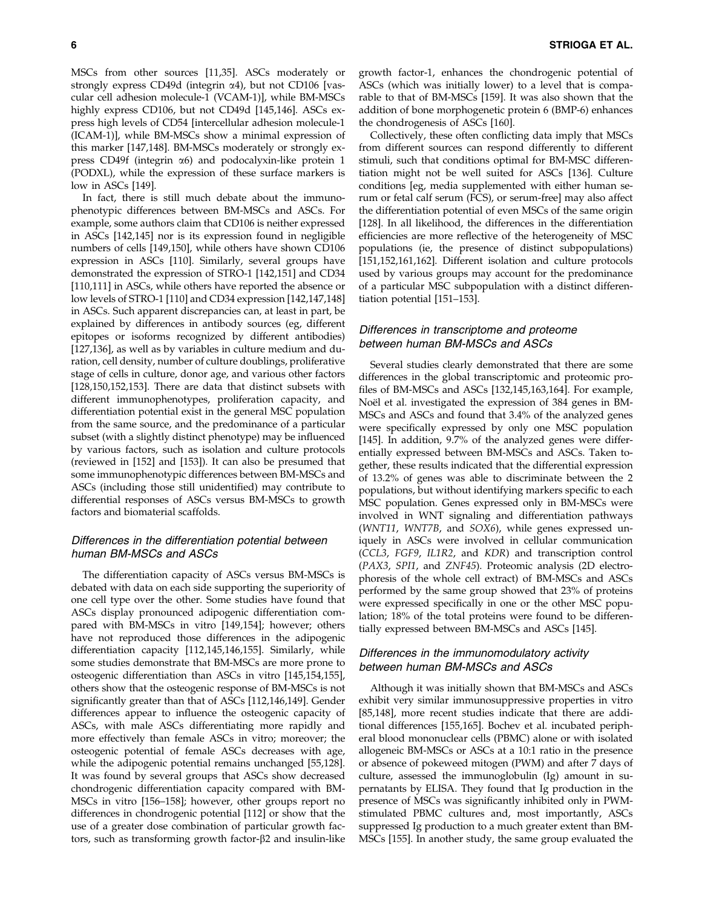MSCs from other sources [11,35]. ASCs moderately or strongly express CD49d (integrin α4), but not CD106 [vascular cell adhesion molecule-1 (VCAM-1)], while BM-MSCs highly express CD106, but not CD49d [145,146]. ASCs express high levels of CD54 [intercellular adhesion molecule-1 (ICAM-1)], while BM-MSCs show a minimal expression of this marker [147,148]. BM-MSCs moderately or strongly express CD49f (integrin α6) and podocalyxin-like protein 1 (PODXL), while the expression of these surface markers is low in ASCs [149].

In fact, there is still much debate about the immunophenotypic differences between BM-MSCs and ASCs. For example, some authors claim that CD106 is neither expressed in ASCs [142,145] nor is its expression found in negligible numbers of cells [149,150], while others have shown CD106 expression in ASCs [110]. Similarly, several groups have demonstrated the expression of STRO-1 [142,151] and CD34 [110,111] in ASCs, while others have reported the absence or low levels of STRO-1 [110] and CD34 expression [142,147,148] in ASCs. Such apparent discrepancies can, at least in part, be explained by differences in antibody sources (eg, different epitopes or isoforms recognized by different antibodies) [127,136], as well as by variables in culture medium and duration, cell density, number of culture doublings, proliferative stage of cells in culture, donor age, and various other factors [128,150,152,153]. There are data that distinct subsets with different immunophenotypes, proliferation capacity, and differentiation potential exist in the general MSC population from the same source, and the predominance of a particular subset (with a slightly distinct phenotype) may be influenced by various factors, such as isolation and culture protocols (reviewed in [152] and [153]). It can also be presumed that some immunophenotypic differences between BM-MSCs and ASCs (including those still unidentified) may contribute to differential responses of ASCs versus BM-MSCs to growth factors and biomaterial scaffolds.

### Differences in the differentiation potential between human BM-MSCs and ASCs

The differentiation capacity of ASCs versus BM-MSCs is debated with data on each side supporting the superiority of one cell type over the other. Some studies have found that ASCs display pronounced adipogenic differentiation compared with BM-MSCs in vitro [149,154]; however; others have not reproduced those differences in the adipogenic differentiation capacity [112,145,146,155]. Similarly, while some studies demonstrate that BM-MSCs are more prone to osteogenic differentiation than ASCs in vitro [145,154,155], others show that the osteogenic response of BM-MSCs is not significantly greater than that of ASCs [112,146,149]. Gender differences appear to influence the osteogenic capacity of ASCs, with male ASCs differentiating more rapidly and more effectively than female ASCs in vitro; moreover; the osteogenic potential of female ASCs decreases with age, while the adipogenic potential remains unchanged [55,128]. It was found by several groups that ASCs show decreased chondrogenic differentiation capacity compared with BM-MSCs in vitro [156–158]; however, other groups report no differences in chondrogenic potential [112] or show that the use of a greater dose combination of particular growth factors, such as transforming growth factor-β2 and insulin-like growth factor-1, enhances the chondrogenic potential of ASCs (which was initially lower) to a level that is comparable to that of BM-MSCs [159]. It was also shown that the addition of bone morphogenetic protein 6 (BMP-6) enhances the chondrogenesis of ASCs [160].

Collectively, these often conflicting data imply that MSCs from different sources can respond differently to different stimuli, such that conditions optimal for BM-MSC differentiation might not be well suited for ASCs [136]. Culture conditions [eg, media supplemented with either human serum or fetal calf serum (FCS), or serum-free] may also affect the differentiation potential of even MSCs of the same origin [128]. In all likelihood, the differences in the differentiation efficiencies are more reflective of the heterogeneity of MSC populations (ie, the presence of distinct subpopulations) [151,152,161,162]. Different isolation and culture protocols used by various groups may account for the predominance of a particular MSC subpopulation with a distinct differentiation potential [151–153].

### Differences in transcriptome and proteome between human BM-MSCs and ASCs

Several studies clearly demonstrated that there are some differences in the global transcriptomic and proteomic profiles of BM-MSCs and ASCs [132,145,163,164]. For example, Noël et al. investigated the expression of 384 genes in BM-MSCs and ASCs and found that 3.4% of the analyzed genes were specifically expressed by only one MSC population [145]. In addition, 9.7% of the analyzed genes were differentially expressed between BM-MSCs and ASCs. Taken together, these results indicated that the differential expression of 13.2% of genes was able to discriminate between the 2 populations, but without identifying markers specific to each MSC population. Genes expressed only in BM-MSCs were involved in WNT signaling and differentiation pathways (*WNT11*, *WNT7B*, and *SOX6*), while genes expressed uniquely in ASCs were involved in cellular communication (*CCL3*, *FGF9*, *IL1R2*, and *KDR*) and transcription control (*PAX3*, *SPI1*, and *ZNF45*). Proteomic analysis (2D electrophoresis of the whole cell extract) of BM-MSCs and ASCs performed by the same group showed that 23% of proteins were expressed specifically in one or the other MSC population; 18% of the total proteins were found to be differentially expressed between BM-MSCs and ASCs [145].

### Differences in the immunomodulatory activity between human BM-MSCs and ASCs

Although it was initially shown that BM-MSCs and ASCs exhibit very similar immunosuppressive properties in vitro [85,148], more recent studies indicate that there are additional differences [155,165]. Bochev et al. incubated peripheral blood mononuclear cells (PBMC) alone or with isolated allogeneic BM-MSCs or ASCs at a 10:1 ratio in the presence or absence of pokeweed mitogen (PWM) and after 7 days of culture, assessed the immunoglobulin (Ig) amount in supernatants by ELISA. They found that Ig production in the presence of MSCs was significantly inhibited only in PWM-stimulated PBMC cultures and, most importantly, ASCs suppressed Ig production to a much greater extent than BM-MSCs [155]. In another study, the same group evaluated the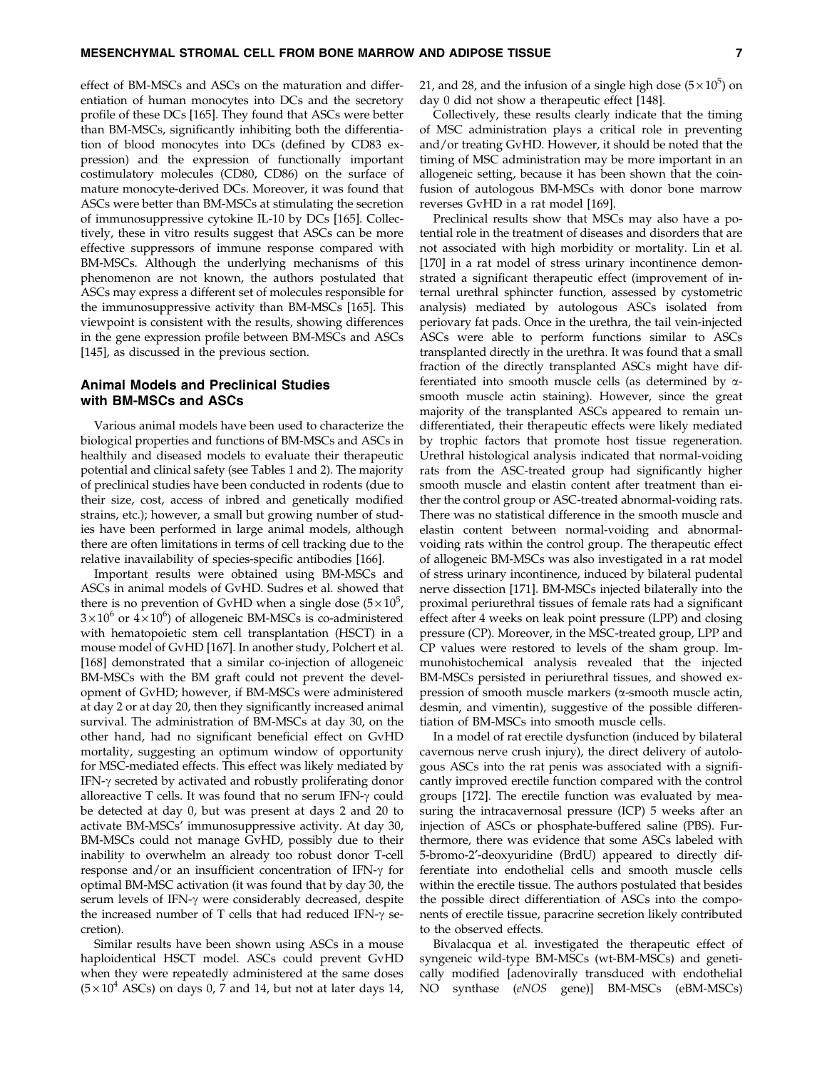effect of BM-MSCs and ASCs on the maturation and differentiation of human monocytes into DCs and the secretory profile of these DCs [165]. They found that ASCs were better than BM-MSCs, significantly inhibiting both the differentiation of blood monocytes into DCs (defined by CD83 expression) and the expression of functionally important costimulatory molecules (CD80, CD86) on the surface of mature monocyte-derived DCs. Moreover, it was found that ASCs were better than BM-MSCs at stimulating the secretion of immunosuppressive cytokine IL-10 by DCs [165]. Collectively, these in vitro results suggest that ASCs can be more effective suppressors of immune response compared with BM-MSCs. Although the underlying mechanisms of this phenomenon are not known, the authors postulated that ASCs may express a different set of molecules responsible for the immunosuppressive activity than BM-MSCs [165]. This viewpoint is consistent with the results, showing differences in the gene expression profile between BM-MSCs and ASCs [145], as discussed in the previous section.

## Animal Models and Preclinical Studies with BM-MSCs and ASCs

Various animal models have been used to characterize the biological properties and functions of BM-MSCs and ASCs in healthily and diseased models to evaluate their therapeutic potential and clinical safety (see Tables 1 and 2). The majority of preclinical studies have been conducted in rodents (due to their size, cost, access of inbred and genetically modified strains, etc.); however, a small but growing number of studies have been performed in large animal models, although there are often limitations in terms of cell tracking due to the relative inavailability of species-specific antibodies [166].

Important results were obtained using BM-MSCs and ASCs in animal models of GvHD. Sudres et al. showed that there is no prevention of GvHD when a single dose ($5\times10^5$, $3\times10^6$ or $4\times10^6$) of allogeneic BM-MSCs is co-administered with hematopoietic stem cell transplantation (HSCT) in a mouse model of GvHD [167]. In another study, Polchert et al. [168] demonstrated that a similar co-injection of allogeneic BM-MSCs with the BM graft could not prevent the development of GvHD; however, if BM-MSCs were administered at day 2 or at day 20, then they significantly increased animal survival. The administration of BM-MSCs at day 30, on the other hand, had no significant beneficial effect on GvHD mortality, suggesting an optimum window of opportunity for MSC-mediated effects. This effect was likely mediated by IFN-γ secreted by activated and robustly proliferating donor alloreactive T cells. It was found that no serum IFN-γ could be detected at day 0, but was present at days 2 and 20 to activate BM-MSCs' immunosuppressive activity. At day 30, BM-MSCs could not manage GvHD, possibly due to their inability to overwhelm an already too robust donor T-cell response and/or an insufficient concentration of IFN-γ for optimal BM-MSC activation (it was found that by day 30, the serum levels of IFN-γ were considerably decreased, despite the increased number of T cells that had reduced IFN-γ secretion).

Similar results have been shown using ASCs in a mouse haploidentical HSCT model. ASCs could prevent GvHD when they were repeatedly administered at the same doses ($5\times10^4$ ASCs) on days 0, 7 and 14, but not at later days 14, 21, and 28, and the infusion of a single high dose ($5\times10^5$) on day 0 did not show a therapeutic effect [148].

Collectively, these results clearly indicate that the timing of MSC administration plays a critical role in preventing and/or treating GvHD. However, it should be noted that the timing of MSC administration may be more important in an allogeneic setting, because it has been shown that the coinfusion of autologous BM-MSCs with donor bone marrow reverses GvHD in a rat model [169].

Preclinical results show that MSCs may also have a potential role in the treatment of diseases and disorders that are not associated with high morbidity or mortality. Lin et al. [170] in a rat model of stress urinary incontinence demonstrated a significant therapeutic effect (improvement of internal urethral sphincter function, assessed by cystometric analysis) mediated by autologous ASCs isolated from periovary fat pads. Once in the urethra, the tail vein-injected ASCs were able to perform functions similar to ASCs transplanted directly in the urethra. It was found that a small fraction of the directly transplanted ASCs might have differentiated into smooth muscle cells (as determined by α-smooth muscle actin staining). However, since the great majority of the transplanted ASCs appeared to remain undifferentiated, their therapeutic effects were likely mediated by trophic factors that promote host tissue regeneration. Urethral histological analysis indicated that normal-voiding rats from the ASC-treated group had significantly higher smooth muscle and elastin content after treatment than either the control group or ASC-treated abnormal-voiding rats. There was no statistical difference in the smooth muscle and elastin content between normal-voiding and abnormal-voiding rats within the control group. The therapeutic effect of allogeneic BM-MSCs was also investigated in a rat model of stress urinary incontinence, induced by bilateral pudental nerve dissection [171]. BM-MSCs injected bilaterally into the proximal periurethral tissues of female rats had a significant effect after 4 weeks on leak point pressure (LPP) and closing pressure (CP). Moreover, in the MSC-treated group, LPP and CP values were restored to levels of the sham group. Immunohistochemical analysis revealed that the injected BM-MSCs persisted in periurethral tissues, and showed expression of smooth muscle markers (α-smooth muscle actin, desmin, and vimentin), suggestive of the possible differentiation of BM-MSCs into smooth muscle cells.

In a model of rat erectile dysfunction (induced by bilateral cavernous nerve crush injury), the direct delivery of autologous ASCs into the rat penis was associated with a significantly improved erectile function compared with the control groups [172]. The erectile function was evaluated by measuring the intracavernosal pressure (ICP) 5 weeks after an injection of ASCs or phosphate-buffered saline (PBS). Furthermore, there was evidence that some ASCs labeled with 5-bromo-2′-deoxyuridine (BrdU) appeared to directly differentiate into endothelial cells and smooth muscle cells within the erectile tissue. The authors postulated that besides the possible direct differentiation of ASCs into the components of erectile tissue, paracrine secretion likely contributed to the observed effects.

Bivalacqua et al. investigated the therapeutic effect of syngeneic wild-type BM-MSCs (wt-BM-MSCs) and genetically modified [adenovirally transduced with endothelial NO synthase (*eNOS* gene)] BM-MSCs (eBM-MSCs)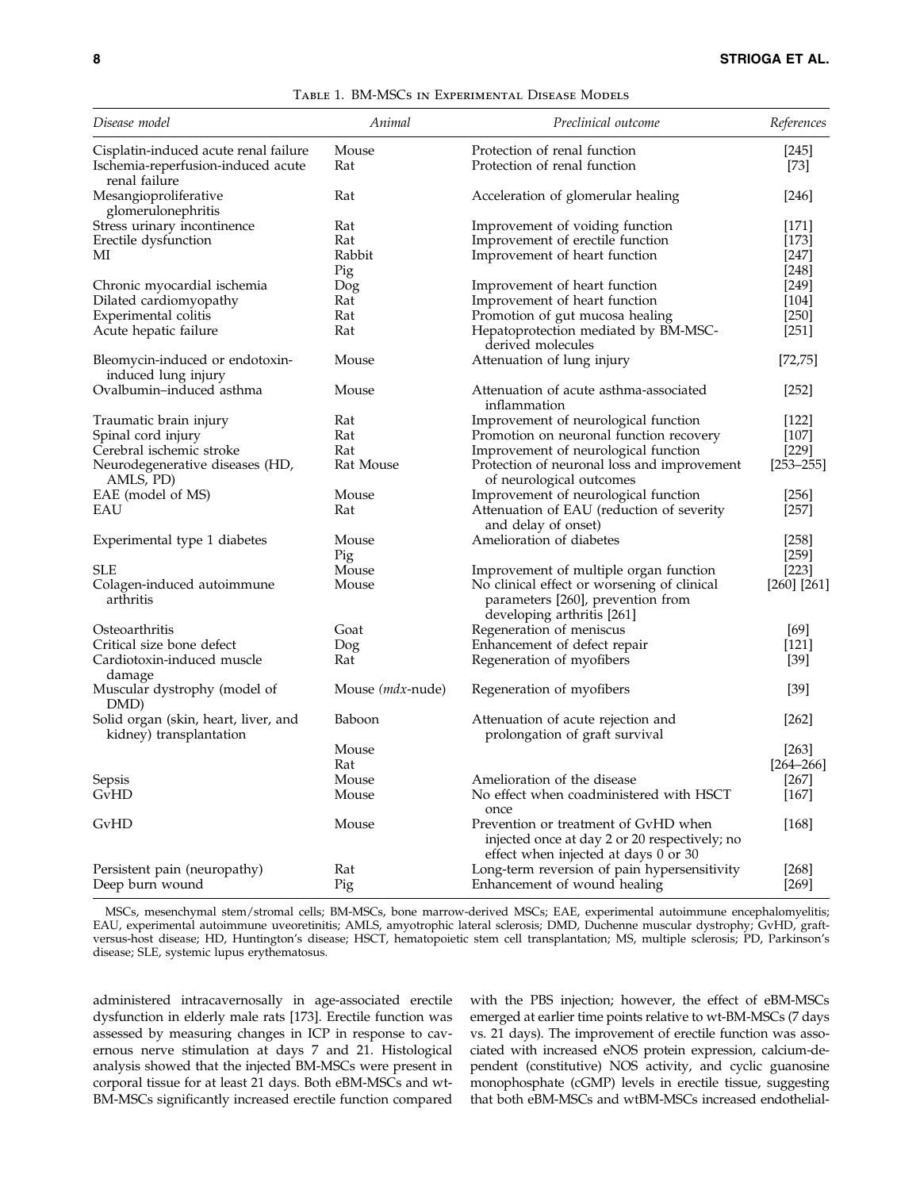Table 1. BM-MSCs in Experimental Disease Models

| Disease model | Animal | Preclinical outcome | References |
|---|---|---|---|
| Cisplatin-induced acute renal failure | Mouse | Protection of renal function | [245] |
| Ischemia-reperfusion-induced acute renal failure | Rat | Protection of renal function | [73] |
| Mesangioproliferative glomerulonephritis | Rat | Acceleration of glomerular healing | [246] |
| Stress urinary incontinence | Rat | Improvement of voiding function | [171] |
| Erectile dysfunction | Rat | Improvement of erectile function | [173] |
| MI | Rabbit | Improvement of heart function | [247] |
| | Pig | | [248] |
| Chronic myocardial ischemia | Dog | Improvement of heart function | [249] |
| Dilated cardiomyopathy | Rat | Improvement of heart function | [104] |
| Experimental colitis | Rat | Promotion of gut mucosa healing | [250] |
| Acute hepatic failure | Rat | Hepatoprotection mediated by BM-MSC-derived molecules | [251] |
| Bleomycin-induced or endotoxin-induced lung injury | Mouse | Attenuation of lung injury | [72,75] |
| Ovalbumin–induced asthma | Mouse | Attenuation of acute asthma-associated inflammation | [252] |
| Traumatic brain injury | Rat | Improvement of neurological function | [122] |
| Spinal cord injury | Rat | Promotion on neuronal function recovery | [107] |
| Cerebral ischemic stroke | Rat | Improvement of neurological function | [229] |
| Neurodegenerative diseases (HD, AMLS, PD) | Rat Mouse | Protection of neuronal loss and improvement of neurological outcomes | [253–255] |
| EAE (model of MS) | Mouse | Improvement of neurological function | [256] |
| EAU | Rat | Attenuation of EAU (reduction of severity and delay of onset) | [257] |
| Experimental type 1 diabetes | Mouse | Amelioration of diabetes | [258] |
| | Pig | | [259] |
| SLE | Mouse | Improvement of multiple organ function | [223] |
| Colagen-induced autoimmune arthritis | Mouse | No clinical effect or worsening of clinical parameters [260], prevention from developing arthritis [261] | [260] [261] |
| Osteoarthritis | Goat | Regeneration of meniscus | [69] |
| Critical size bone defect | Dog | Enhancement of defect repair | [121] |
| Cardiotoxin-induced muscle damage | Rat | Regeneration of myofibers | [39] |
| Muscular dystrophy (model of DMD) | Mouse (*mdx*-nude) | Regeneration of myofibers | [39] |
| Solid organ (skin, heart, liver, and kidney) transplantation | Baboon | Attenuation of acute rejection and prolongation of graft survival | [262] |
| | Mouse | | [263] |
| | Rat | | [264–266] |
| Sepsis | Mouse | Amelioration of the disease | [267] |
| GvHD | Mouse | No effect when coadministered with HSCT once | [167] |
| GvHD | Mouse | Prevention or treatment of GvHD when injected once at day 2 or 20 respectively; no effect when injected at days 0 or 30 | [168] |
| Persistent pain (neuropathy) | Rat | Long-term reversion of pain hypersensitivity | [268] |
| Deep burn wound | Pig | Enhancement of wound healing | [269] |

MSCs, mesenchymal stem/stromal cells; BM-MSCs, bone marrow-derived MSCs; EAE, experimental autoimmune encephalomyelitis; EAU, experimental autoimmune uveoretinitis; AMLS, amyotrophic lateral sclerosis; DMD, Duchenne muscular dystrophy; GvHD, graft-versus-host disease; HD, Huntington's disease; HSCT, hematopoietic stem cell transplantation; MS, multiple sclerosis; PD, Parkinson's disease; SLE, systemic lupus erythematosus.

administered intracavernosally in age-associated erectile dysfunction in elderly male rats [173]. Erectile function was assessed by measuring changes in ICP in response to cavernous nerve stimulation at days 7 and 21. Histological analysis showed that the injected BM-MSCs were present in corporal tissue for at least 21 days. Both eBM-MSCs and wt-BM-MSCs significantly increased erectile function compared with the PBS injection; however, the effect of eBM-MSCs emerged at earlier time points relative to wt-BM-MSCs (7 days vs. 21 days). The improvement of erectile function was associated with increased eNOS protein expression, calcium-dependent (constitutive) NOS activity, and cyclic guanosine monophosphate (cGMP) levels in erectile tissue, suggesting that both eBM-MSCs and wtBM-MSCs increased endothelial-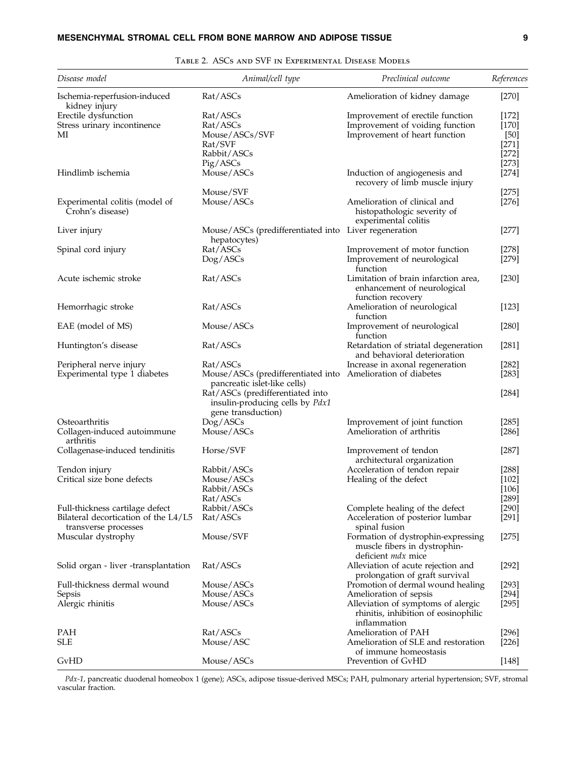Table 2. ASCs and SVF in Experimental Disease Models

| Disease model | Animal/cell type | Preclinical outcome | References |
|---|---|---|---|
| Ischemia-reperfusion-induced kidney injury | Rat/ASCs | Amelioration of kidney damage | [270] |
| Erectile dysfunction | Rat/ASCs | Improvement of erectile function | [172] |
| Stress urinary incontinence | Rat/ASCs | Improvement of voiding function | [170] |
| MI | Mouse/ASCs/SVF | Improvement of heart function | [50] |
| | Rat/SVF | | [271] |
| | Rabbit/ASCs | | [272] |
| | Pig/ASCs | | [273] |
| Hindlimb ischemia | Mouse/ASCs | Induction of angiogenesis and recovery of limb muscle injury | [274] |
| | Mouse/SVF | | [275] |
| Experimental colitis (model of Crohn's disease) | Mouse/ASCs | Amelioration of clinical and histopathologic severity of experimental colitis | [276] |
| Liver injury | Mouse/ASCs (predifferentiated into hepatocytes) | Liver regeneration | [277] |
| Spinal cord injury | Rat/ASCs | Improvement of motor function | [278] |
| | Dog/ASCs | Improvement of neurological function | [279] |
| Acute ischemic stroke | Rat/ASCs | Limitation of brain infarction area, enhancement of neurological function recovery | [230] |
| Hemorrhagic stroke | Rat/ASCs | Amelioration of neurological function | [123] |
| EAE (model of MS) | Mouse/ASCs | Improvement of neurological function | [280] |
| Huntington's disease | Rat/ASCs | Retardation of striatal degeneration and behavioral deterioration | [281] |
| Peripheral nerve injury | Rat/ASCs | Increase in axonal regeneration | [282] |
| Experimental type 1 diabetes | Mouse/ASCs (predifferentiated into pancreatic islet-like cells) | Amelioration of diabetes | [283] |
| | Rat/ASCs (predifferentiated into insulin-producing cells by *Pdx1* gene transduction) | | [284] |
| Osteoarthritis | Dog/ASCs | Improvement of joint function | [285] |
| Collagen-induced autoimmune arthritis | Mouse/ASCs | Amelioration of arthritis | [286] |
| Collagenase-induced tendinitis | Horse/SVF | Improvement of tendon architectural organization | [287] |
| Tendon injury | Rabbit/ASCs | Acceleration of tendon repair | [288] |
| Critical size bone defects | Mouse/ASCs | Healing of the defect | [102] |
| | Rabbit/ASCs | | [106] |
| | Rat/ASCs | | [289] |
| Full-thickness cartilage defect | Rabbit/ASCs | Complete healing of the defect | [290] |
| Bilateral decortication of the L4/L5 transverse processes | Rat/ASCs | Acceleration of posterior lumbar spinal fusion | [291] |
| Muscular dystrophy | Mouse/SVF | Formation of dystrophin-expressing muscle fibers in dystrophin-deficient *mdx* mice | [275] |
| Solid organ - liver -transplantation | Rat/ASCs | Alleviation of acute rejection and prolongation of graft survival | [292] |
| Full-thickness dermal wound | Mouse/ASCs | Promotion of dermal wound healing | [293] |
| Sepsis | Mouse/ASCs | Amelioration of sepsis | [294] |
| Alergic rhinitis | Mouse/ASCs | Alleviation of symptoms of allergic rhinitis, inhibition of eosinophilic inflammation | [295] |
| PAH | Rat/ASCs | Amelioration of PAH | [296] |
| SLE | Mouse/ASC | Amelioration of SLE and restoration of immune homeostasis | [226] |
| GvHD | Mouse/ASCs | Prevention of GvHD | [148] |

*Pdx-1*, pancreatic duodenal homeobox 1 (gene); ASCs, adipose tissue-derived MSCs; PAH, pulmonary arterial hypertension; SVF, stromal vascular fraction.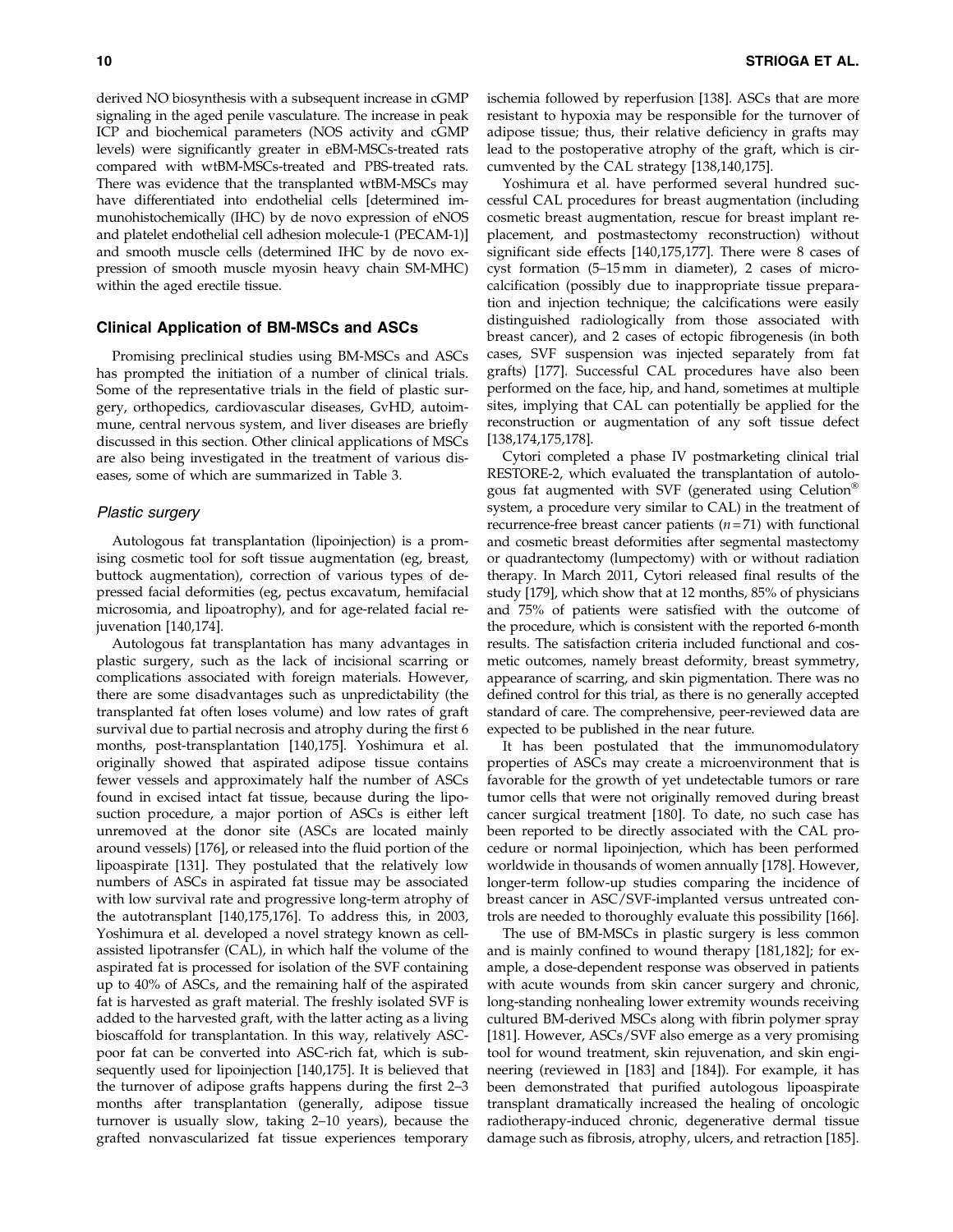derived NO biosynthesis with a subsequent increase in cGMP signaling in the aged penile vasculature. The increase in peak ICP and biochemical parameters (NOS activity and cGMP levels) were significantly greater in eBM-MSCs-treated rats compared with wtBM-MSCs-treated and PBS-treated rats. There was evidence that the transplanted wtBM-MSCs may have differentiated into endothelial cells [determined immunohistochemically (IHC) by de novo expression of eNOS and platelet endothelial cell adhesion molecule-1 (PECAM-1)] and smooth muscle cells (determined IHC by de novo expression of smooth muscle myosin heavy chain SM-MHC) within the aged erectile tissue.

## Clinical Application of BM-MSCs and ASCs

Promising preclinical studies using BM-MSCs and ASCs has prompted the initiation of a number of clinical trials. Some of the representative trials in the field of plastic surgery, orthopedics, cardiovascular diseases, GvHD, autoimmune, central nervous system, and liver diseases are briefly discussed in this section. Other clinical applications of MSCs are also being investigated in the treatment of various diseases, some of which are summarized in Table 3.

### *Plastic surgery*

Autologous fat transplantation (lipoinjection) is a promising cosmetic tool for soft tissue augmentation (eg, breast, buttock augmentation), correction of various types of depressed facial deformities (eg, pectus excavatum, hemifacial microsomia, and lipoatrophy), and for age-related facial rejuvenation [140,174].

Autologous fat transplantation has many advantages in plastic surgery, such as the lack of incisional scarring or complications associated with foreign materials. However, there are some disadvantages such as unpredictability (the transplanted fat often loses volume) and low rates of graft survival due to partial necrosis and atrophy during the first 6 months, post-transplantation [140,175]. Yoshimura et al. originally showed that aspirated adipose tissue contains fewer vessels and approximately half the number of ASCs found in excised intact fat tissue, because during the liposuction procedure, a major portion of ASCs is either left unremoved at the donor site (ASCs are located mainly around vessels) [176], or released into the fluid portion of the lipoaspirate [131]. They postulated that the relatively low numbers of ASCs in aspirated fat tissue may be associated with low survival rate and progressive long-term atrophy of the autotransplant [140,175,176]. To address this, in 2003, Yoshimura et al. developed a novel strategy known as cell-assisted lipotransfer (CAL), in which half the volume of the aspirated fat is processed for isolation of the SVF containing up to 40% of ASCs, and the remaining half of the aspirated fat is harvested as graft material. The freshly isolated SVF is added to the harvested graft, with the latter acting as a living bioscaffold for transplantation. In this way, relatively ASC-poor fat can be converted into ASC-rich fat, which is subsequently used for lipoinjection [140,175]. It is believed that the turnover of adipose grafts happens during the first 2–3 months after transplantation (generally, adipose tissue turnover is usually slow, taking 2–10 years), because the grafted nonvascularized fat tissue experiences temporary ischemia followed by reperfusion [138]. ASCs that are more resistant to hypoxia may be responsible for the turnover of adipose tissue; thus, their relative deficiency in grafts may lead to the postoperative atrophy of the graft, which is circumvented by the CAL strategy [138,140,175].

Yoshimura et al. have performed several hundred successful CAL procedures for breast augmentation (including cosmetic breast augmentation, rescue for breast implant replacement, and postmastectomy reconstruction) without significant side effects [140,175,177]. There were 8 cases of cyst formation (5–15 mm in diameter), 2 cases of microcalcification (possibly due to inappropriate tissue preparation and injection technique; the calcifications were easily distinguished radiologically from those associated with breast cancer), and 2 cases of ectopic fibrogenesis (in both cases, SVF suspension was injected separately from fat grafts) [177]. Successful CAL procedures have also been performed on the face, hip, and hand, sometimes at multiple sites, implying that CAL can potentially be applied for the reconstruction or augmentation of any soft tissue defect [138,174,175,178].

Cytori completed a phase IV postmarketing clinical trial RESTORE-2, which evaluated the transplantation of autologous fat augmented with SVF (generated using Celution® system, a procedure very similar to CAL) in the treatment of recurrence-free breast cancer patients ($n = 71$) with functional and cosmetic breast deformities after segmental mastectomy or quadrantectomy (lumpectomy) with or without radiation therapy. In March 2011, Cytori released final results of the study [179], which show that at 12 months, 85% of physicians and 75% of patients were satisfied with the outcome of the procedure, which is consistent with the reported 6-month results. The satisfaction criteria included functional and cosmetic outcomes, namely breast deformity, breast symmetry, appearance of scarring, and skin pigmentation. There was no defined control for this trial, as there is no generally accepted standard of care. The comprehensive, peer-reviewed data are expected to be published in the near future.

It has been postulated that the immunomodulatory properties of ASCs may create a microenvironment that is favorable for the growth of yet undetectable tumors or rare tumor cells that were not originally removed during breast cancer surgical treatment [180]. To date, no such case has been reported to be directly associated with the CAL procedure or normal lipoinjection, which has been performed worldwide in thousands of women annually [178]. However, longer-term follow-up studies comparing the incidence of breast cancer in ASC/SVF-implanted versus untreated controls are needed to thoroughly evaluate this possibility [166].

The use of BM-MSCs in plastic surgery is less common and is mainly confined to wound therapy [181,182]; for example, a dose-dependent response was observed in patients with acute wounds from skin cancer surgery and chronic, long-standing nonhealing lower extremity wounds receiving cultured BM-derived MSCs along with fibrin polymer spray [181]. However, ASCs/SVF also emerge as a very promising tool for wound treatment, skin rejuvenation, and skin engineering (reviewed in [183] and [184]). For example, it has been demonstrated that purified autologous lipoaspirate transplant dramatically increased the healing of oncologic radiotherapy-induced chronic, degenerative dermal tissue damage such as fibrosis, atrophy, ulcers, and retraction [185].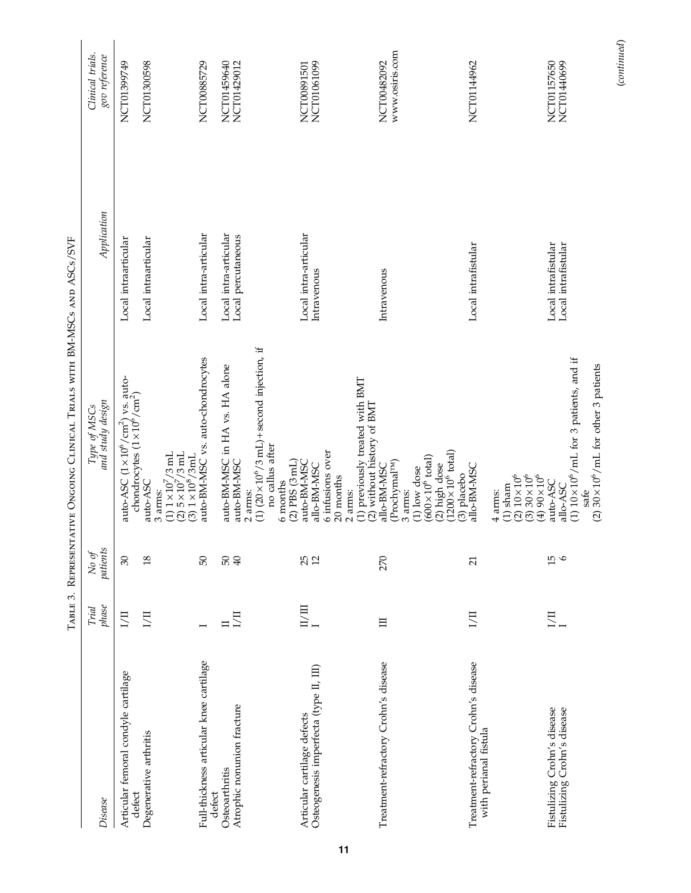Table 3. Representative Ongoing Clinical Trials with BM-MSCs and ASCs/SVF

| Disease | Trial phase | No of patients | Type of MSCs and study design | Application | Clinical trials. gov reference |
|---|---|---|---|---|---|
| Articular femoral condyle cartilage defect | I/II | 30 | auto-ASC ($1\times10^6$/cm$^2$) vs. auto-chondrocytes ($1\times10^6$/cm$^2$) | Local intraarticular | NCT01399749 |
| Degenerative arthritis | I/II | 18 | auto-ASC<br>3 arms:<br>(1) $1\times10^7$/3 mL<br>(2) $5\times10^7$/3 mL<br>(3) $1\times10^8$/3mL | Local intraarticular | NCT01300598 |
| Full-thickness articular knee cartilage defect | I | 50 | auto-BM-MSC vs. auto-chondrocytes | Local intra-articular | NCT00885729 |
| Osteoarthritis | II | 50 | auto-BM-MSC in HA vs. HA alone | Local intra-articular | NCT01459640 |
| Atrophic nonunion fracture | I/II | 40 | auto-BM-MSC<br>2 arms:<br>(1) ($20\times10^6$/3 mL) + second injection, if no callus after 6 months<br>(2) PBS (3 mL) | Local percutaneous | NCT01429012 |
| Articular cartilage defects | II/III | 25 | auto-BM-MSC | Local intra-articular | NCT00891501 |
| Osteogenesis imperfecta (type II, III) | I | 12 | allo-BM-MSC<br>6 infusions over 20 months<br>2 arms:<br>(1) previously treated with BMT<br>(2) without history of BMT | Intravenous | NCT01061099 |
| Treatment-refractory Crohn's disease | III | 270 | allo-BM-MSC (Prochymal™)<br>3 arms:<br>(1) low dose ($600\times10^6$ total)<br>(2) high dose ($1200\times10^6$ total)<br>(3) placebo | Intravenous | NCT00482092<br>www.osiris.com |
| Treatment-refractory Crohn's disease with perianal fistula | I/II | 21 | allo-BM-MSC<br>4 arms:<br>(1) sham<br>(2) $10\times10^6$<br>(3) $30\times10^6$<br>(4) $90\times10^6$ | Local intrafistular | NCT01144962 |
| Fistulizing Crohn's disease | I/II | 15 | auto-ASC | Local intrafistular | NCT01157650 |
| Fistulizing Crohn's disease | I | 6 | allo-ASC<br>(1) $10\times10^6$/mL for 3 patients, and if safe<br>(2) $30\times10^6$/mL for other 3 patients | Local intrafistular | NCT01440699 |

(continued)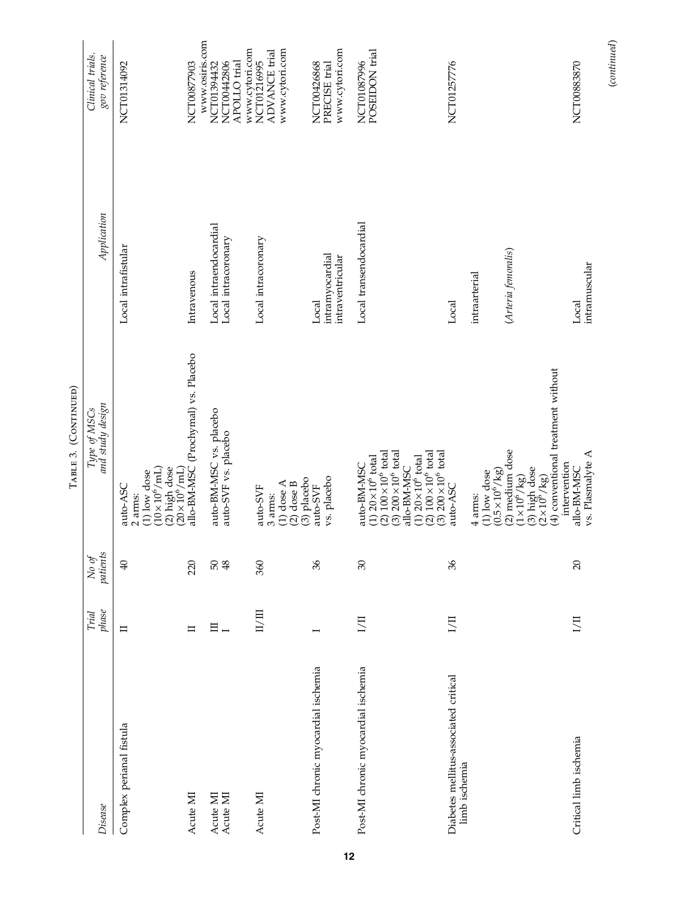Table 3. (Continued)

| Disease | Trial phase | No of patients | Type of MSCs and study design | Application | Clinical trials. gov reference |
|---|---|---|---|---|---|
| Complex perianal fistula | II | 40 | auto-ASC<br>2 arms:<br>(1) low dose ($10 \times 10^6$/mL)<br>(2) high dose ($20 \times 10^6$/mL) | Local intrafistular | NCT01314092 |
| Acute MI | II | 220 | allo-BM-MSC (Prochymal) vs. Placebo | Intravenous | NCT00877903<br>www.osiris.com |
| Acute MI | III | 50 | auto-BM-MSC vs. placebo | Local intraendocardial | NCT01394432 |
| Acute MI | I | 48 | auto-SVF vs. placebo | Local intracoronary | NCT00442806<br>APOLLO trial<br>www.cytori.com |
| Acute MI | II/III | 360 | auto-SVF<br>3 arms:<br>(1) dose A<br>(2) dose B<br>(3) placebo | Local intracoronary | NCT01216995<br>ADVANCE trial<br>www.cytori.com |
| Post-MI chronic myocardial ischemia | I | 36 | auto-SVF<br>vs. placebo | Local<br>intramyocardial<br>intraventricular | NCT00426868<br>PRECISE trial<br>www.cytori.com |
| Post-MI chronic myocardial ischemia | I/II | 30 | auto-BM-MSC<br>(1) $20 \times 10^6$ total<br>(2) $100 \times 10^6$ total<br>(3) $200 \times 10^6$ total<br>allo-BM-MSC<br>(1) $20 \times 10^6$ total<br>(2) $100 \times 10^6$ total<br>(3) $200 \times 10^6$ total | Local transendocardial | NCT01087996<br>POSEIDON trial |
| Diabetes mellitus-associated critical limb ischemia | I/II | 36 | auto-ASC<br>4 arms:<br>(1) low dose ($0.5 \times 10^6$/kg)<br>(2) medium dose ($1 \times 10^6$/kg)<br>(3) high dose ($2 \times 10^6$/kg)<br>(4) conventional treatment without intervention | Local<br>intraarterial<br>(*Arteria femoralis*) | NCT01257776 |
| Critical limb ischemia | I/II | 20 | allo-BM-MSC<br>vs. Plasmalyte A | Local<br>intramuscular | NCT00883870 |

(*continued*)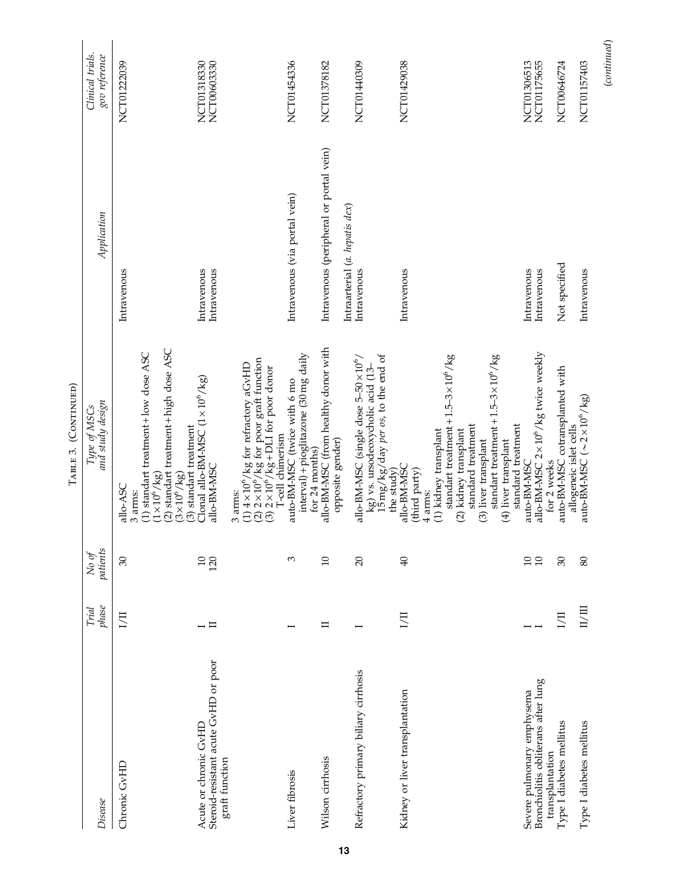Table 3. (Continued)

| Disease | Trial phase | No of patients | Type of MSCs and study design | Application | Clinical trials. gov reference |
|---|---|---|---|---|---|
| Chronic GvHD | I/II | 30 | allo-ASC<br>3 arms:<br>(1) standart treatment + low dose ASC ($1\times10^6$/kg)<br>(2) standart treatment + high dose ASC ($3\times10^6$/kg)<br>(3) standart treatment | Intravenous | NCT01222039 |
| Acute or chronic GvHD | I | 10 | Clonal allo-BM-MSC ($1\times10^6$/kg) | Intravenous | NCT01318330 |
| Steroid-resistant acute GvHD or poor graft function | II | 120 | allo-BM-MSC<br><br>3 arms:<br>(1) $4\times10^6$/kg for refractory aGvHD<br>(2) $2\times10^6$/kg for poor graft function<br>(3) $2\times10^6$/kg + DLI for poor donor T-cell chimerism | Intravenous | NCT00603330 |
| Liver fibrosis | I | 3 | auto-BM-MSC (twice with 6 mo interval) + pioglitazone (30 mg daily for 24 months) | Intravenous (via portal vein) | NCT01454336 |
| Wilson cirrhosis | II | 10 | allo-BM-MSC (from healthy donor with opposite gender) | Intravenous (peripheral or portal vein) | NCT01378182 |
| Refractory primary biliary cirrhosis | I | 20 | allo-BM-MSC (single dose $5$–$50\times10^6$/kg) vs. ursodeoxycholic acid (13–15 mg/kg/day *per os*, to the end of the study) | Intraarterial (*a. hepatis dex*)<br>Intravenous | NCT01440309 |
| Kidney or liver transplantation | I/II | 40 | allo-BM-MSC (third party)<br>4 arms:<br>(1) kidney transplant standart treatment + $1.5$–$3\times10^6$/kg<br>(2) kidney transplant standard treatment<br>(3) liver transplant standart treatment + $1.5$–$3\times10^6$/kg<br>(4) liver transplant standard treatment | Intravenous | NCT01429038 |
| Severe pulmonary emphysema | I | 10 | auto-BM-MSC | Intravenous | NCT01306513 |
| Bronchiolitis obliterans after lung transplantation | I | 10 | allo-BM-MSC $2\times10^6$/kg twice weekly for 2 weeks | Intravenous | NCT01175655 |
| Type I diabetes mellitus | I/II | 30 | auto-BM-MSC cotransplanted with allogeneic islet cells | Not specified | NCT00646724 |
| Type I diabetes mellitus | II/III | 80 | auto-BM-MSC ($\sim2\times10^6$/kg) | Intravenous | NCT01157403 |

(*continued*)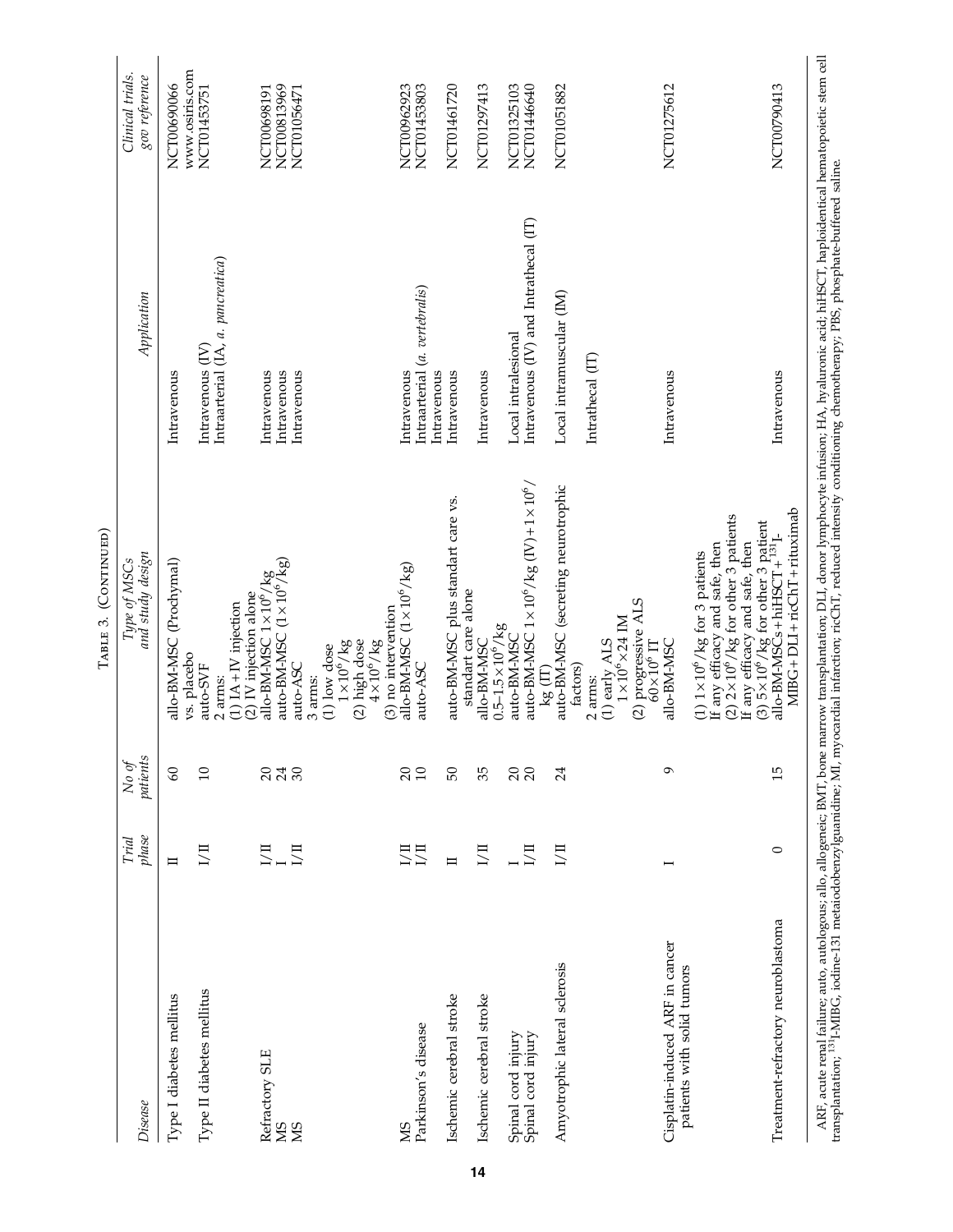Table 3. (Continued)

| Disease | Trial phase | No of patients | Type of MSCs and study design | Application | Clinical trials. gov reference |
|---|---|---|---|---|---|
| Type I diabetes mellitus | II | 60 | allo-BM-MSC (Prochymal) vs. placebo | Intravenous | NCT00690066 www.osiris.com |
| Type II diabetes mellitus | I/II | 10 | auto-SVF 2 arms: (1) IA + IV injection (2) IV injection alone | Intravenous (IV) Intraarterial (IA, *a. pancreatica*) | NCT01453751 |
| Refractory SLE | I/II | 20 | allo-BM-MSC $1\times10^6$/kg | Intravenous | NCT00698191 |
| MS | I | 24 | auto-BM-MSC ($1\times10^6$/kg) | Intravenous | NCT00813969 |
| MS | I/II | 30 | auto-ASC 3 arms: (1) low dose $1\times10^6$/kg (2) high dose $4\times10^6$/kg (3) no intervention | Intravenous | NCT01056471 |
| MS | I/II | 20 | allo-BM-MSC ($1\times10^6$/kg) | Intravenous | NCT00962923 |
| Parkinson's disease | I/II | 10 | auto-ASC | Intraarterial (*a. vertebralis*) Intravenous | NCT01453803 |
| Ischemic cerebral stroke | II | 50 | auto-BM-MSC plus standart care vs. standart care alone | Intravenous | NCT01461720 |
| Ischemic cerebral stroke | I/II | 35 | allo-BM-MSC $0.5$–$1.5\times10^6$/kg | Intravenous | NCT01297413 |
| Spinal cord injury | I | 20 | auto-BM-MSC | Local intralesional | NCT01325103 |
| Spinal cord injury | I/II | 20 | auto-BM-MSC $1\times10^6$/kg (IV) + $1\times10^6$/kg (IT) | Intravenous (IV) and Intrathecal (IT) | NCT01446640 |
| Amyotrophic lateral sclerosis | I/II | 24 | auto-BM-MSC (secreting neurotrophic factors) 2 arms: (1) early ALS $1\times10^6\times24$ IM (2) progressive ALS $60\times10^6$ IT | Local intramuscular (IM) Intrathecal (IT) | NCT01051882 |
| Cisplatin-induced ARF in cancer patients with solid tumors | I | 9 | allo-BM-MSC (1) $1\times10^6$/kg for 3 patients If any efficacy and safe, then (2) $2\times10^6$/kg for other 3 patients If any efficacy and safe, then (3) $5\times10^6$/kg for other 3 patient | Intravenous | NCT01275612 |
| Treatment-refractory neuroblastoma | 0 | 15 | allo-BM-MSCs + hiHSCT + $^{131}$I-MIBG + DLI + ricChT + rituximab | Intravenous | NCT00790413 |

ARF, acute renal failure; auto, autologous; allo, allogeneic; BMT, bone marrow transplantation; DLI, donor lymphocyte infusion; HA, hyaluronic acid; hiHSCT, haploidentical hematopoietic stem cell transplantation; $^{131}$I-MIBG, iodine-131 metaiodobenzylguanidine; MI, myocardial infarction; ricChT, reduced intensity conditioning chemotherapy; PBS, phosphate-buffered saline.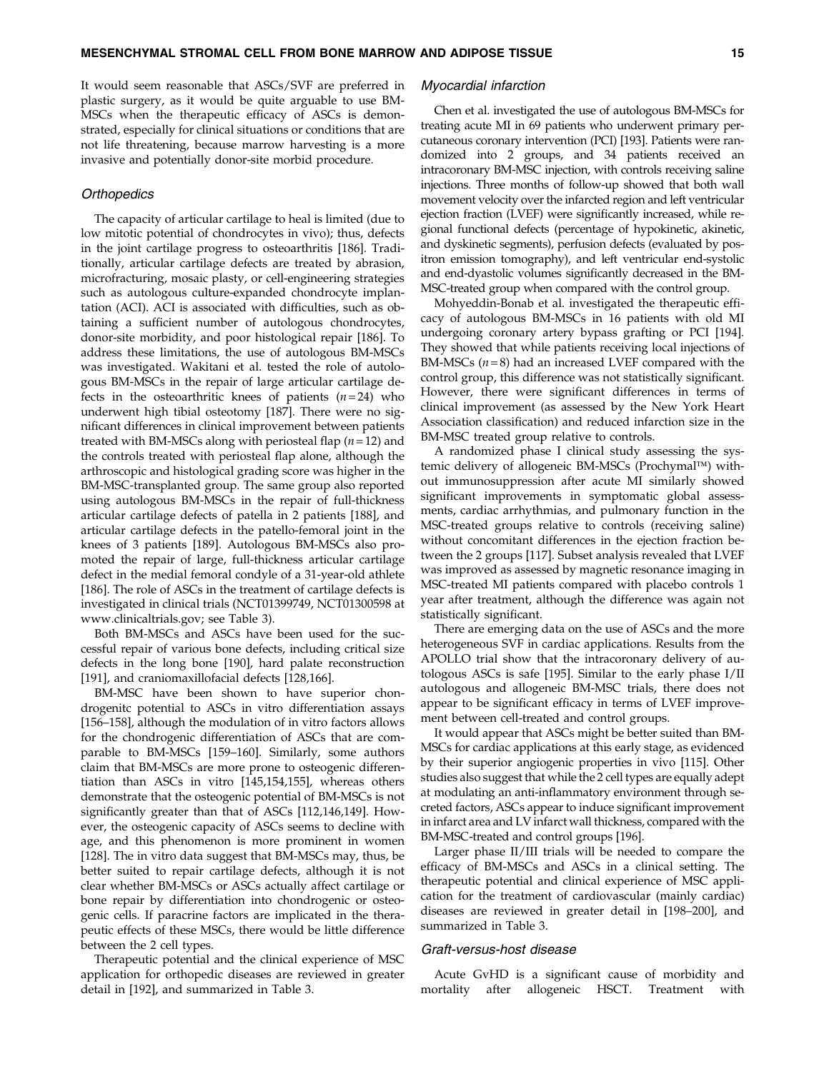It would seem reasonable that ASCs/SVF are preferred in plastic surgery, as it would be quite arguable to use BM-MSCs when the therapeutic efficacy of ASCs is demonstrated, especially for clinical situations or conditions that are not life threatening, because marrow harvesting is a more invasive and potentially donor-site morbid procedure.

### *Orthopedics*

The capacity of articular cartilage to heal is limited (due to low mitotic potential of chondrocytes in vivo); thus, defects in the joint cartilage progress to osteoarthritis [186]. Traditionally, articular cartilage defects are treated by abrasion, microfracturing, mosaic plasty, or cell-engineering strategies such as autologous culture-expanded chondrocyte implantation (ACI). ACI is associated with difficulties, such as obtaining a sufficient number of autologous chondrocytes, donor-site morbidity, and poor histological repair [186]. To address these limitations, the use of autologous BM-MSCs was investigated. Wakitani et al. tested the role of autologous BM-MSCs in the repair of large articular cartilage defects in the osteoarthritic knees of patients ($n=24$) who underwent high tibial osteotomy [187]. There were no significant differences in clinical improvement between patients treated with BM-MSCs along with periosteal flap ($n=12$) and the controls treated with periosteal flap alone, although the arthroscopic and histological grading score was higher in the BM-MSC-transplanted group. The same group also reported using autologous BM-MSCs in the repair of full-thickness articular cartilage defects of patella in 2 patients [188], and articular cartilage defects in the patello-femoral joint in the knees of 3 patients [189]. Autologous BM-MSCs also promoted the repair of large, full-thickness articular cartilage defect in the medial femoral condyle of a 31-year-old athlete [186]. The role of ASCs in the treatment of cartilage defects is investigated in clinical trials (NCT01399749, NCT01300598 at www.clinicaltrials.gov; see Table 3).

Both BM-MSCs and ASCs have been used for the successful repair of various bone defects, including critical size defects in the long bone [190], hard palate reconstruction [191], and craniomaxillofacial defects [128,166].

BM-MSC have been shown to have superior chondrogenitc potential to ASCs in vitro differentiation assays [156–158], although the modulation of in vitro factors allows for the chondrogenic differentiation of ASCs that are comparable to BM-MSCs [159–160]. Similarly, some authors claim that BM-MSCs are more prone to osteogenic differentiation than ASCs in vitro [145,154,155], whereas others demonstrate that the osteogenic potential of BM-MSCs is not significantly greater than that of ASCs [112,146,149]. However, the osteogenic capacity of ASCs seems to decline with age, and this phenomenon is more prominent in women [128]. The in vitro data suggest that BM-MSCs may, thus, be better suited to repair cartilage defects, although it is not clear whether BM-MSCs or ASCs actually affect cartilage or bone repair by differentiation into chondrogenic or osteogenic cells. If paracrine factors are implicated in the therapeutic effects of these MSCs, there would be little difference between the 2 cell types.

Therapeutic potential and the clinical experience of MSC application for orthopedic diseases are reviewed in greater detail in [192], and summarized in Table 3.

### *Myocardial infarction*

Chen et al. investigated the use of autologous BM-MSCs for treating acute MI in 69 patients who underwent primary percutaneous coronary intervention (PCI) [193]. Patients were randomized into 2 groups, and 34 patients received an intracoronary BM-MSC injection, with controls receiving saline injections. Three months of follow-up showed that both wall movement velocity over the infarcted region and left ventricular ejection fraction (LVEF) were significantly increased, while regional functional defects (percentage of hypokinetic, akinetic, and dyskinetic segments), perfusion defects (evaluated by positron emission tomography), and left ventricular end-systolic and end-dyastolic volumes significantly decreased in the BM-MSC-treated group when compared with the control group.

Mohyeddin-Bonab et al. investigated the therapeutic efficacy of autologous BM-MSCs in 16 patients with old MI undergoing coronary artery bypass grafting or PCI [194]. They showed that while patients receiving local injections of BM-MSCs ($n=8$) had an increased LVEF compared with the control group, this difference was not statistically significant. However, there were significant differences in terms of clinical improvement (as assessed by the New York Heart Association classification) and reduced infarction size in the BM-MSC treated group relative to controls.

A randomized phase I clinical study assessing the systemic delivery of allogeneic BM-MSCs (Prochymal™) without immunosuppression after acute MI similarly showed significant improvements in symptomatic global assessments, cardiac arrhythmias, and pulmonary function in the MSC-treated groups relative to controls (receiving saline) without concomitant differences in the ejection fraction between the 2 groups [117]. Subset analysis revealed that LVEF was improved as assessed by magnetic resonance imaging in MSC-treated MI patients compared with placebo controls 1 year after treatment, although the difference was again not statistically significant.

There are emerging data on the use of ASCs and the more heterogeneous SVF in cardiac applications. Results from the APOLLO trial show that the intracoronary delivery of autologous ASCs is safe [195]. Similar to the early phase I/II autologous and allogeneic BM-MSC trials, there does not appear to be significant efficacy in terms of LVEF improvement between cell-treated and control groups.

It would appear that ASCs might be better suited than BM-MSCs for cardiac applications at this early stage, as evidenced by their superior angiogenic properties in vivo [115]. Other studies also suggest that while the 2 cell types are equally adept at modulating an anti-inflammatory environment through secreted factors, ASCs appear to induce significant improvement in infarct area and LV infarct wall thickness, compared with the BM-MSC-treated and control groups [196].

Larger phase II/III trials will be needed to compare the efficacy of BM-MSCs and ASCs in a clinical setting. The therapeutic potential and clinical experience of MSC application for the treatment of cardiovascular (mainly cardiac) diseases are reviewed in greater detail in [198–200], and summarized in Table 3.

### *Graft-versus-host disease*

Acute GvHD is a significant cause of morbidity and mortality after allogeneic HSCT. Treatment with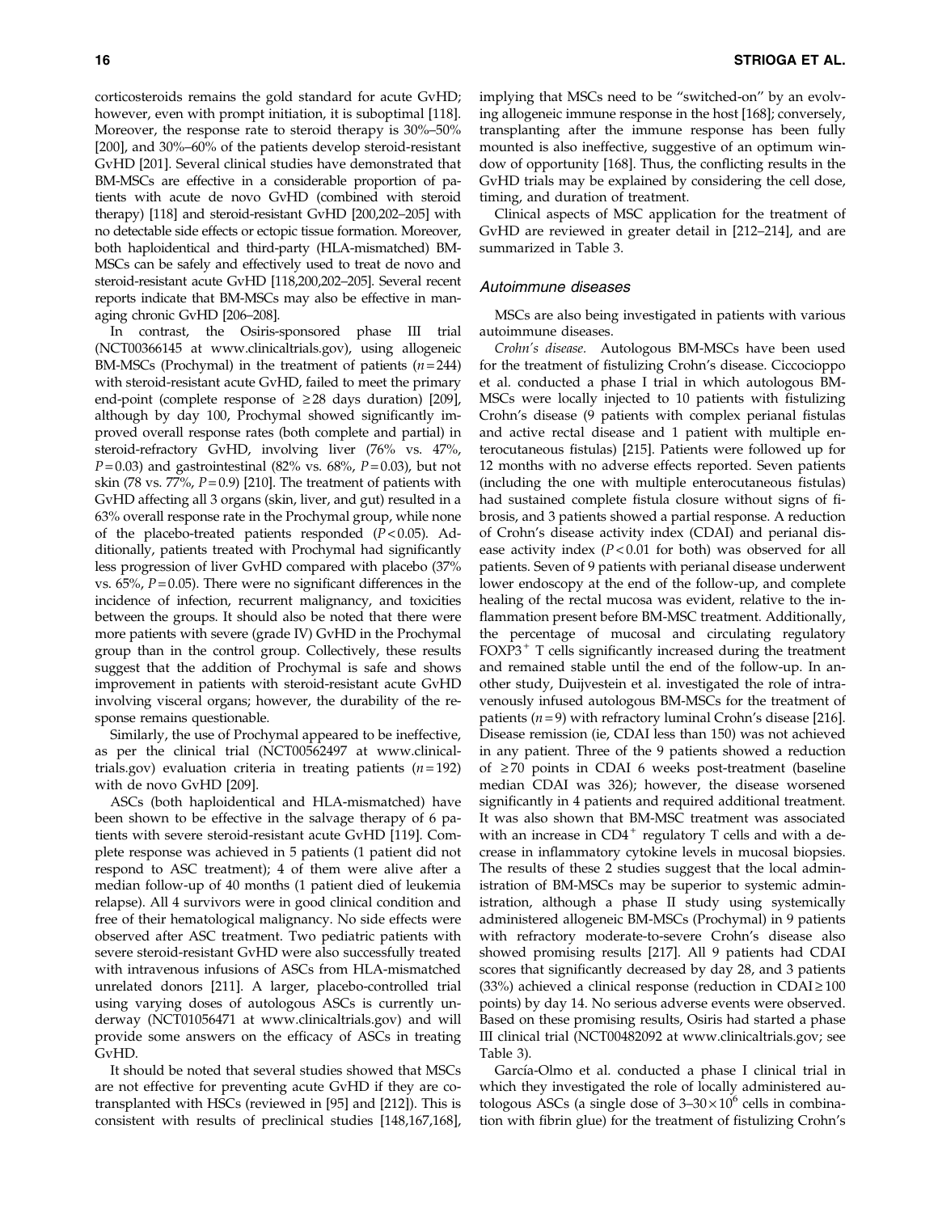corticosteroids remains the gold standard for acute GvHD; however, even with prompt initiation, it is suboptimal [118]. Moreover, the response rate to steroid therapy is 30%–50% [200], and 30%–60% of the patients develop steroid-resistant GvHD [201]. Several clinical studies have demonstrated that BM-MSCs are effective in a considerable proportion of patients with acute de novo GvHD (combined with steroid therapy) [118] and steroid-resistant GvHD [200,202–205] with no detectable side effects or ectopic tissue formation. Moreover, both haploidentical and third-party (HLA-mismatched) BM-MSCs can be safely and effectively used to treat de novo and steroid-resistant acute GvHD [118,200,202–205]. Several recent reports indicate that BM-MSCs may also be effective in managing chronic GvHD [206–208].

In contrast, the Osiris-sponsored phase III trial (NCT00366145 at www.clinicaltrials.gov), using allogeneic BM-MSCs (Prochymal) in the treatment of patients ($n=244$) with steroid-resistant acute GvHD, failed to meet the primary end-point (complete response of $\geq$28 days duration) [209], although by day 100, Prochymal showed significantly improved overall response rates (both complete and partial) in steroid-refractory GvHD, involving liver (76% vs. 47%, $P=0.03$) and gastrointestinal (82% vs. 68%, $P=0.03$), but not skin (78 vs. 77%, $P=0.9$) [210]. The treatment of patients with GvHD affecting all 3 organs (skin, liver, and gut) resulted in a 63% overall response rate in the Prochymal group, while none of the placebo-treated patients responded ($P<0.05$). Additionally, patients treated with Prochymal had significantly less progression of liver GvHD compared with placebo (37% vs. 65%, $P=0.05$). There were no significant differences in the incidence of infection, recurrent malignancy, and toxicities between the groups. It should also be noted that there were more patients with severe (grade IV) GvHD in the Prochymal group than in the control group. Collectively, these results suggest that the addition of Prochymal is safe and shows improvement in patients with steroid-resistant acute GvHD involving visceral organs; however, the durability of the response remains questionable.

Similarly, the use of Prochymal appeared to be ineffective, as per the clinical trial (NCT00562497 at www.clinicaltrials.gov) evaluation criteria in treating patients ($n=192$) with de novo GvHD [209].

ASCs (both haploidentical and HLA-mismatched) have been shown to be effective in the salvage therapy of 6 patients with severe steroid-resistant acute GvHD [119]. Complete response was achieved in 5 patients (1 patient did not respond to ASC treatment); 4 of them were alive after a median follow-up of 40 months (1 patient died of leukemia relapse). All 4 survivors were in good clinical condition and free of their hematological malignancy. No side effects were observed after ASC treatment. Two pediatric patients with severe steroid-resistant GvHD were also successfully treated with intravenous infusions of ASCs from HLA-mismatched unrelated donors [211]. A larger, placebo-controlled trial using varying doses of autologous ASCs is currently underway (NCT01056471 at www.clinicaltrials.gov) and will provide some answers on the efficacy of ASCs in treating GvHD.

It should be noted that several studies showed that MSCs are not effective for preventing acute GvHD if they are cotransplanted with HSCs (reviewed in [95] and [212]). This is consistent with results of preclinical studies [148,167,168], implying that MSCs need to be "switched-on" by an evolving allogeneic immune response in the host [168]; conversely, transplanting after the immune response has been fully mounted is also ineffective, suggestive of an optimum window of opportunity [168]. Thus, the conflicting results in the GvHD trials may be explained by considering the cell dose, timing, and duration of treatment.

Clinical aspects of MSC application for the treatment of GvHD are reviewed in greater detail in [212–214], and are summarized in Table 3.

### Autoimmune diseases

MSCs are also being investigated in patients with various autoimmune diseases.

*Crohn's disease.* Autologous BM-MSCs have been used for the treatment of fistulizing Crohn's disease. Ciccocioppo et al. conducted a phase I trial in which autologous BM-MSCs were locally injected to 10 patients with fistulizing Crohn's disease (9 patients with complex perianal fistulas and active rectal disease and 1 patient with multiple enterocutaneous fistulas) [215]. Patients were followed up for 12 months with no adverse effects reported. Seven patients (including the one with multiple enterocutaneous fistulas) had sustained complete fistula closure without signs of fibrosis, and 3 patients showed a partial response. A reduction of Crohn's disease activity index (CDAI) and perianal disease activity index ($P<0.01$ for both) was observed for all patients. Seven of 9 patients with perianal disease underwent lower endoscopy at the end of the follow-up, and complete healing of the rectal mucosa was evident, relative to the inflammation present before BM-MSC treatment. Additionally, the percentage of mucosal and circulating regulatory FOXP3$^+$ T cells significantly increased during the treatment and remained stable until the end of the follow-up. In another study, Duijvestein et al. investigated the role of intravenously infused autologous BM-MSCs for the treatment of patients ($n=9$) with refractory luminal Crohn's disease [216]. Disease remission (ie, CDAI less than 150) was not achieved in any patient. Three of the 9 patients showed a reduction of $\geq$70 points in CDAI 6 weeks post-treatment (baseline median CDAI was 326); however, the disease worsened significantly in 4 patients and required additional treatment. It was also shown that BM-MSC treatment was associated with an increase in CD4$^+$ regulatory T cells and with a decrease in inflammatory cytokine levels in mucosal biopsies. The results of these 2 studies suggest that the local administration of BM-MSCs may be superior to systemic administration, although a phase II study using systemically administered allogeneic BM-MSCs (Prochymal) in 9 patients with refractory moderate-to-severe Crohn's disease also showed promising results [217]. All 9 patients had CDAI scores that significantly decreased by day 28, and 3 patients (33%) achieved a clinical response (reduction in CDAI$\geq$100 points) by day 14. No serious adverse events were observed. Based on these promising results, Osiris had started a phase III clinical trial (NCT00482092 at www.clinicaltrials.gov; see Table 3).

García-Olmo et al. conducted a phase I clinical trial in which they investigated the role of locally administered autologous ASCs (a single dose of $3–30\times10^6$ cells in combination with fibrin glue) for the treatment of fistulizing Crohn's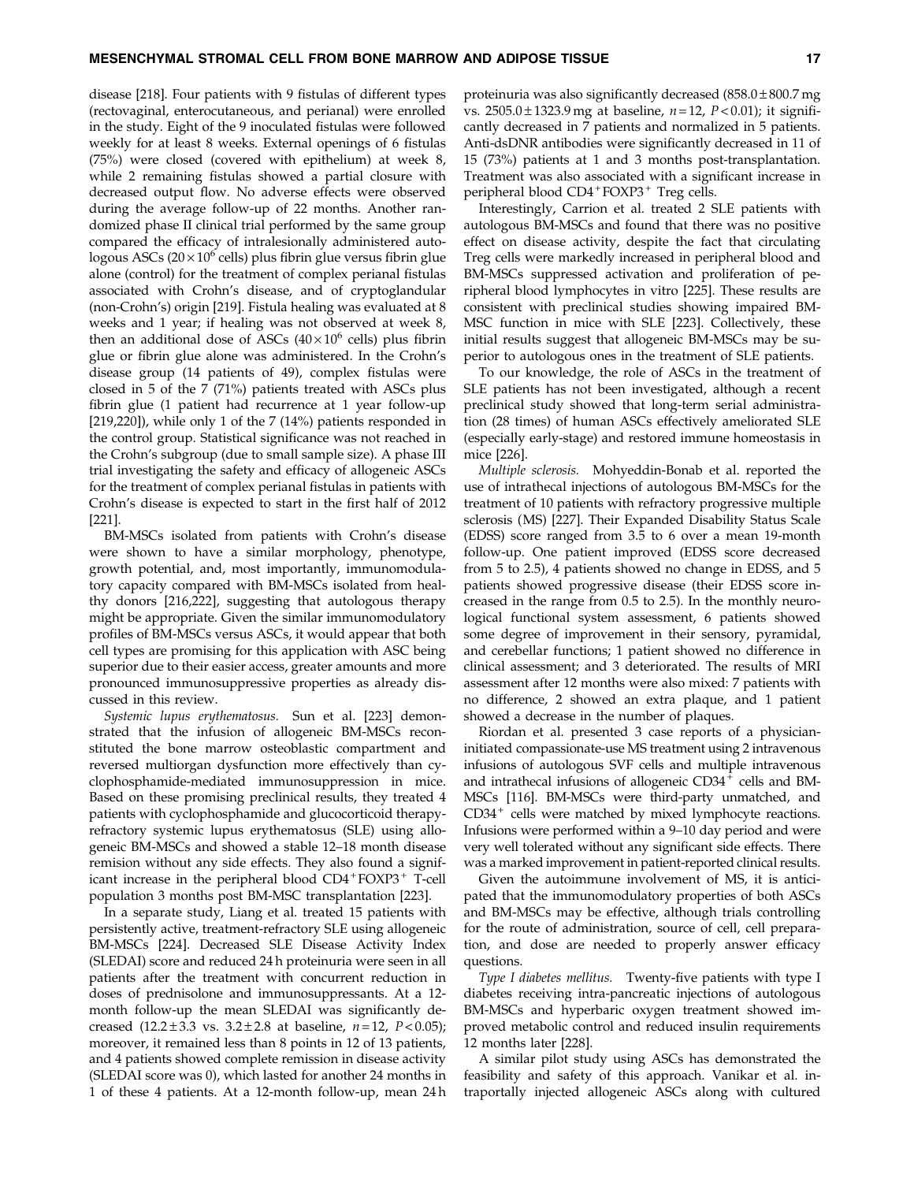disease [218]. Four patients with 9 fistulas of different types (rectovaginal, enterocutaneous, and perianal) were enrolled in the study. Eight of the 9 inoculated fistulas were followed weekly for at least 8 weeks. External openings of 6 fistulas (75%) were closed (covered with epithelium) at week 8, while 2 remaining fistulas showed a partial closure with decreased output flow. No adverse effects were observed during the average follow-up of 22 months. Another randomized phase II clinical trial performed by the same group compared the efficacy of intralesionally administered autologous ASCs ($20 \times 10^6$ cells) plus fibrin glue versus fibrin glue alone (control) for the treatment of complex perianal fistulas associated with Crohn's disease, and of cryptoglandular (non-Crohn's) origin [219]. Fistula healing was evaluated at 8 weeks and 1 year; if healing was not observed at week 8, then an additional dose of ASCs ($40 \times 10^6$ cells) plus fibrin glue or fibrin glue alone was administered. In the Crohn's disease group (14 patients of 49), complex fistulas were closed in 5 of the 7 (71%) patients treated with ASCs plus fibrin glue (1 patient had recurrence at 1 year follow-up [219,220]), while only 1 of the 7 (14%) patients responded in the control group. Statistical significance was not reached in the Crohn's subgroup (due to small sample size). A phase III trial investigating the safety and efficacy of allogeneic ASCs for the treatment of complex perianal fistulas in patients with Crohn's disease is expected to start in the first half of 2012 [221].

BM-MSCs isolated from patients with Crohn's disease were shown to have a similar morphology, phenotype, growth potential, and, most importantly, immunomodulatory capacity compared with BM-MSCs isolated from healthy donors [216,222], suggesting that autologous therapy might be appropriate. Given the similar immunomodulatory profiles of BM-MSCs versus ASCs, it would appear that both cell types are promising for this application with ASC being superior due to their easier access, greater amounts and more pronounced immunosuppressive properties as already discussed in this review.

*Systemic lupus erythematosus.* Sun et al. [223] demonstrated that the infusion of allogeneic BM-MSCs reconstituted the bone marrow osteoblastic compartment and reversed multiorgan dysfunction more effectively than cyclophosphamide-mediated immunosuppression in mice. Based on these promising preclinical results, they treated 4 patients with cyclophosphamide and glucocorticoid therapy-refractory systemic lupus erythematosus (SLE) using allogeneic BM-MSCs and showed a stable 12–18 month disease remission without any side effects. They also found a significant increase in the peripheral blood $CD4^+FOXP3^+$ T-cell population 3 months post BM-MSC transplantation [223].

In a separate study, Liang et al. treated 15 patients with persistently active, treatment-refractory SLE using allogeneic BM-MSCs [224]. Decreased SLE Disease Activity Index (SLEDAI) score and reduced 24 h proteinuria were seen in all patients after the treatment with concurrent reduction in doses of prednisolone and immunosuppressants. At a 12-month follow-up the mean SLEDAI was significantly decreased ($12.2 \pm 3.3$ vs. $3.2 \pm 2.8$ at baseline, $n = 12$, $P < 0.05$); moreover, it remained less than 8 points in 12 of 13 patients, and 4 patients showed complete remission in disease activity (SLEDAI score was 0), which lasted for another 24 months in 1 of these 4 patients. At a 12-month follow-up, mean 24 h proteinuria was also significantly decreased ($858.0 \pm 800.7$ mg vs. $2505.0 \pm 1323.9$ mg at baseline, $n = 12$, $P < 0.01$); it significantly decreased in 7 patients and normalized in 5 patients. Anti-dsDNR antibodies were significantly decreased in 11 of 15 (73%) patients at 1 and 3 months post-transplantation. Treatment was also associated with a significant increase in peripheral blood $CD4^+FOXP3^+$ Treg cells.

Interestingly, Carrion et al. treated 2 SLE patients with autologous BM-MSCs and found that there was no positive effect on disease activity, despite the fact that circulating Treg cells were markedly increased in peripheral blood and BM-MSCs suppressed activation and proliferation of peripheral blood lymphocytes in vitro [225]. These results are consistent with preclinical studies showing impaired BM-MSC function in mice with SLE [223]. Collectively, these initial results suggest that allogeneic BM-MSCs may be superior to autologous ones in the treatment of SLE patients.

To our knowledge, the role of ASCs in the treatment of SLE patients has not been investigated, although a recent preclinical study showed that long-term serial administration (28 times) of human ASCs effectively ameliorated SLE (especially early-stage) and restored immune homeostasis in mice [226].

*Multiple sclerosis.* Mohyeddin-Bonab et al. reported the use of intrathecal injections of autologous BM-MSCs for the treatment of 10 patients with refractory progressive multiple sclerosis (MS) [227]. Their Expanded Disability Status Scale (EDSS) score ranged from 3.5 to 6 over a mean 19-month follow-up. One patient improved (EDSS score decreased from 5 to 2.5), 4 patients showed no change in EDSS, and 5 patients showed progressive disease (their EDSS score increased in the range from 0.5 to 2.5). In the monthly neurological functional system assessment, 6 patients showed some degree of improvement in their sensory, pyramidal, and cerebellar functions; 1 patient showed no difference in clinical assessment; and 3 deteriorated. The results of MRI assessment after 12 months were also mixed: 7 patients with no difference, 2 showed an extra plaque, and 1 patient showed a decrease in the number of plaques.

Riordan et al. presented 3 case reports of a physician-initiated compassionate-use MS treatment using 2 intravenous infusions of autologous SVF cells and multiple intravenous and intrathecal infusions of allogeneic $CD34^+$ cells and BM-MSCs [116]. BM-MSCs were third-party unmatched, and $CD34^+$ cells were matched by mixed lymphocyte reactions. Infusions were performed within a 9–10 day period and were very well tolerated without any significant side effects. There was a marked improvement in patient-reported clinical results.

Given the autoimmune involvement of MS, it is anticipated that the immunomodulatory properties of both ASCs and BM-MSCs may be effective, although trials controlling for the route of administration, source of cell, cell preparation, and dose are needed to properly answer efficacy questions.

*Type I diabetes mellitus.* Twenty-five patients with type I diabetes receiving intra-pancreatic injections of autologous BM-MSCs and hyperbaric oxygen treatment showed improved metabolic control and reduced insulin requirements 12 months later [228].

A similar pilot study using ASCs has demonstrated the feasibility and safety of this approach. Vanikar et al. intraportally injected allogeneic ASCs along with cultured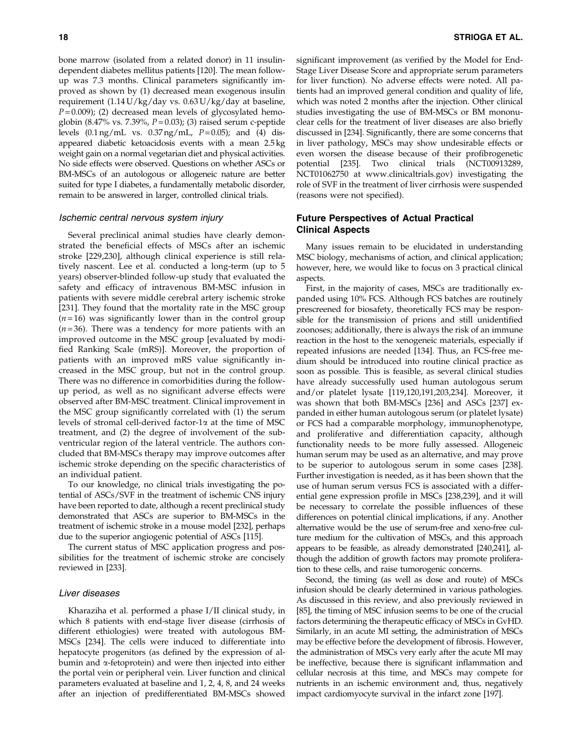bone marrow (isolated from a related donor) in 11 insulin-dependent diabetes mellitus patients [120]. The mean follow-up was 7.3 months. Clinical parameters significantly improved as shown by (1) decreased mean exogenous insulin requirement (1.14 U/kg/day vs. 0.63 U/kg/day at baseline, $P = 0.009$); (2) decreased mean levels of glycosylated hemoglobin (8.47% vs. 7.39%, $P = 0.03$); (3) raised serum c-peptide levels (0.1 ng/mL vs. 0.37 ng/mL, $P = 0.05$); and (4) disappeared diabetic ketoacidosis events with a mean 2.5 kg weight gain on a normal vegetarian diet and physical activities. No side effects were observed. Questions on whether ASCs or BM-MSCs of an autologous or allogeneic nature are better suited for type I diabetes, a fundamentally metabolic disorder, remain to be answered in larger, controlled clinical trials.

### *Ischemic central nervous system injury*

Several preclinical animal studies have clearly demonstrated the beneficial effects of MSCs after an ischemic stroke [229,230], although clinical experience is still relatively nascent. Lee et al. conducted a long-term (up to 5 years) observer-blinded follow-up study that evaluated the safety and efficacy of intravenous BM-MSC infusion in patients with severe middle cerebral artery ischemic stroke [231]. They found that the mortality rate in the MSC group ($n = 16$) was significantly lower than in the control group ($n = 36$). There was a tendency for more patients with an improved outcome in the MSC group [evaluated by modified Ranking Scale (mRS)]. Moreover, the proportion of patients with an improved mRS value significantly increased in the MSC group, but not in the control group. There was no difference in comorbidities during the follow-up period, as well as no significant adverse effects were observed after BM-MSC treatment. Clinical improvement in the MSC group significantly correlated with (1) the serum levels of stromal cell-derived factor-1$\alpha$ at the time of MSC treatment, and (2) the degree of involvement of the subventricular region of the lateral ventricle. The authors concluded that BM-MSCs therapy may improve outcomes after ischemic stroke depending on the specific characteristics of an individual patient.

To our knowledge, no clinical trials investigating the potential of ASCs/SVF in the treatment of ischemic CNS injury have been reported to date, although a recent preclinical study demonstrated that ASCs are superior to BM-MSCs in the treatment of ischemic stroke in a mouse model [232], perhaps due to the superior angiogenic potential of ASCs [115].

The current status of MSC application progress and possibilities for the treatment of ischemic stroke are concisely reviewed in [233].

### *Liver diseases*

Kharaziha et al. performed a phase I/II clinical study, in which 8 patients with end-stage liver disease (cirrhosis of different ethiologies) were treated with autologous BM-MSCs [234]. The cells were induced to differentiate into hepatocyte progenitors (as defined by the expression of albumin and $\alpha$-fetoprotein) and were then injected into either the portal vein or peripheral vein. Liver function and clinical parameters evaluated at baseline and 1, 2, 4, 8, and 24 weeks after an injection of predifferentiated BM-MSCs showed significant improvement (as verified by the Model for End-Stage Liver Disease Score and appropriate serum parameters for liver function). No adverse effects were noted. All patients had an improved general condition and quality of life, which was noted 2 months after the injection. Other clinical studies investigating the use of BM-MSCs or BM mononuclear cells for the treatment of liver diseases are also briefly discussed in [234]. Significantly, there are some concerns that in liver pathology, MSCs may show undesirable effects or even worsen the disease because of their profibrogenetic potential [235]. Two clinical trials (NCT00913289, NCT01062750 at www.clinicaltrials.gov) investigating the role of SVF in the treatment of liver cirrhosis were suspended (reasons were not specified).

## Future Perspectives of Actual Practical Clinical Aspects

Many issues remain to be elucidated in understanding MSC biology, mechanisms of action, and clinical application; however, here, we would like to focus on 3 practical clinical aspects.

First, in the majority of cases, MSCs are traditionally expanded using 10% FCS. Although FCS batches are routinely prescreened for biosafety, theoretically FCS may be responsible for the transmission of prions and still unidentified zoonoses; additionally, there is always the risk of an immune reaction in the host to the xenogeneic materials, especially if repeated infusions are needed [134]. Thus, an FCS-free medium should be introduced into routine clinical practice as soon as possible. This is feasible, as several clinical studies have already successfully used human autologous serum and/or platelet lysate [119,120,191,203,234]. Moreover, it was shown that both BM-MSCs [236] and ASCs [237] expanded in either human autologous serum (or platelet lysate) or FCS had a comparable morphology, immunophenotype, and proliferative and differentiation capacity, although functionality needs to be more fully assessed. Allogeneic human serum may be used as an alternative, and may prove to be superior to autologous serum in some cases [238]. Further investigation is needed, as it has been shown that the use of human serum versus FCS is associated with a differential gene expression profile in MSCs [238,239], and it will be necessary to correlate the possible influences of these differences on potential clinical implications, if any. Another alternative would be the use of serum-free and xeno-free culture medium for the cultivation of MSCs, and this approach appears to be feasible, as already demonstrated [240,241], although the addition of growth factors may promote proliferation to these cells, and raise tumorogenic concerns.

Second, the timing (as well as dose and route) of MSCs infusion should be clearly determined in various pathologies. As discussed in this review, and also previously reviewed in [85], the timing of MSC infusion seems to be one of the crucial factors determining the therapeutic efficacy of MSCs in GvHD. Similarly, in an acute MI setting, the administration of MSCs may be effective before the development of fibrosis. However, the administration of MSCs very early after the acute MI may be ineffective, because there is significant inflammation and cellular necrosis at this time, and MSCs may compete for nutrients in an ischemic environment and, thus, negatively impact cardiomyocyte survival in the infarct zone [197].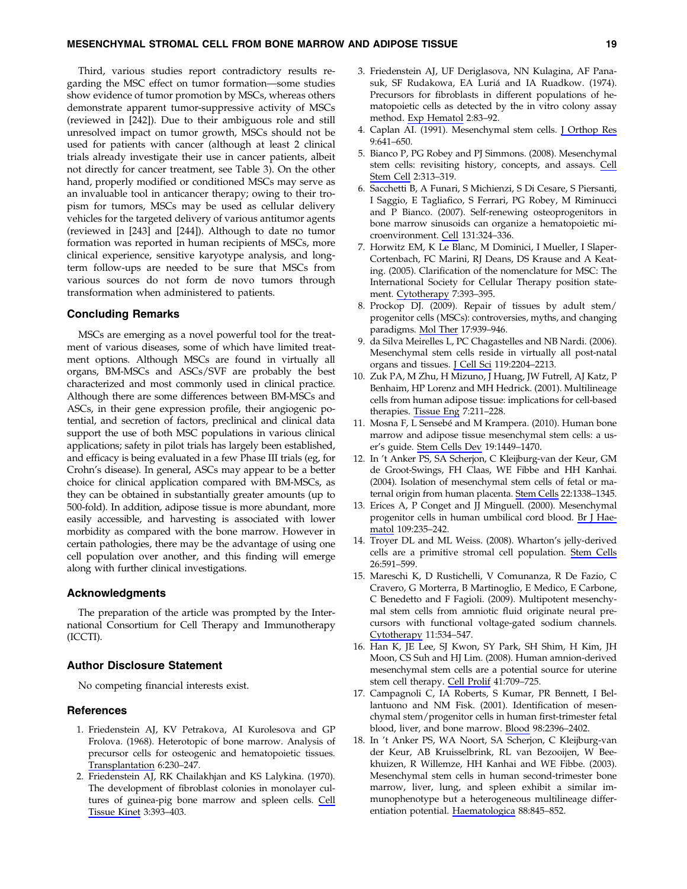Third, various studies report contradictory results regarding the MSC effect on tumor formation—some studies show evidence of tumor promotion by MSCs, whereas others demonstrate apparent tumor-suppressive activity of MSCs (reviewed in [242]). Due to their ambiguous role and still unresolved impact on tumor growth, MSCs should not be used for patients with cancer (although at least 2 clinical trials already investigate their use in cancer patients, albeit not directly for cancer treatment, see Table 3). On the other hand, properly modified or conditioned MSCs may serve as an invaluable tool in anticancer therapy; owing to their tropism for tumors, MSCs may be used as cellular delivery vehicles for the targeted delivery of various antitumor agents (reviewed in [243] and [244]). Although to date no tumor formation was reported in human recipients of MSCs, more clinical experience, sensitive karyotype analysis, and long-term follow-ups are needed to be sure that MSCs from various sources do not form de novo tumors through transformation when administered to patients.

## Concluding Remarks

MSCs are emerging as a novel powerful tool for the treatment of various diseases, some of which have limited treatment options. Although MSCs are found in virtually all organs, BM-MSCs and ASCs/SVF are probably the best characterized and most commonly used in clinical practice. Although there are some differences between BM-MSCs and ASCs, in their gene expression profile, their angiogenic potential, and secretion of factors, preclinical and clinical data support the use of both MSC populations in various clinical applications; safety in pilot trials has largely been established, and efficacy is being evaluated in a few Phase III trials (eg, for Crohn's disease). In general, ASCs may appear to be a better choice for clinical application compared with BM-MSCs, as they can be obtained in substantially greater amounts (up to 500-fold). In addition, adipose tissue is more abundant, more easily accessible, and harvesting is associated with lower morbidity as compared with the bone marrow. However in certain pathologies, there may be the advantage of using one cell population over another, and this finding will emerge along with further clinical investigations.

## Acknowledgments

The preparation of the article was prompted by the International Consortium for Cell Therapy and Immunotherapy (ICCTI).

## Author Disclosure Statement

No competing financial interests exist.

## References

1. Friedenstein AJ, KV Petrakova, AI Kurolesova and GP Frolova. (1968). Heterotopic of bone marrow. Analysis of precursor cells for osteogenic and hematopoietic tissues. Transplantation 6:230–247.
2. Friedenstein AJ, RK Chailakhjan and KS Lalykina. (1970). The development of fibroblast colonies in monolayer cultures of guinea-pig bone marrow and spleen cells. Cell Tissue Kinet 3:393–403.
3. Friedenstein AJ, UF Deriglasova, NN Kulagina, AF Panasuk, SF Rudakowa, EA Luriá and IA Ruadkow. (1974). Precursors for fibroblasts in different populations of hematopoietic cells as detected by the in vitro colony assay method. Exp Hematol 2:83–92.
4. Caplan AI. (1991). Mesenchymal stem cells. J Orthop Res 9:641–650.
5. Bianco P, PG Robey and PJ Simmons. (2008). Mesenchymal stem cells: revisiting history, concepts, and assays. Cell Stem Cell 2:313–319.
6. Sacchetti B, A Funari, S Michienzi, S Di Cesare, S Piersanti, I Saggio, E Tagliafico, S Ferrari, PG Robey, M Riminucci and P Bianco. (2007). Self-renewing osteoprogenitors in bone marrow sinusoids can organize a hematopoietic microenvironment. Cell 131:324–336.
7. Horwitz EM, K Le Blanc, M Dominici, I Mueller, I Slaper-Cortenbach, FC Marini, RJ Deans, DS Krause and A Keating. (2005). Clarification of the nomenclature for MSC: The International Society for Cellular Therapy position statement. Cytotherapy 7:393–395.
8. Prockop DJ. (2009). Repair of tissues by adult stem/progenitor cells (MSCs): controversies, myths, and changing paradigms. Mol Ther 17:939–946.
9. da Silva Meirelles L, PC Chagastelles and NB Nardi. (2006). Mesenchymal stem cells reside in virtually all post-natal organs and tissues. J Cell Sci 119:2204–2213.
10. Zuk PA, M Zhu, H Mizuno, J Huang, JW Futrell, AJ Katz, P Benhaim, HP Lorenz and MH Hedrick. (2001). Multilineage cells from human adipose tissue: implications for cell-based therapies. Tissue Eng 7:211–228.
11. Mosna F, L Sensebé and M Krampera. (2010). Human bone marrow and adipose tissue mesenchymal stem cells: a user's guide. Stem Cells Dev 19:1449–1470.
12. In 't Anker PS, SA Scherjon, C Kleijburg-van der Keur, GM de Groot-Swings, FH Claas, WE Fibbe and HH Kanhai. (2004). Isolation of mesenchymal stem cells of fetal or maternal origin from human placenta. Stem Cells 22:1338–1345.
13. Erices A, P Conget and JJ Minguell. (2000). Mesenchymal progenitor cells in human umbilical cord blood. Br J Haematol 109:235–242.
14. Troyer DL and ML Weiss. (2008). Wharton's jelly-derived cells are a primitive stromal cell population. Stem Cells 26:591–599.
15. Mareschi K, D Rustichelli, V Comunanza, R De Fazio, C Cravero, G Morterra, B Martinoglio, E Medico, E Carbone, C Benedetto and F Fagioli. (2009). Multipotent mesenchymal stem cells from amniotic fluid originate neural precursors with functional voltage-gated sodium channels. Cytotherapy 11:534–547.
16. Han K, JE Lee, SJ Kwon, SY Park, SH Shim, H Kim, JH Moon, CS Suh and HJ Lim. (2008). Human amnion-derived mesenchymal stem cells are a potential source for uterine stem cell therapy. Cell Prolif 41:709–725.
17. Campagnoli C, IA Roberts, S Kumar, PR Bennett, I Bellantuono and NM Fisk. (2001). Identification of mesenchymal stem/progenitor cells in human first-trimester fetal blood, liver, and bone marrow. Blood 98:2396–2402.
18. In 't Anker PS, WA Noort, SA Scherjon, C Kleijburg-van der Keur, AB Kruisselbrink, RL van Bezooijen, W Beekhuizen, R Willemze, HH Kanhai and WE Fibbe. (2003). Mesenchymal stem cells in human second-trimester bone marrow, liver, lung, and spleen exhibit a similar immunophenotype but a heterogeneous multilineage differentiation potential. Haematologica 88:845–852.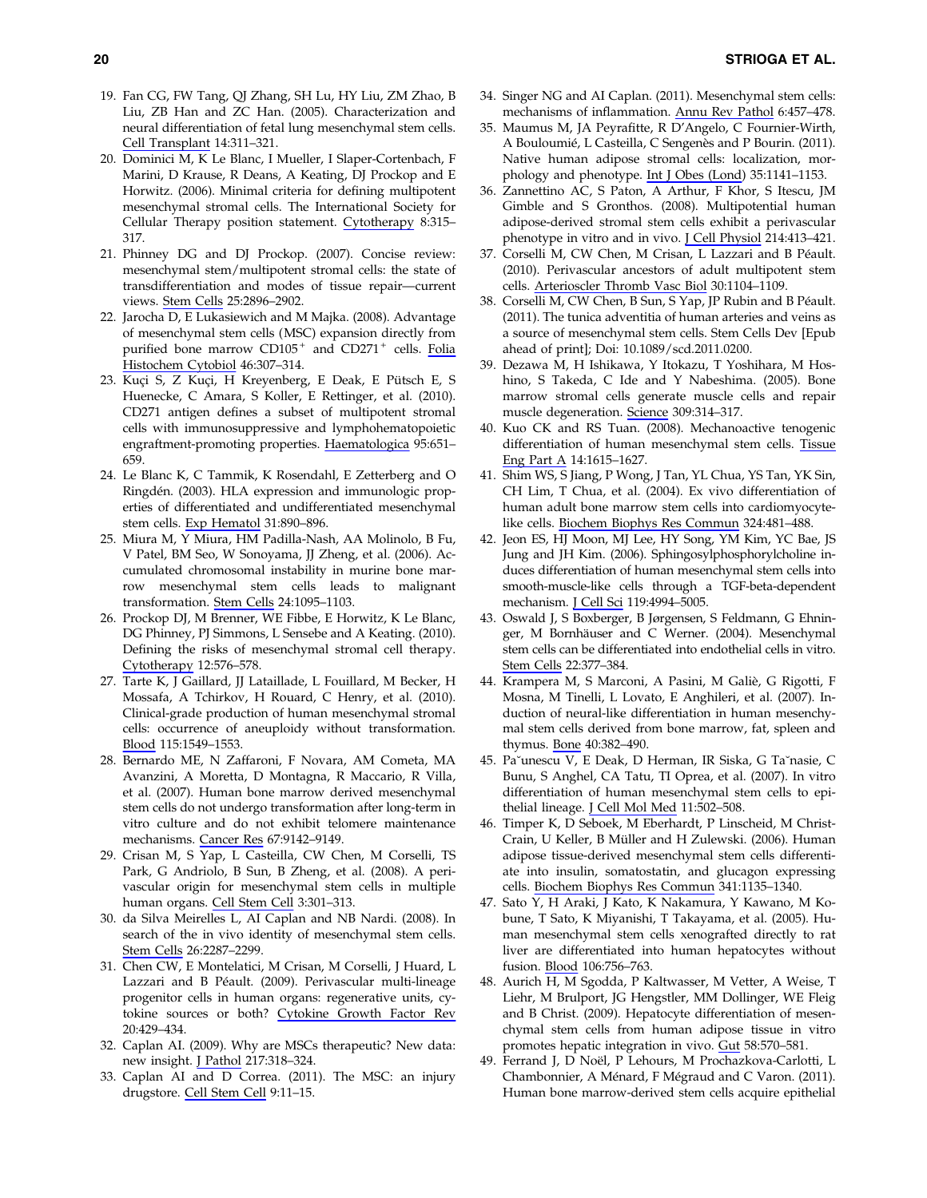19. Fan CG, FW Tang, QJ Zhang, SH Lu, HY Liu, ZM Zhao, B Liu, ZB Han and ZC Han. (2005). Characterization and neural differentiation of fetal lung mesenchymal stem cells. Cell Transplant 14:311–321.
20. Dominici M, K Le Blanc, I Mueller, I Slaper-Cortenbach, F Marini, D Krause, R Deans, A Keating, DJ Prockop and E Horwitz. (2006). Minimal criteria for defining multipotent mesenchymal stromal cells. The International Society for Cellular Therapy position statement. Cytotherapy 8:315–317.
21. Phinney DG and DJ Prockop. (2007). Concise review: mesenchymal stem/multipotent stromal cells: the state of transdifferentiation and modes of tissue repair—current views. Stem Cells 25:2896–2902.
22. Jarocha D, E Lukasiewich and M Majka. (2008). Advantage of mesenchymal stem cells (MSC) expansion directly from purified bone marrow $CD105^+$ and $CD271^+$ cells. Folia Histochem Cytobiol 46:307–314.
23. Kuçi S, Z Kuçi, H Kreyenberg, E Deak, E Pütsch E, S Huenecke, C Amara, S Koller, E Rettinger, et al. (2010). CD271 antigen defines a subset of multipotent stromal cells with immunosuppressive and lymphohematopoietic engraftment-promoting properties. Haematologica 95:651–659.
24. Le Blanc K, C Tammik, K Rosendahl, E Zetterberg and O Ringdén. (2003). HLA expression and immunologic properties of differentiated and undifferentiated mesenchymal stem cells. Exp Hematol 31:890–896.
25. Miura M, Y Miura, HM Padilla-Nash, AA Molinolo, B Fu, V Patel, BM Seo, W Sonoyama, JJ Zheng, et al. (2006). Accumulated chromosomal instability in murine bone marrow mesenchymal stem cells leads to malignant transformation. Stem Cells 24:1095–1103.
26. Prockop DJ, M Brenner, WE Fibbe, E Horwitz, K Le Blanc, DG Phinney, PJ Simmons, L Sensebe and A Keating. (2010). Defining the risks of mesenchymal stromal cell therapy. Cytotherapy 12:576–578.
27. Tarte K, J Gaillard, JJ Lataillade, L Fouillard, M Becker, H Mossafa, A Tchirkov, H Rouard, C Henry, et al. (2010). Clinical-grade production of human mesenchymal stromal cells: occurrence of aneuploidy without transformation. Blood 115:1549–1553.
28. Bernardo ME, N Zaffaroni, F Novara, AM Cometa, MA Avanzini, A Moretta, D Montagna, R Maccario, R Villa, et al. (2007). Human bone marrow derived mesenchymal stem cells do not undergo transformation after long-term in vitro culture and do not exhibit telomere maintenance mechanisms. Cancer Res 67:9142–9149.
29. Crisan M, S Yap, L Casteilla, CW Chen, M Corselli, TS Park, G Andriolo, B Sun, B Zheng, et al. (2008). A perivascular origin for mesenchymal stem cells in multiple human organs. Cell Stem Cell 3:301–313.
30. da Silva Meirelles L, AI Caplan and NB Nardi. (2008). In search of the in vivo identity of mesenchymal stem cells. Stem Cells 26:2287–2299.
31. Chen CW, E Montelatici, M Crisan, M Corselli, J Huard, L Lazzari and B Péault. (2009). Perivascular multi-lineage progenitor cells in human organs: regenerative units, cytokine sources or both? Cytokine Growth Factor Rev 20:429–434.
32. Caplan AI. (2009). Why are MSCs therapeutic? New data: new insight. J Pathol 217:318–324.
33. Caplan AI and D Correa. (2011). The MSC: an injury drugstore. Cell Stem Cell 9:11–15.
34. Singer NG and AI Caplan. (2011). Mesenchymal stem cells: mechanisms of inflammation. Annu Rev Pathol 6:457–478.
35. Maumus M, JA Peyrafitte, R D'Angelo, C Fournier-Wirth, A Bouloumié, L Casteilla, C Sengenès and P Bourin. (2011). Native human adipose stromal cells: localization, morphology and phenotype. Int J Obes (Lond) 35:1141–1153.
36. Zannettino AC, S Paton, A Arthur, F Khor, S Itescu, JM Gimble and S Gronthos. (2008). Multipotential human adipose-derived stromal stem cells exhibit a perivascular phenotype in vitro and in vivo. J Cell Physiol 214:413–421.
37. Corselli M, CW Chen, M Crisan, L Lazzari and B Péault. (2010). Perivascular ancestors of adult multipotent stem cells. Arterioscler Thromb Vasc Biol 30:1104–1109.
38. Corselli M, CW Chen, B Sun, S Yap, JP Rubin and B Péault. (2011). The tunica adventitia of human arteries and veins as a source of mesenchymal stem cells. Stem Cells Dev [Epub ahead of print]; Doi: 10.1089/scd.2011.0200.
39. Dezawa M, H Ishikawa, Y Itokazu, T Yoshihara, M Hoshino, S Takeda, C Ide and Y Nabeshima. (2005). Bone marrow stromal cells generate muscle cells and repair muscle degeneration. Science 309:314–317.
40. Kuo CK and RS Tuan. (2008). Mechanoactive tenogenic differentiation of human mesenchymal stem cells. Tissue Eng Part A 14:1615–1627.
41. Shim WS, S Jiang, P Wong, J Tan, YL Chua, YS Tan, YK Sin, CH Lim, T Chua, et al. (2004). Ex vivo differentiation of human adult bone marrow stem cells into cardiomyocyte-like cells. Biochem Biophys Res Commun 324:481–488.
42. Jeon ES, HJ Moon, MJ Lee, HY Song, YM Kim, YC Bae, JS Jung and JH Kim. (2006). Sphingosylphosphorylcholine induces differentiation of human mesenchymal stem cells into smooth-muscle-like cells through a TGF-beta-dependent mechanism. J Cell Sci 119:4994–5005.
43. Oswald J, S Boxberger, B Jørgensen, S Feldmann, G Ehninger, M Bornhäuser and C Werner. (2004). Mesenchymal stem cells can be differentiated into endothelial cells in vitro. Stem Cells 22:377–384.
44. Krampera M, S Marconi, A Pasini, M Galiè, G Rigotti, F Mosna, M Tinelli, L Lovato, E Anghileri, et al. (2007). Induction of neural-like differentiation in human mesenchymal stem cells derived from bone marrow, fat, spleen and thymus. Bone 40:382–490.
45. Pa˘unescu V, E Deak, D Herman, IR Siska, G Ta˘nasie, C Bunu, S Anghel, CA Tatu, TI Oprea, et al. (2007). In vitro differentiation of human mesenchymal stem cells to epithelial lineage. J Cell Mol Med 11:502–508.
46. Timper K, D Seboek, M Eberhardt, P Linscheid, M Christ-Crain, U Keller, B Müller and H Zulewski. (2006). Human adipose tissue-derived mesenchymal stem cells differentiate into insulin, somatostatin, and glucagon expressing cells. Biochem Biophys Res Commun 341:1135–1340.
47. Sato Y, H Araki, J Kato, K Nakamura, Y Kawano, M Kobune, T Sato, K Miyanishi, T Takayama, et al. (2005). Human mesenchymal stem cells xenografted directly to rat liver are differentiated into human hepatocytes without fusion. Blood 106:756–763.
48. Aurich H, M Sgodda, P Kaltwasser, M Vetter, A Weise, T Liehr, M Brulport, JG Hengstler, MM Dollinger, WE Fleig and B Christ. (2009). Hepatocyte differentiation of mesenchymal stem cells from human adipose tissue in vitro promotes hepatic integration in vivo. Gut 58:570–581.
49. Ferrand J, D Noël, P Lehours, M Prochazkova-Carlotti, L Chambonnier, A Ménard, F Mégraud and C Varon. (2011). Human bone marrow-derived stem cells acquire epithelial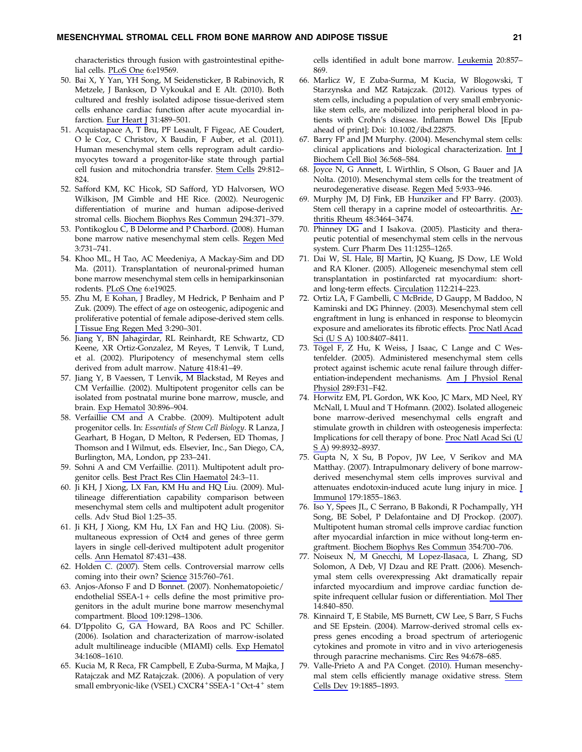characteristics through fusion with gastrointestinal epithelial cells. PLoS One 6:e19569.

50. Bai X, Y Yan, YH Song, M Seidensticker, B Rabinovich, R Metzele, J Bankson, D Vykoukal and E Alt. (2010). Both cultured and freshly isolated adipose tissue-derived stem cells enhance cardiac function after acute myocardial infarction. Eur Heart J 31:489–501.
51. Acquistapace A, T Bru, PF Lesault, F Figeac, AE Coudert, O le Coz, C Christov, X Baudin, F Auber, et al. (2011). Human mesenchymal stem cells reprogram adult cardiomyocytes toward a progenitor-like state through partial cell fusion and mitochondria transfer. Stem Cells 29:812–824.
52. Safford KM, KC Hicok, SD Safford, YD Halvorsen, WO Wilkison, JM Gimble and HE Rice. (2002). Neurogenic differentiation of murine and human adipose-derived stromal cells. Biochem Biophys Res Commun 294:371–379.
53. Pontikoglou C, B Delorme and P Charbord. (2008). Human bone marrow native mesenchymal stem cells. Regen Med 3:731–741.
54. Khoo ML, H Tao, AC Meedeniya, A Mackay-Sim and DD Ma. (2011). Transplantation of neuronal-primed human bone marrow mesenchymal stem cells in hemiparkinsonian rodents. PLoS One 6:e19025.
55. Zhu M, E Kohan, J Bradley, M Hedrick, P Benhaim and P Zuk. (2009). The effect of age on osteogenic, adipogenic and proliferative potential of female adipose-derived stem cells. J Tissue Eng Regen Med 3:290–301.
56. Jiang Y, BN Jahagirdar, RL Reinhardt, RE Schwartz, CD Keene, XR Ortiz-Gonzalez, M Reyes, T Lenvik, T Lund, et al. (2002). Pluripotency of mesenchymal stem cells derived from adult marrow. Nature 418:41–49.
57. Jiang Y, B Vaessen, T Lenvik, M Blackstad, M Reyes and CM Verfaillie. (2002). Multipotent progenitor cells can be isolated from postnatal murine bone marrow, muscle, and brain. Exp Hematol 30:896–904.
58. Verfaillie CM and A Crabbe. (2009). Multipotent adult progenitor cells. In: *Essentials of Stem Cell Biology*. R Lanza, J Gearhart, B Hogan, D Melton, R Pedersen, ED Thomas, J Thomson and I Wilmut, eds. Elsevier, Inc., San Diego, CA, Burlington, MA, London, pp 233–241.
59. Sohni A and CM Verfaillie. (2011). Multipotent adult progenitor cells. Best Pract Res Clin Haematol 24:3–11.
60. Ji KH, J Xiong, LX Fan, KM Hu and HQ Liu. (2009). Multilineage differentiation capability comparison between mesenchymal stem cells and multipotent adult progenitor cells. Adv Stud Biol 1:25–35.
61. Ji KH, J Xiong, KM Hu, LX Fan and HQ Liu. (2008). Simultaneous expression of Oct4 and genes of three germ layers in single cell-derived multipotent adult progenitor cells. Ann Hematol 87:431–438.
62. Holden C. (2007). Stem cells. Controversial marrow cells coming into their own? Science 315:760–761.
63. Anjos-Afonso F and D Bonnet. (2007). Nonhematopoietic/endothelial SSEA-1+ cells define the most primitive progenitors in the adult murine bone marrow mesenchymal compartment. Blood 109:1298–1306.
64. D'Ippolito G, GA Howard, BA Roos and PC Schiller. (2006). Isolation and characterization of marrow-isolated adult multilineage inducible (MIAMI) cells. Exp Hematol 34:1608–1610.
65. Kucia M, R Reca, FR Campbell, E Zuba-Surma, M Majka, J Ratajczak and MZ Ratajczak. (2006). A population of very small embryonic-like (VSEL) $CXCR4^+SSEA\text{-}1^+Oct\text{-}4^+$ stem cells identified in adult bone marrow. Leukemia 20:857–869.
66. Marlicz W, E Zuba-Surma, M Kucia, W Blogowski, T Starzynska and MZ Ratajczak. (2012). Various types of stem cells, including a population of very small embryonic-like stem cells, are mobilized into peripheral blood in patients with Crohn's disease. Inflamm Bowel Dis [Epub ahead of print]; Doi: 10.1002/ibd.22875.
67. Barry FP and JM Murphy. (2004). Mesenchymal stem cells: clinical applications and biological characterization. Int J Biochem Cell Biol 36:568–584.
68. Joyce N, G Annett, L Wirthlin, S Olson, G Bauer and JA Nolta. (2010). Mesenchymal stem cells for the treatment of neurodegenerative disease. Regen Med 5:933–946.
69. Murphy JM, DJ Fink, EB Hunziker and FP Barry. (2003). Stem cell therapy in a caprine model of osteoarthritis. Arthritis Rheum 48:3464–3474.
70. Phinney DG and I Isakova. (2005). Plasticity and therapeutic potential of mesenchymal stem cells in the nervous system. Curr Pharm Des 11:1255–1265.
71. Dai W, SL Hale, BJ Martin, JQ Kuang, JS Dow, LE Wold and RA Kloner. (2005). Allogeneic mesenchymal stem cell transplantation in postinfarcted rat myocardium: short- and long-term effects. Circulation 112:214–223.
72. Ortiz LA, F Gambelli, C McBride, D Gaupp, M Baddoo, N Kaminski and DG Phinney. (2003). Mesenchymal stem cell engraftment in lung is enhanced in response to bleomycin exposure and ameliorates its fibrotic effects. Proc Natl Acad Sci (U S A) 100:8407–8411.
73. Tögel F, Z Hu, K Weiss, J Isaac, C Lange and C Westenfelder. (2005). Administered mesenchymal stem cells protect against ischemic acute renal failure through differentiation-independent mechanisms. Am J Physiol Renal Physiol 289:F31–F42.
74. Horwitz EM, PL Gordon, WK Koo, JC Marx, MD Neel, RY McNall, L Muul and T Hofmann. (2002). Isolated allogeneic bone marrow-derived mesenchymal cells engraft and stimulate growth in children with osteogenesis imperfecta: Implications for cell therapy of bone. Proc Natl Acad Sci (U S A) 99:8932–8937.
75. Gupta N, X Su, B Popov, JW Lee, V Serikov and MA Matthay. (2007). Intrapulmonary delivery of bone marrow-derived mesenchymal stem cells improves survival and attenuates endotoxin-induced acute lung injury in mice. J Immunol 179:1855–1863.
76. Iso Y, Spees JL, C Serrano, B Bakondi, R Pochampally, YH Song, BE Sobel, P Delafontaine and DJ Prockop. (2007). Multipotent human stromal cells improve cardiac function after myocardial infarction in mice without long-term engraftment. Biochem Biophys Res Commun 354:700–706.
77. Noiseux N, M Gnecchi, M Lopez-Ilasaca, L Zhang, SD Solomon, A Deb, VJ Dzau and RE Pratt. (2006). Mesenchymal stem cells overexpressing Akt dramatically repair infarcted myocardium and improve cardiac function despite infrequent cellular fusion or differentiation. Mol Ther 14:840–850.
78. Kinnaird T, E Stabile, MS Burnett, CW Lee, S Barr, S Fuchs and SE Epstein. (2004). Marrow-derived stromal cells express genes encoding a broad spectrum of arteriogenic cytokines and promote in vitro and in vivo arteriogenesis through paracrine mechanisms. Circ Res 94:678–685.
79. Valle-Prieto A and PA Conget. (2010). Human mesenchymal stem cells efficiently manage oxidative stress. Stem Cells Dev 19:1885–1893.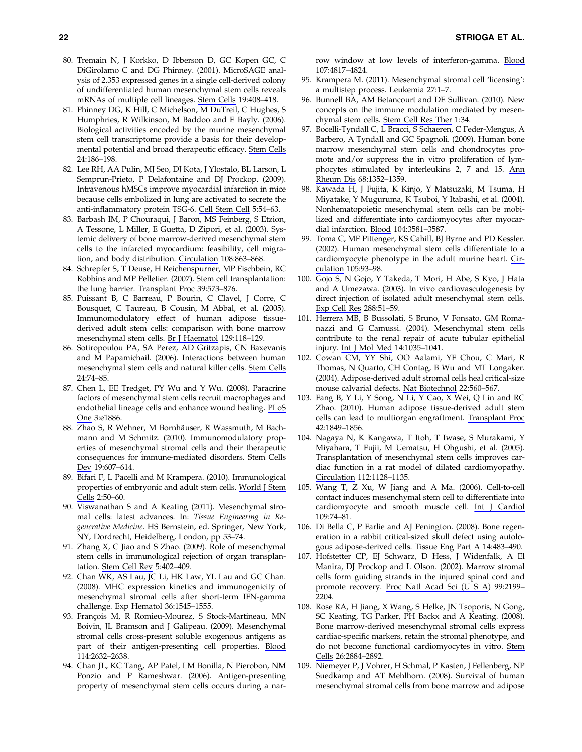80. Tremain N, J Korkko, D Ibberson D, GC Kopen GC, C DiGirolamo C and DG Phinney. (2001). MicroSAGE analysis of 2.353 expressed genes in a single cell-derived colony of undifferentiated human mesenchymal stem cells reveals mRNAs of multiple cell lineages. Stem Cells 19:408–418.
81. Phinney DG, K Hill, C Michelson, M DuTreil, C Hughes, S Humphries, R Wilkinson, M Baddoo and E Bayly. (2006). Biological activities encoded by the murine mesenchymal stem cell transcriptome provide a basis for their developmental potential and broad therapeutic efficacy. Stem Cells 24:186–198.
82. Lee RH, AA Pulin, MJ Seo, DJ Kota, J Ylostalo, BL Larson, L Semprun-Prieto, P Delafontaine and DJ Prockop. (2009). Intravenous hMSCs improve myocardial infarction in mice because cells embolized in lung are activated to secrete the anti-inflammatory protein TSG-6. Cell Stem Cell 5:54–63.
83. Barbash IM, P Chouraqui, J Baron, MS Feinberg, S Etzion, A Tessone, L Miller, E Guetta, D Zipori, et al. (2003). Systemic delivery of bone marrow-derived mesenchymal stem cells to the infarcted myocardium: feasibility, cell migration, and body distribution. Circulation 108:863–868.
84. Schrepfer S, T Deuse, H Reichenspurner, MP Fischbein, RC Robbins and MP Pelletier. (2007). Stem cell transplantation: the lung barrier. Transplant Proc 39:573–876.
85. Puissant B, C Barreau, P Bourin, C Clavel, J Corre, C Bousquet, C Taureau, B Cousin, M Abbal, et al. (2005). Immunomodulatory effect of human adipose tissue-derived adult stem cells: comparison with bone marrow mesenchymal stem cells. Br J Haematol 129:118–129.
86. Sotiropoulou PA, SA Perez, AD Gritzapis, CN Baxevanis and M Papamichail. (2006). Interactions between human mesenchymal stem cells and natural killer cells. Stem Cells 24:74–85.
87. Chen L, EE Tredget, PY Wu and Y Wu. (2008). Paracrine factors of mesenchymal stem cells recruit macrophages and endothelial lineage cells and enhance wound healing. PLoS One 3:e1886.
88. Zhao S, R Wehner, M Bornhäuser, R Wassmuth, M Bachmann and M Schmitz. (2010). Immunomodulatory properties of mesenchymal stromal cells and their therapeutic consequences for immune-mediated disorders. Stem Cells Dev 19:607–614.
89. Bifari F, L Pacelli and M Krampera. (2010). Immunological properties of embryonic and adult stem cells. World J Stem Cells 2:50–60.
90. Viswanathan S and A Keating (2011). Mesenchymal stromal cells: latest advances. In: *Tissue Engineering in Regenerative Medicine*. HS Bernstein, ed. Springer, New York, NY, Dordrecht, Heidelberg, London, pp 53–74.
91. Zhang X, C Jiao and S Zhao. (2009). Role of mesenchymal stem cells in immunological rejection of organ transplantation. Stem Cell Rev 5:402–409.
92. Chan WK, AS Lau, JC Li, HK Law, YL Lau and GC Chan. (2008). MHC expression kinetics and immunogenicity of mesenchymal stromal cells after short-term IFN-gamma challenge. Exp Hematol 36:1545–1555.
93. François M, R Romieu-Mourez, S Stock-Martineau, MN Boivin, JL Bramson and J Galipeau. (2009). Mesenchymal stromal cells cross-present soluble exogenous antigens as part of their antigen-presenting cell properties. Blood 114:2632–2638.
94. Chan JL, KC Tang, AP Patel, LM Bonilla, N Pierobon, NM Ponzio and P Rameshwar. (2006). Antigen-presenting property of mesenchymal stem cells occurs during a narrow window at low levels of interferon-gamma. Blood 107:4817–4824.
95. Krampera M. (2011). Mesenchymal stromal cell 'licensing': a multistep process. Leukemia 27:1–7.
96. Bunnell BA, AM Betancourt and DE Sullivan. (2010). New concepts on the immune modulation mediated by mesenchymal stem cells. Stem Cell Res Ther 1:34.
97. Bocelli-Tyndall C, L Bracci, S Schaeren, C Feder-Mengus, A Barbero, A Tyndall and GC Spagnoli. (2009). Human bone marrow mesenchymal stem cells and chondrocytes promote and/or suppress the in vitro proliferation of lymphocytes stimulated by interleukins 2, 7 and 15. Ann Rheum Dis 68:1352–1359.
98. Kawada H, J Fujita, K Kinjo, Y Matsuzaki, M Tsuma, H Miyatake, Y Muguruma, K Tsuboi, Y Itabashi, et al. (2004). Nonhematopoietic mesenchymal stem cells can be mobilized and differentiate into cardiomyocytes after myocardial infarction. Blood 104:3581–3587.
99. Toma C, MF Pittenger, KS Cahill, BJ Byrne and PD Kessler. (2002). Human mesenchymal stem cells differentiate to a cardiomyocyte phenotype in the adult murine heart. Circulation 105:93–98.
100. Gojo S, N Gojo, Y Takeda, T Mori, H Abe, S Kyo, J Hata and A Umezawa. (2003). In vivo cardiovasculogenesis by direct injection of isolated adult mesenchymal stem cells. Exp Cell Res 288:51–59.
101. Herrera MB, B Bussolati, S Bruno, V Fonsato, GM Romanazzi and G Camussi. (2004). Mesenchymal stem cells contribute to the renal repair of acute tubular epithelial injury. Int J Mol Med 14:1035–1041.
102. Cowan CM, YY Shi, OO Aalami, YF Chou, C Mari, R Thomas, N Quarto, CH Contag, B Wu and MT Longaker. (2004). Adipose-derived adult stromal cells heal critical-size mouse calvarial defects. Nat Biotechnol 22:560–567.
103. Fang B, Y Li, Y Song, N Li, Y Cao, X Wei, Q Lin and RC Zhao. (2010). Human adipose tissue-derived adult stem cells can lead to multiorgan engraftment. Transplant Proc 42:1849–1856.
104. Nagaya N, K Kangawa, T Itoh, T Iwase, S Murakami, Y Miyahara, T Fujii, M Uematsu, H Ohgushi, et al. (2005). Transplantation of mesenchymal stem cells improves cardiac function in a rat model of dilated cardiomyopathy. Circulation 112:1128–1135.
105. Wang T, Z Xu, W Jiang and A Ma. (2006). Cell-to-cell contact induces mesenchymal stem cell to differentiate into cardiomyocyte and smooth muscle cell. Int J Cardiol 109:74–81.
106. Di Bella C, P Farlie and AJ Penington. (2008). Bone regeneration in a rabbit critical-sized skull defect using autologous adipose-derived cells. Tissue Eng Part A 14:483–490.
107. Hofstetter CP, EJ Schwarz, D Hess, J Widenfalk, A El Manira, DJ Prockop and L Olson. (2002). Marrow stromal cells form guiding strands in the injured spinal cord and promote recovery. Proc Natl Acad Sci (U S A) 99:2199–2204.
108. Rose RA, H Jiang, X Wang, S Helke, JN Tsoporis, N Gong, SC Keating, TG Parker, PH Backx and A Keating. (2008). Bone marrow-derived mesenchymal stromal cells express cardiac-specific markers, retain the stromal phenotype, and do not become functional cardiomyocytes in vitro. Stem Cells 26:2884–2892.
109. Niemeyer P, J Vohrer, H Schmal, P Kasten, J Fellenberg, NP Suedkamp and AT Mehlhorn. (2008). Survival of human mesenchymal stromal cells from bone marrow and adipose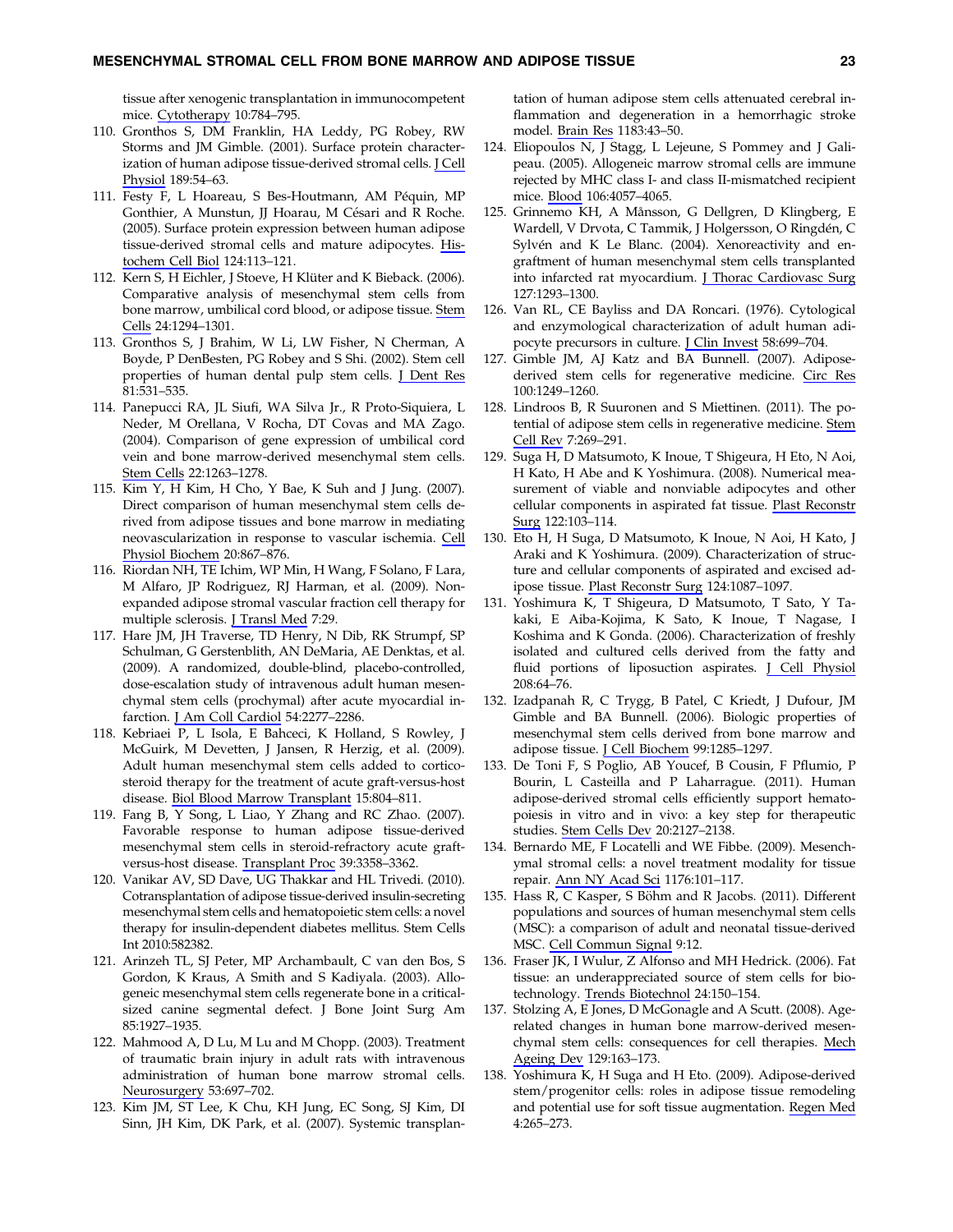tissue after xenogenic transplantation in immunocompetent mice. Cytotherapy 10:784–795.

110. Gronthos S, DM Franklin, HA Leddy, PG Robey, RW Storms and JM Gimble. (2001). Surface protein characterization of human adipose tissue-derived stromal cells. J Cell Physiol 189:54–63.
111. Festy F, L Hoareau, S Bes-Houtmann, AM Péquin, MP Gonthier, A Munstun, JJ Hoarau, M Césari and R Roche. (2005). Surface protein expression between human adipose tissue-derived stromal cells and mature adipocytes. Histochem Cell Biol 124:113–121.
112. Kern S, H Eichler, J Stoeve, H Klüter and K Bieback. (2006). Comparative analysis of mesenchymal stem cells from bone marrow, umbilical cord blood, or adipose tissue. Stem Cells 24:1294–1301.
113. Gronthos S, J Brahim, W Li, LW Fisher, N Cherman, A Boyde, P DenBesten, PG Robey and S Shi. (2002). Stem cell properties of human dental pulp stem cells. J Dent Res 81:531–535.
114. Panepucci RA, JL Siufi, WA Silva Jr., R Proto-Siquiera, L Neder, M Orellana, V Rocha, DT Covas and MA Zago. (2004). Comparison of gene expression of umbilical cord vein and bone marrow-derived mesenchymal stem cells. Stem Cells 22:1263–1278.
115. Kim Y, H Kim, H Cho, Y Bae, K Suh and J Jung. (2007). Direct comparison of human mesenchymal stem cells derived from adipose tissues and bone marrow in mediating neovascularization in response to vascular ischemia. Cell Physiol Biochem 20:867–876.
116. Riordan NH, TE Ichim, WP Min, H Wang, F Solano, F Lara, M Alfaro, JP Rodriguez, RJ Harman, et al. (2009). Non-expanded adipose stromal vascular fraction cell therapy for multiple sclerosis. J Transl Med 7:29.
117. Hare JM, JH Traverse, TD Henry, N Dib, RK Strumpf, SP Schulman, G Gerstenblith, AN DeMaria, AE Denktas, et al. (2009). A randomized, double-blind, placebo-controlled, dose-escalation study of intravenous adult human mesenchymal stem cells (prochymal) after acute myocardial infarction. J Am Coll Cardiol 54:2277–2286.
118. Kebriaei P, L Isola, E Bahceci, K Holland, S Rowley, J McGuirk, M Devetten, J Jansen, R Herzig, et al. (2009). Adult human mesenchymal stem cells added to corticosteroid therapy for the treatment of acute graft-versus-host disease. Biol Blood Marrow Transplant 15:804–811.
119. Fang B, Y Song, L Liao, Y Zhang and RC Zhao. (2007). Favorable response to human adipose tissue-derived mesenchymal stem cells in steroid-refractory acute graft-versus-host disease. Transplant Proc 39:3358–3362.
120. Vanikar AV, SD Dave, UG Thakkar and HL Trivedi. (2010). Cotransplantation of adipose tissue-derived insulin-secreting mesenchymal stem cells and hematopoietic stem cells: a novel therapy for insulin-dependent diabetes mellitus. Stem Cells Int 2010:582382.
121. Arinzeh TL, SJ Peter, MP Archambault, C van den Bos, S Gordon, K Kraus, A Smith and S Kadiyala. (2003). Allogeneic mesenchymal stem cells regenerate bone in a critical-sized canine segmental defect. J Bone Joint Surg Am 85:1927–1935.
122. Mahmood A, D Lu, M Lu and M Chopp. (2003). Treatment of traumatic brain injury in adult rats with intravenous administration of human bone marrow stromal cells. Neurosurgery 53:697–702.
123. Kim JM, ST Lee, K Chu, KH Jung, EC Song, SJ Kim, DI Sinn, JH Kim, DK Park, et al. (2007). Systemic transplantation of human adipose stem cells attenuated cerebral inflammation and degeneration in a hemorrhagic stroke model. Brain Res 1183:43–50.
124. Eliopoulos N, J Stagg, L Lejeune, S Pommey and J Galipeau. (2005). Allogeneic marrow stromal cells are immune rejected by MHC class I- and class II-mismatched recipient mice. Blood 106:4057–4065.
125. Grinnemo KH, A Månsson, G Dellgren, D Klingberg, E Wardell, V Drvota, C Tammik, J Holgersson, O Ringdén, C Sylvén and K Le Blanc. (2004). Xenoreactivity and engraftment of human mesenchymal stem cells transplanted into infarcted rat myocardium. J Thorac Cardiovasc Surg 127:1293–1300.
126. Van RL, CE Bayliss and DA Roncari. (1976). Cytological and enzymological characterization of adult human adipocyte precursors in culture. J Clin Invest 58:699–704.
127. Gimble JM, AJ Katz and BA Bunnell. (2007). Adipose-derived stem cells for regenerative medicine. Circ Res 100:1249–1260.
128. Lindroos B, R Suuronen and S Miettinen. (2011). The potential of adipose stem cells in regenerative medicine. Stem Cell Rev 7:269–291.
129. Suga H, D Matsumoto, K Inoue, T Shigeura, H Eto, N Aoi, H Kato, H Abe and K Yoshimura. (2008). Numerical measurement of viable and nonviable adipocytes and other cellular components in aspirated fat tissue. Plast Reconstr Surg 122:103–114.
130. Eto H, H Suga, D Matsumoto, K Inoue, N Aoi, H Kato, J Araki and K Yoshimura. (2009). Characterization of structure and cellular components of aspirated and excised adipose tissue. Plast Reconstr Surg 124:1087–1097.
131. Yoshimura K, T Shigeura, D Matsumoto, T Sato, Y Takaki, E Aiba-Kojima, K Sato, K Inoue, T Nagase, I Koshima and K Gonda. (2006). Characterization of freshly isolated and cultured cells derived from the fatty and fluid portions of liposuction aspirates. J Cell Physiol 208:64–76.
132. Izadpanah R, C Trygg, B Patel, C Kriedt, J Dufour, JM Gimble and BA Bunnell. (2006). Biologic properties of mesenchymal stem cells derived from bone marrow and adipose tissue. J Cell Biochem 99:1285–1297.
133. De Toni F, S Poglio, AB Youcef, B Cousin, F Pflumio, P Bourin, L Casteilla and P Laharrague. (2011). Human adipose-derived stromal cells efficiently support hematopoiesis in vitro and in vivo: a key step for therapeutic studies. Stem Cells Dev 20:2127–2138.
134. Bernardo ME, F Locatelli and WE Fibbe. (2009). Mesenchymal stromal cells: a novel treatment modality for tissue repair. Ann NY Acad Sci 1176:101–117.
135. Hass R, C Kasper, S Böhm and R Jacobs. (2011). Different populations and sources of human mesenchymal stem cells (MSC): a comparison of adult and neonatal tissue-derived MSC. Cell Commun Signal 9:12.
136. Fraser JK, I Wulur, Z Alfonso and MH Hedrick. (2006). Fat tissue: an underappreciated source of stem cells for biotechnology. Trends Biotechnol 24:150–154.
137. Stolzing A, E Jones, D McGonagle and A Scutt. (2008). Age-related changes in human bone marrow-derived mesenchymal stem cells: consequences for cell therapies. Mech Ageing Dev 129:163–173.
138. Yoshimura K, H Suga and H Eto. (2009). Adipose-derived stem/progenitor cells: roles in adipose tissue remodeling and potential use for soft tissue augmentation. Regen Med 4:265–273.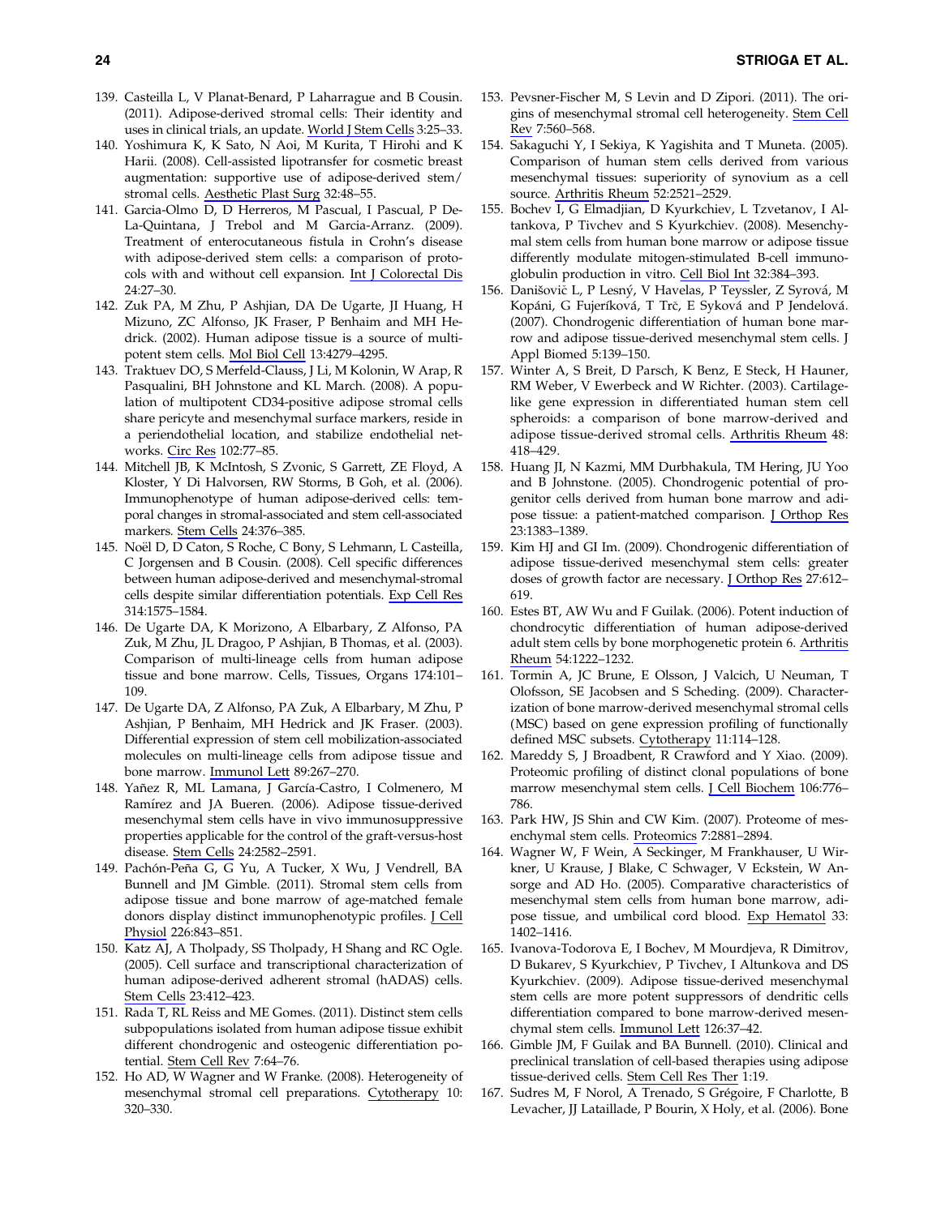139. Casteilla L, V Planat-Benard, P Laharrague and B Cousin. (2011). Adipose-derived stromal cells: Their identity and uses in clinical trials, an update. World J Stem Cells 3:25–33.
140. Yoshimura K, K Sato, N Aoi, M Kurita, T Hirohi and K Harii. (2008). Cell-assisted lipotransfer for cosmetic breast augmentation: supportive use of adipose-derived stem/stromal cells. Aesthetic Plast Surg 32:48–55.
141. Garcia-Olmo D, D Herreros, M Pascual, I Pascual, P De-La-Quintana, J Trebol and M Garcia-Arranz. (2009). Treatment of enterocutaneous fistula in Crohn's disease with adipose-derived stem cells: a comparison of protocols with and without cell expansion. Int J Colorectal Dis 24:27–30.
142. Zuk PA, M Zhu, P Ashjian, DA De Ugarte, JI Huang, H Mizuno, ZC Alfonso, JK Fraser, P Benhaim and MH Hedrick. (2002). Human adipose tissue is a source of multipotent stem cells. Mol Biol Cell 13:4279–4295.
143. Traktuev DO, S Merfeld-Clauss, J Li, M Kolonin, W Arap, R Pasqualini, BH Johnstone and KL March. (2008). A population of multipotent CD34-positive adipose stromal cells share pericyte and mesenchymal surface markers, reside in a periendothelial location, and stabilize endothelial networks. Circ Res 102:77–85.
144. Mitchell JB, K McIntosh, S Zvonic, S Garrett, ZE Floyd, A Kloster, Y Di Halvorsen, RW Storms, B Goh, et al. (2006). Immunophenotype of human adipose-derived cells: temporal changes in stromal-associated and stem cell-associated markers. Stem Cells 24:376–385.
145. Noël D, D Caton, S Roche, C Bony, S Lehmann, L Casteilla, C Jorgensen and B Cousin. (2008). Cell specific differences between human adipose-derived and mesenchymal-stromal cells despite similar differentiation potentials. Exp Cell Res 314:1575–1584.
146. De Ugarte DA, K Morizono, A Elbarbary, Z Alfonso, PA Zuk, M Zhu, JL Dragoo, P Ashjian, B Thomas, et al. (2003). Comparison of multi-lineage cells from human adipose tissue and bone marrow. Cells, Tissues, Organs 174:101–109.
147. De Ugarte DA, Z Alfonso, PA Zuk, A Elbarbary, M Zhu, P Ashjian, P Benhaim, MH Hedrick and JK Fraser. (2003). Differential expression of stem cell mobilization-associated molecules on multi-lineage cells from adipose tissue and bone marrow. Immunol Lett 89:267–270.
148. Yañez R, ML Lamana, J García-Castro, I Colmenero, M Ramírez and JA Bueren. (2006). Adipose tissue-derived mesenchymal stem cells have in vivo immunosuppressive properties applicable for the control of the graft-versus-host disease. Stem Cells 24:2582–2591.
149. Pachón-Peña G, G Yu, A Tucker, X Wu, J Vendrell, BA Bunnell and JM Gimble. (2011). Stromal stem cells from adipose tissue and bone marrow of age-matched female donors display distinct immunophenotypic profiles. J Cell Physiol 226:843–851.
150. Katz AJ, A Tholpady, SS Tholpady, H Shang and RC Ogle. (2005). Cell surface and transcriptional characterization of human adipose-derived adherent stromal (hADAS) cells. Stem Cells 23:412–423.
151. Rada T, RL Reiss and ME Gomes. (2011). Distinct stem cells subpopulations isolated from human adipose tissue exhibit different chondrogenic and osteogenic differentiation potential. Stem Cell Rev 7:64–76.
152. Ho AD, W Wagner and W Franke. (2008). Heterogeneity of mesenchymal stromal cell preparations. Cytotherapy 10: 320–330.
153. Pevsner-Fischer M, S Levin and D Zipori. (2011). The origins of mesenchymal stromal cell heterogeneity. Stem Cell Rev 7:560–568.
154. Sakaguchi Y, I Sekiya, K Yagishita and T Muneta. (2005). Comparison of human stem cells derived from various mesenchymal tissues: superiority of synovium as a cell source. Arthritis Rheum 52:2521–2529.
155. Bochev I, G Elmadjian, D Kyurkchiev, L Tzvetanov, I Altankova, P Tivchev and S Kyurkchiev. (2008). Mesenchymal stem cells from human bone marrow or adipose tissue differently modulate mitogen-stimulated B-cell immunoglobulin production in vitro. Cell Biol Int 32:384–393.
156. Danišovič L, P Lesný, V Havelas, P Teyssler, Z Syrová, M Kopáni, G Fujeríková, T Trč, E Syková and P Jendelová. (2007). Chondrogenic differentiation of human bone marrow and adipose tissue-derived mesenchymal stem cells. J Appl Biomed 5:139–150.
157. Winter A, S Breit, D Parsch, K Benz, E Steck, H Hauner, RM Weber, V Ewerbeck and W Richter. (2003). Cartilage-like gene expression in differentiated human stem cell spheroids: a comparison of bone marrow-derived and adipose tissue-derived stromal cells. Arthritis Rheum 48: 418–429.
158. Huang JI, N Kazmi, MM Durbhakula, TM Hering, JU Yoo and B Johnstone. (2005). Chondrogenic potential of progenitor cells derived from human bone marrow and adipose tissue: a patient-matched comparison. J Orthop Res 23:1383–1389.
159. Kim HJ and GI Im. (2009). Chondrogenic differentiation of adipose tissue-derived mesenchymal stem cells: greater doses of growth factor are necessary. J Orthop Res 27:612–619.
160. Estes BT, AW Wu and F Guilak. (2006). Potent induction of chondrocytic differentiation of human adipose-derived adult stem cells by bone morphogenetic protein 6. Arthritis Rheum 54:1222–1232.
161. Tormin A, JC Brune, E Olsson, J Valcich, U Neuman, T Olofsson, SE Jacobsen and S Scheding. (2009). Characterization of bone marrow-derived mesenchymal stromal cells (MSC) based on gene expression profiling of functionally defined MSC subsets. Cytotherapy 11:114–128.
162. Mareddy S, J Broadbent, R Crawford and Y Xiao. (2009). Proteomic profiling of distinct clonal populations of bone marrow mesenchymal stem cells. J Cell Biochem 106:776–786.
163. Park HW, JS Shin and CW Kim. (2007). Proteome of mesenchymal stem cells. Proteomics 7:2881–2894.
164. Wagner W, F Wein, A Seckinger, M Frankhauser, U Wirkner, U Krause, J Blake, C Schwager, V Eckstein, W Ansorge and AD Ho. (2005). Comparative characteristics of mesenchymal stem cells from human bone marrow, adipose tissue, and umbilical cord blood. Exp Hematol 33: 1402–1416.
165. Ivanova-Todorova E, I Bochev, M Mourdjeva, R Dimitrov, D Bukarev, S Kyurkchiev, P Tivchev, I Altunkova and DS Kyurkchiev. (2009). Adipose tissue-derived mesenchymal stem cells are more potent suppressors of dendritic cells differentiation compared to bone marrow-derived mesenchymal stem cells. Immunol Lett 126:37–42.
166. Gimble JM, F Guilak and BA Bunnell. (2010). Clinical and preclinical translation of cell-based therapies using adipose tissue-derived cells. Stem Cell Res Ther 1:19.
167. Sudres M, F Norol, A Trenado, S Grégoire, F Charlotte, B Levacher, JJ Lataillade, P Bourin, X Holy, et al. (2006). Bone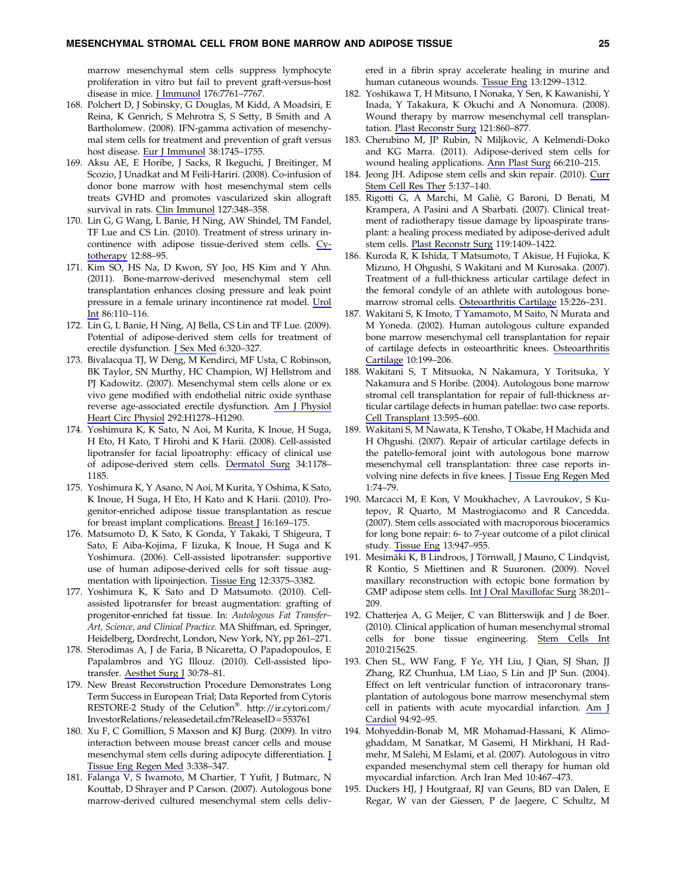marrow mesenchymal stem cells suppress lymphocyte proliferation in vitro but fail to prevent graft-versus-host disease in mice. J Immunol 176:7761–7767.

168. Polchert D, J Sobinsky, G Douglas, M Kidd, A Moadsiri, E Reina, K Genrich, S Mehrotra S, S Setty, B Smith and A Bartholomew. (2008). IFN-gamma activation of mesenchymal stem cells for treatment and prevention of graft versus host disease. Eur J Immunol 38:1745–1755.
169. Aksu AE, E Horibe, J Sacks, R Ikeguchi, J Breitinger, M Scozio, J Unadkat and M Feili-Hariri. (2008). Co-infusion of donor bone marrow with host mesenchymal stem cells treats GVHD and promotes vascularized skin allograft survival in rats. Clin Immunol 127:348–358.
170. Lin G, G Wang, L Banie, H Ning, AW Shindel, TM Fandel, TF Lue and CS Lin. (2010). Treatment of stress urinary incontinence with adipose tissue-derived stem cells. Cytotherapy 12:88–95.
171. Kim SO, HS Na, D Kwon, SY Joo, HS Kim and Y Ahn. (2011). Bone-marrow-derived mesenchymal stem cell transplantation enhances closing pressure and leak point pressure in a female urinary incontinence rat model. Urol Int 86:110–116.
172. Lin G, L Banie, H Ning, AJ Bella, CS Lin and TF Lue. (2009). Potential of adipose-derived stem cells for treatment of erectile dysfunction. J Sex Med 6:320–327.
173. Bivalacqua TJ, W Deng, M Kendirci, MF Usta, C Robinson, BK Taylor, SN Murthy, HC Champion, WJ Hellstrom and PJ Kadowitz. (2007). Mesenchymal stem cells alone or ex vivo gene modified with endothelial nitric oxide synthase reverse age-associated erectile dysfunction. Am J Physiol Heart Circ Physiol 292:H1278–H1290.
174. Yoshimura K, K Sato, N Aoi, M Kurita, K Inoue, H Suga, H Eto, H Kato, T Hirohi and K Harii. (2008). Cell-assisted lipotransfer for facial lipoatrophy: efficacy of clinical use of adipose-derived stem cells. Dermatol Surg 34:1178–1185.
175. Yoshimura K, Y Asano, N Aoi, M Kurita, Y Oshima, K Sato, K Inoue, H Suga, H Eto, H Kato and K Harii. (2010). Progenitor-enriched adipose tissue transplantation as rescue for breast implant complications. Breast J 16:169–175.
176. Matsumoto D, K Sato, K Gonda, Y Takaki, T Shigeura, T Sato, E Aiba-Kojima, F Iizuka, K Inoue, H Suga and K Yoshimura. (2006). Cell-assisted lipotransfer: supportive use of human adipose-derived cells for soft tissue augmentation with lipoinjection. Tissue Eng 12:3375–3382.
177. Yoshimura K, K Sato and D Matsumoto. (2010). Cell-assisted lipotransfer for breast augmentation: grafting of progenitor-enriched fat tissue. In: *Autologous Fat Transfer–Art, Science, and Clinical Practice.* MA Shiffman, ed. Springer, Heidelberg, Dordrecht, London, New York, NY, pp 261–271.
178. Sterodimas A, J de Faria, B Nicaretta, O Papadopoulos, E Papalambros and YG Illouz. (2010). Cell-assisted lipotransfer. Aesthet Surg J 30:78–81.
179. New Breast Reconstruction Procedure Demonstrates Long Term Success in European Trial; Data Reported from Cytoris RESTORE-2 Study of the Celution®. http://ir.cytori.com/InvestorRelations/releasedetail.cfm?ReleaseID=553761
180. Xu F, C Gomillion, S Maxson and KJ Burg. (2009). In vitro interaction between mouse breast cancer cells and mouse mesenchymal stem cells during adipocyte differentiation. J Tissue Eng Regen Med 3:338–347.
181. Falanga V, S Iwamoto, M Chartier, T Yufit, J Butmarc, N Kouttab, D Shrayer and P Carson. (2007). Autologous bone marrow-derived cultured mesenchymal stem cells delivered in a fibrin spray accelerate healing in murine and human cutaneous wounds. Tissue Eng 13:1299–1312.
182. Yoshikawa T, H Mitsuno, I Nonaka, Y Sen, K Kawanishi, Y Inada, Y Takakura, K Okuchi and A Nonomura. (2008). Wound therapy by marrow mesenchymal cell transplantation. Plast Reconstr Surg 121:860–877.
183. Cherubino M, JP Rubin, N Miljkovic, A Kelmendi-Doko and KG Marra. (2011). Adipose-derived stem cells for wound healing applications. Ann Plast Surg 66:210–215.
184. Jeong JH. Adipose stem cells and skin repair. (2010). Curr Stem Cell Res Ther 5:137–140.
185. Rigotti G, A Marchi, M Galiè, G Baroni, D Benati, M Krampera, A Pasini and A Sbarbati. (2007). Clinical treatment of radiotherapy tissue damage by lipoaspirate transplant: a healing process mediated by adipose-derived adult stem cells. Plast Reconstr Surg 119:1409–1422.
186. Kuroda R, K Ishida, T Matsumoto, T Akisue, H Fujioka, K Mizuno, H Ohgushi, S Wakitani and M Kurosaka. (2007). Treatment of a full-thickness articular cartilage defect in the femoral condyle of an athlete with autologous bone-marrow stromal cells. Osteoarthritis Cartilage 15:226–231.
187. Wakitani S, K Imoto, T Yamamoto, M Saito, N Murata and M Yoneda. (2002). Human autologous culture expanded bone marrow mesenchymal cell transplantation for repair of cartilage defects in osteoarthritic knees. Osteoarthritis Cartilage 10:199–206.
188. Wakitani S, T Mitsuoka, N Nakamura, Y Toritsuka, Y Nakamura and S Horibe. (2004). Autologous bone marrow stromal cell transplantation for repair of full-thickness articular cartilage defects in human patellae: two case reports. Cell Transplant 13:595–600.
189. Wakitani S, M Nawata, K Tensho, T Okabe, H Machida and H Ohgushi. (2007). Repair of articular cartilage defects in the patello-femoral joint with autologous bone marrow mesenchymal cell transplantation: three case reports involving nine defects in five knees. J Tissue Eng Regen Med 1:74–79.
190. Marcacci M, E Kon, V Moukhachev, A Lavroukov, S Kutepov, R Quarto, M Mastrogiacomo and R Cancedda. (2007). Stem cells associated with macroporous bioceramics for long bone repair: 6- to 7-year outcome of a pilot clinical study. Tissue Eng 13:947–955.
191. Mesimäki K, B Lindroos, J Törnwall, J Mauno, C Lindqvist, R Kontio, S Miettinen and R Suuronen. (2009). Novel maxillary reconstruction with ectopic bone formation by GMP adipose stem cells. Int J Oral Maxillofac Surg 38:201–209.
192. Chatterjea A, G Meijer, C van Blitterswijk and J de Boer. (2010). Clinical application of human mesenchymal stromal cells for bone tissue engineering. Stem Cells Int 2010:215625.
193. Chen SL, WW Fang, F Ye, YH Liu, J Qian, SJ Shan, JJ Zhang, RZ Chunhua, LM Liao, S Lin and JP Sun. (2004). Effect on left ventricular function of intracoronary transplantation of autologous bone marrow mesenchymal stem cell in patients with acute myocardial infarction. Am J Cardiol 94:92–95.
194. Mohyeddin-Bonab M, MR Mohamad-Hassani, K Alimoghaddam, M Sanatkar, M Gasemi, H Mirkhani, H Radmehr, M Salehi, M Eslami, et al. (2007). Autologous in vitro expanded mesenchymal stem cell therapy for human old myocardial infarction. Arch Iran Med 10:467–473.
195. Duckers HJ, J Houtgraaf, RJ van Geuns, BD van Dalen, E Regar, W van der Giessen, P de Jaegere, C Schultz, M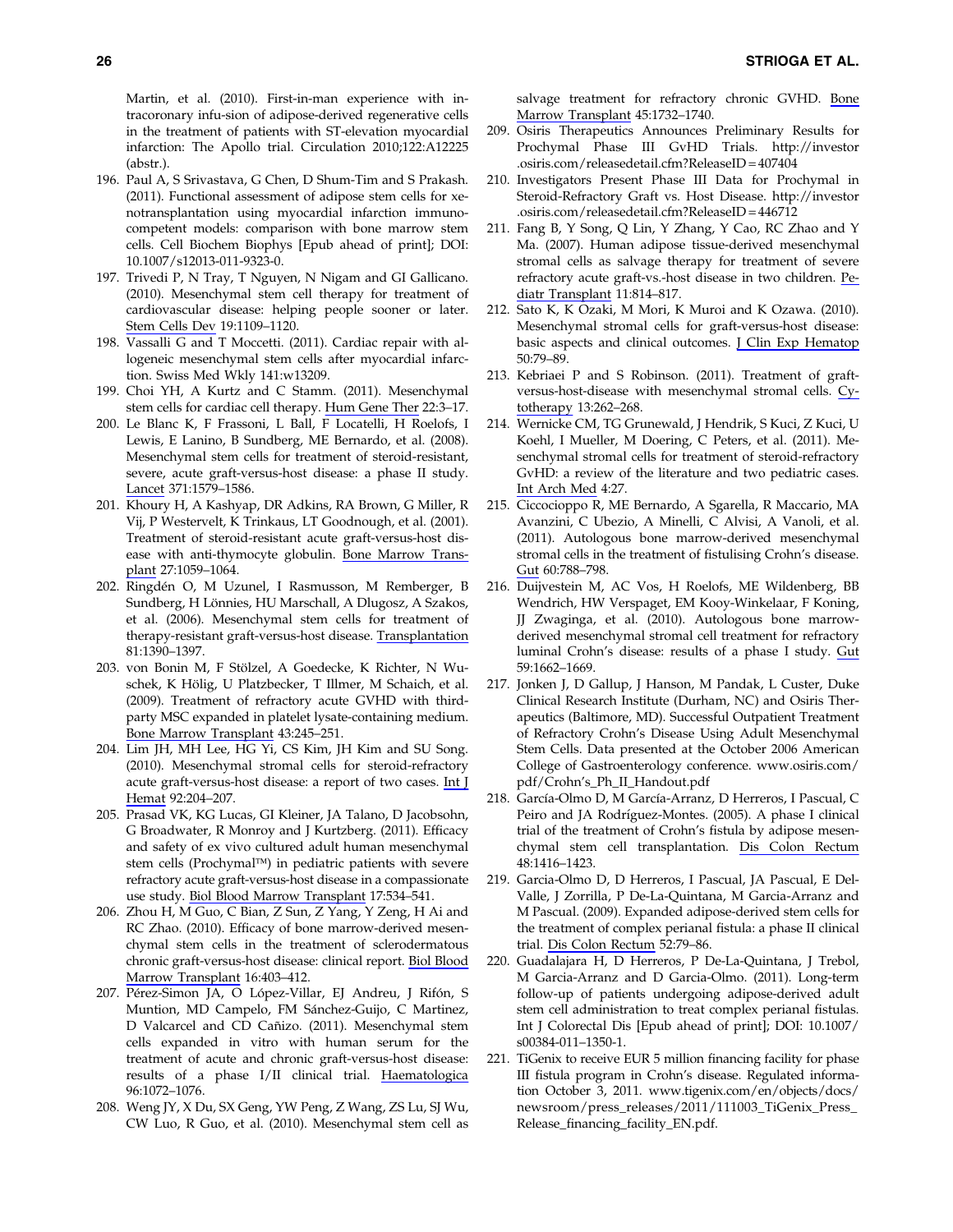Martin, et al. (2010). First-in-man experience with intracoronary infu-sion of adipose-derived regenerative cells in the treatment of patients with ST-elevation myocardial infarction: The Apollo trial. Circulation 2010;122:A12225 (abstr.).

196. Paul A, S Srivastava, G Chen, D Shum-Tim and S Prakash. (2011). Functional assessment of adipose stem cells for xenotransplantation using myocardial infarction immunocompetent models: comparison with bone marrow stem cells. Cell Biochem Biophys [Epub ahead of print]; DOI: 10.1007/s12013-011-9323-0.
197. Trivedi P, N Tray, T Nguyen, N Nigam and GI Gallicano. (2010). Mesenchymal stem cell therapy for treatment of cardiovascular disease: helping people sooner or later. Stem Cells Dev 19:1109–1120.
198. Vassalli G and T Moccetti. (2011). Cardiac repair with allogeneic mesenchymal stem cells after myocardial infarction. Swiss Med Wkly 141:w13209.
199. Choi YH, A Kurtz and C Stamm. (2011). Mesenchymal stem cells for cardiac cell therapy. Hum Gene Ther 22:3–17.
200. Le Blanc K, F Frassoni, L Ball, F Locatelli, H Roelofs, I Lewis, E Lanino, B Sundberg, ME Bernardo, et al. (2008). Mesenchymal stem cells for treatment of steroid-resistant, severe, acute graft-versus-host disease: a phase II study. Lancet 371:1579–1586.
201. Khoury H, A Kashyap, DR Adkins, RA Brown, G Miller, R Vij, P Westervelt, K Trinkaus, LT Goodnough, et al. (2001). Treatment of steroid-resistant acute graft-versus-host disease with anti-thymocyte globulin. Bone Marrow Transplant 27:1059–1064.
202. Ringdén O, M Uzunel, I Rasmusson, M Remberger, B Sundberg, H Lönnies, HU Marschall, A Dlugosz, A Szakos, et al. (2006). Mesenchymal stem cells for treatment of therapy-resistant graft-versus-host disease. Transplantation 81:1390–1397.
203. von Bonin M, F Stölzel, A Goedecke, K Richter, N Wuschek, K Hölig, U Platzbecker, T Illmer, M Schaich, et al. (2009). Treatment of refractory acute GVHD with third-party MSC expanded in platelet lysate-containing medium. Bone Marrow Transplant 43:245–251.
204. Lim JH, MH Lee, HG Yi, CS Kim, JH Kim and SU Song. (2010). Mesenchymal stromal cells for steroid-refractory acute graft-versus-host disease: a report of two cases. Int J Hemat 92:204–207.
205. Prasad VK, KG Lucas, GI Kleiner, JA Talano, D Jacobsohn, G Broadwater, R Monroy and J Kurtzberg. (2011). Efficacy and safety of ex vivo cultured adult human mesenchymal stem cells (Prochymal™) in pediatric patients with severe refractory acute graft-versus-host disease in a compassionate use study. Biol Blood Marrow Transplant 17:534–541.
206. Zhou H, M Guo, C Bian, Z Sun, Z Yang, Y Zeng, H Ai and RC Zhao. (2010). Efficacy of bone marrow-derived mesenchymal stem cells in the treatment of sclerodermatous chronic graft-versus-host disease: clinical report. Biol Blood Marrow Transplant 16:403–412.
207. Pérez-Simon JA, O López-Villar, EJ Andreu, J Rifón, S Muntion, MD Campelo, FM Sánchez-Guijo, C Martinez, D Valcarcel and CD Cañizo. (2011). Mesenchymal stem cells expanded in vitro with human serum for the treatment of acute and chronic graft-versus-host disease: results of a phase I/II clinical trial. Haematologica 96:1072–1076.
208. Weng JY, X Du, SX Geng, YW Peng, Z Wang, ZS Lu, SJ Wu, CW Luo, R Guo, et al. (2010). Mesenchymal stem cell as salvage treatment for refractory chronic GVHD. Bone Marrow Transplant 45:1732–1740.
209. Osiris Therapeutics Announces Preliminary Results for Prochymal Phase III GvHD Trials. http://investor.osiris.com/releasedetail.cfm?ReleaseID=407404
210. Investigators Present Phase III Data for Prochymal in Steroid-Refractory Graft vs. Host Disease. http://investor.osiris.com/releasedetail.cfm?ReleaseID=446712
211. Fang B, Y Song, Q Lin, Y Zhang, Y Cao, RC Zhao and Y Ma. (2007). Human adipose tissue-derived mesenchymal stromal cells as salvage therapy for treatment of severe refractory acute graft-vs.-host disease in two children. Pediatr Transplant 11:814–817.
212. Sato K, K Ozaki, M Mori, K Muroi and K Ozawa. (2010). Mesenchymal stromal cells for graft-versus-host disease: basic aspects and clinical outcomes. J Clin Exp Hematop 50:79–89.
213. Kebriaei P and S Robinson. (2011). Treatment of graft-versus-host-disease with mesenchymal stromal cells. Cytotherapy 13:262–268.
214. Wernicke CM, TG Grunewald, J Hendrik, S Kuci, Z Kuci, U Koehl, I Mueller, M Doering, C Peters, et al. (2011). Mesenchymal stromal cells for treatment of steroid-refractory GvHD: a review of the literature and two pediatric cases. Int Arch Med 4:27.
215. Ciccocioppo R, ME Bernardo, A Sgarella, R Maccario, MA Avanzini, C Ubezio, A Minelli, C Alvisi, A Vanoli, et al. (2011). Autologous bone marrow-derived mesenchymal stromal cells in the treatment of fistulising Crohn's disease. Gut 60:788–798.
216. Duijvestein M, AC Vos, H Roelofs, ME Wildenberg, BB Wendrich, HW Verspaget, EM Kooy-Winkelaar, F Koning, JJ Zwaginga, et al. (2010). Autologous bone marrow-derived mesenchymal stromal cell treatment for refractory luminal Crohn's disease: results of a phase I study. Gut 59:1662–1669.
217. Jonken J, D Gallup, J Hanson, M Pandak, L Custer, Duke Clinical Research Institute (Durham, NC) and Osiris Therapeutics (Baltimore, MD). Successful Outpatient Treatment of Refractory Crohn's Disease Using Adult Mesenchymal Stem Cells. Data presented at the October 2006 American College of Gastroenterology conference. www.osiris.com/pdf/Crohn's_Ph_II_Handout.pdf
218. García-Olmo D, M García-Arranz, D Herreros, I Pascual, C Peiro and JA Rodríguez-Montes. (2005). A phase I clinical trial of the treatment of Crohn's fistula by adipose mesenchymal stem cell transplantation. Dis Colon Rectum 48:1416–1423.
219. Garcia-Olmo D, D Herreros, I Pascual, JA Pascual, E Del-Valle, J Zorrilla, P De-La-Quintana, M Garcia-Arranz and M Pascual. (2009). Expanded adipose-derived stem cells for the treatment of complex perianal fistula: a phase II clinical trial. Dis Colon Rectum 52:79–86.
220. Guadalajara H, D Herreros, P De-La-Quintana, J Trebol, M Garcia-Arranz and D Garcia-Olmo. (2011). Long-term follow-up of patients undergoing adipose-derived adult stem cell administration to treat complex perianal fistulas. Int J Colorectal Dis [Epub ahead of print]; DOI: 10.1007/s00384-011–1350-1.
221. TiGenix to receive EUR 5 million financing facility for phase III fistula program in Crohn's disease. Regulated information October 3, 2011. www.tigenix.com/en/objects/docs/newsroom/press_releases/2011/111003_TiGenix_Press_Release_financing_facility_EN.pdf.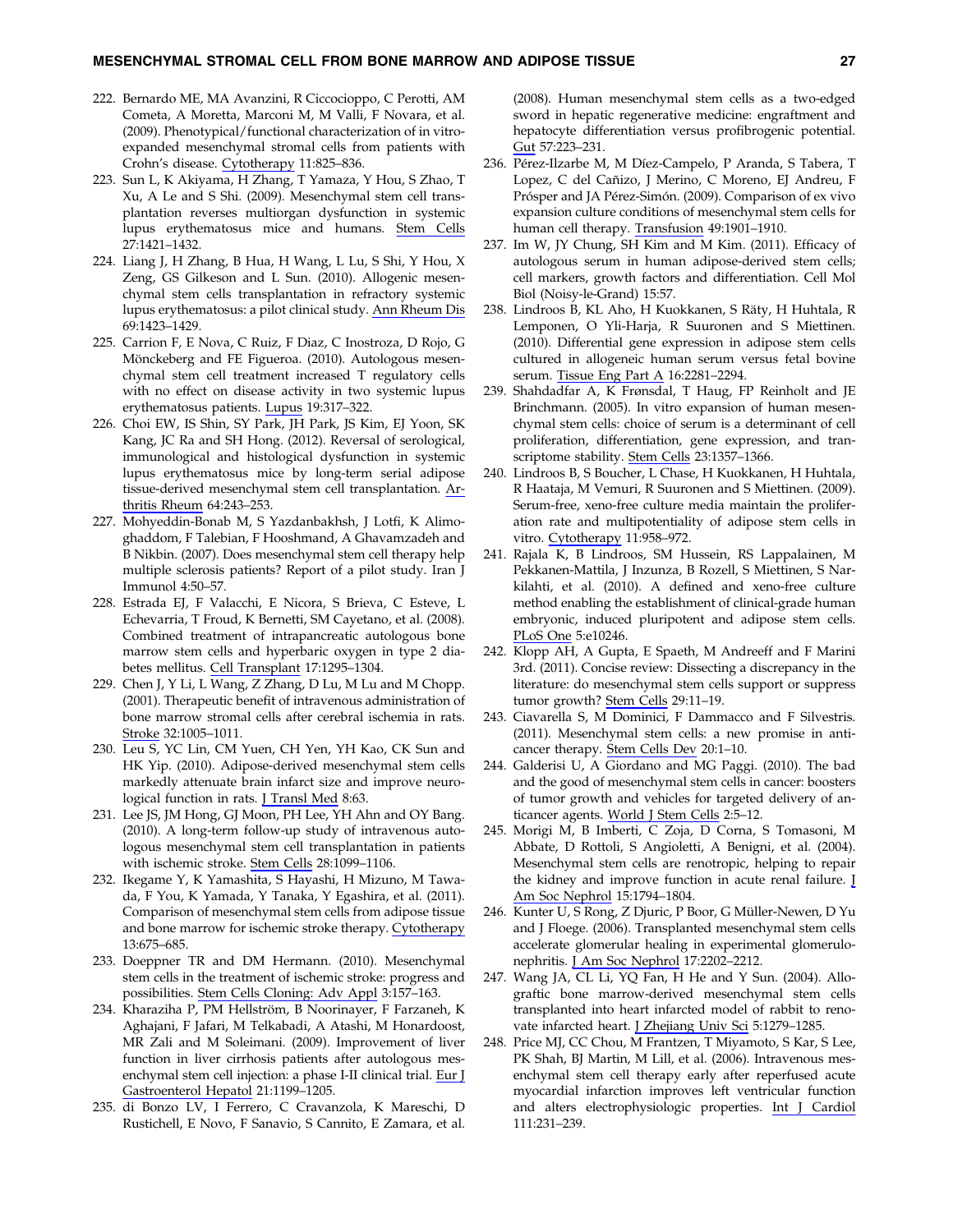222. Bernardo ME, MA Avanzini, R Ciccocioppo, C Perotti, AM Cometa, A Moretta, Marconi M, M Valli, F Novara, et al. (2009). Phenotypical/functional characterization of in vitro-expanded mesenchymal stromal cells from patients with Crohn's disease. Cytotherapy 11:825–836.
223. Sun L, K Akiyama, H Zhang, T Yamaza, Y Hou, S Zhao, T Xu, A Le and S Shi. (2009). Mesenchymal stem cell transplantation reverses multiorgan dysfunction in systemic lupus erythematosus mice and humans. Stem Cells 27:1421–1432.
224. Liang J, H Zhang, B Hua, H Wang, L Lu, S Shi, Y Hou, X Zeng, GS Gilkeson and L Sun. (2010). Allogenic mesenchymal stem cells transplantation in refractory systemic lupus erythematosus: a pilot clinical study. Ann Rheum Dis 69:1423–1429.
225. Carrion F, E Nova, C Ruiz, F Diaz, C Inostroza, D Rojo, G Mönckeberg and FE Figueroa. (2010). Autologous mesenchymal stem cell treatment increased T regulatory cells with no effect on disease activity in two systemic lupus erythematosus patients. Lupus 19:317–322.
226. Choi EW, IS Shin, SY Park, JH Park, JS Kim, EJ Yoon, SK Kang, JC Ra and SH Hong. (2012). Reversal of serological, immunological and histological dysfunction in systemic lupus erythematosus mice by long-term serial adipose tissue-derived mesenchymal stem cell transplantation. Arthritis Rheum 64:243–253.
227. Mohyeddin-Bonab M, S Yazdanbakhsh, J Lotfi, K Alimoghaddom, F Talebian, F Hooshmand, A Ghavamzadeh and B Nikbin. (2007). Does mesenchymal stem cell therapy help multiple sclerosis patients? Report of a pilot study. Iran J Immunol 4:50–57.
228. Estrada EJ, F Valacchi, E Nicora, S Brieva, C Esteve, L Echevarria, T Froud, K Bernetti, SM Cayetano, et al. (2008). Combined treatment of intrapancreatic autologous bone marrow stem cells and hyperbaric oxygen in type 2 diabetes mellitus. Cell Transplant 17:1295–1304.
229. Chen J, Y Li, L Wang, Z Zhang, D Lu, M Lu and M Chopp. (2001). Therapeutic benefit of intravenous administration of bone marrow stromal cells after cerebral ischemia in rats. Stroke 32:1005–1011.
230. Leu S, YC Lin, CM Yuen, CH Yen, YH Kao, CK Sun and HK Yip. (2010). Adipose-derived mesenchymal stem cells markedly attenuate brain infarct size and improve neurological function in rats. J Transl Med 8:63.
231. Lee JS, JM Hong, GJ Moon, PH Lee, YH Ahn and OY Bang. (2010). A long-term follow-up study of intravenous autologous mesenchymal stem cell transplantation in patients with ischemic stroke. Stem Cells 28:1099–1106.
232. Ikegame Y, K Yamashita, S Hayashi, H Mizuno, M Tawada, F You, K Yamada, Y Tanaka, Y Egashira, et al. (2011). Comparison of mesenchymal stem cells from adipose tissue and bone marrow for ischemic stroke therapy. Cytotherapy 13:675–685.
233. Doeppner TR and DM Hermann. (2010). Mesenchymal stem cells in the treatment of ischemic stroke: progress and possibilities. Stem Cells Cloning: Adv Appl 3:157–163.
234. Kharaziha P, PM Hellström, B Noorinayer, F Farzaneh, K Aghajani, F Jafari, M Telkabadi, A Atashi, M Honardoost, MR Zali and M Soleimani. (2009). Improvement of liver function in liver cirrhosis patients after autologous mesenchymal stem cell injection: a phase I-II clinical trial. Eur J Gastroenterol Hepatol 21:1199–1205.
235. di Bonzo LV, I Ferrero, C Cravanzola, K Mareschi, D Rustichell, E Novo, F Sanavio, S Cannito, E Zamara, et al. (2008). Human mesenchymal stem cells as a two-edged sword in hepatic regenerative medicine: engraftment and hepatocyte differentiation versus profibrogenic potential. Gut 57:223–231.
236. Pérez-Ilzarbe M, M Díez-Campelo, P Aranda, S Tabera, T Lopez, C del Cañizo, J Merino, C Moreno, EJ Andreu, F Prósper and JA Pérez-Simón. (2009). Comparison of ex vivo expansion culture conditions of mesenchymal stem cells for human cell therapy. Transfusion 49:1901–1910.
237. Im W, JY Chung, SH Kim and M Kim. (2011). Efficacy of autologous serum in human adipose-derived stem cells; cell markers, growth factors and differentiation. Cell Mol Biol (Noisy-le-Grand) 15:57.
238. Lindroos B, KL Aho, H Kuokkanen, S Räty, H Huhtala, R Lemponen, O Yli-Harja, R Suuronen and S Miettinen. (2010). Differential gene expression in adipose stem cells cultured in allogeneic human serum versus fetal bovine serum. Tissue Eng Part A 16:2281–2294.
239. Shahdadfar A, K Frønsdal, T Haug, FP Reinholt and JE Brinchmann. (2005). In vitro expansion of human mesenchymal stem cells: choice of serum is a determinant of cell proliferation, differentiation, gene expression, and transcriptome stability. Stem Cells 23:1357–1366.
240. Lindroos B, S Boucher, L Chase, H Kuokkanen, H Huhtala, R Haataja, M Vemuri, R Suuronen and S Miettinen. (2009). Serum-free, xeno-free culture media maintain the proliferation rate and multipotentiality of adipose stem cells in vitro. Cytotherapy 11:958–972.
241. Rajala K, B Lindroos, SM Hussein, RS Lappalainen, M Pekkanen-Mattila, J Inzunza, B Rozell, S Miettinen, S Narkilahti, et al. (2010). A defined and xeno-free culture method enabling the establishment of clinical-grade human embryonic, induced pluripotent and adipose stem cells. PLoS One 5:e10246.
242. Klopp AH, A Gupta, E Spaeth, M Andreeff and F Marini 3rd. (2011). Concise review: Dissecting a discrepancy in the literature: do mesenchymal stem cells support or suppress tumor growth? Stem Cells 29:11–19.
243. Ciavarella S, M Dominici, F Dammacco and F Silvestris. (2011). Mesenchymal stem cells: a new promise in anticancer therapy. Stem Cells Dev 20:1–10.
244. Galderisi U, A Giordano and MG Paggi. (2010). The bad and the good of mesenchymal stem cells in cancer: boosters of tumor growth and vehicles for targeted delivery of anticancer agents. World J Stem Cells 2:5–12.
245. Morigi M, B Imberti, C Zoja, D Corna, S Tomasoni, M Abbate, D Rottoli, S Angioletti, A Benigni, et al. (2004). Mesenchymal stem cells are renotropic, helping to repair the kidney and improve function in acute renal failure. J Am Soc Nephrol 15:1794–1804.
246. Kunter U, S Rong, Z Djuric, P Boor, G Müller-Newen, D Yu and J Floege. (2006). Transplanted mesenchymal stem cells accelerate glomerular healing in experimental glomerulonephritis. J Am Soc Nephrol 17:2202–2212.
247. Wang JA, CL Li, YQ Fan, H He and Y Sun. (2004). Allograftic bone marrow-derived mesenchymal stem cells transplanted into heart infarcted model of rabbit to renovate infarcted heart. J Zhejiang Univ Sci 5:1279–1285.
248. Price MJ, CC Chou, M Frantzen, T Miyamoto, S Kar, S Lee, PK Shah, BJ Martin, M Lill, et al. (2006). Intravenous mesenchymal stem cell therapy early after reperfused acute myocardial infarction improves left ventricular function and alters electrophysiologic properties. Int J Cardiol 111:231–239.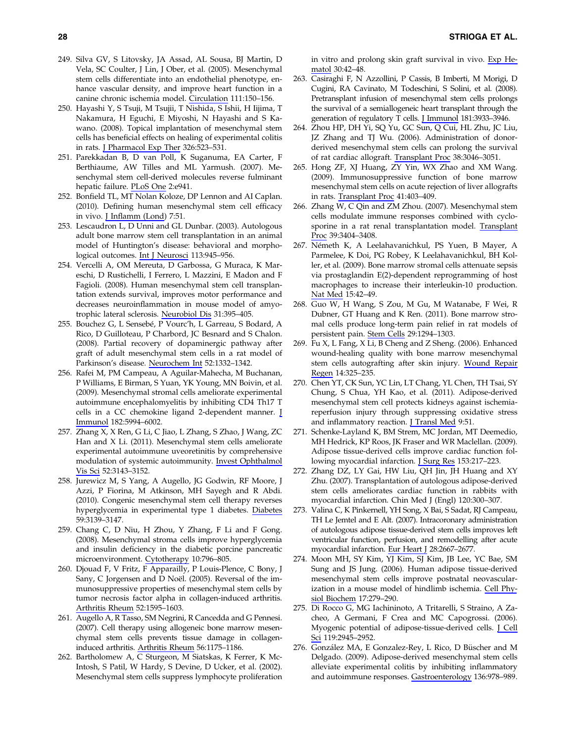249. Silva GV, S Litovsky, JA Assad, AL Sousa, BJ Martin, D Vela, SC Coulter, J Lin, J Ober, et al. (2005). Mesenchymal stem cells differentiate into an endothelial phenotype, enhance vascular density, and improve heart function in a canine chronic ischemia model. Circulation 111:150–156.

250. Hayashi Y, S Tsuji, M Tsujii, T Nishida, S Ishii, H Iijima, T Nakamura, H Eguchi, E Miyoshi, N Hayashi and S Kawano. (2008). Topical implantation of mesenchymal stem cells has beneficial effects on healing of experimental colitis in rats. J Pharmacol Exp Ther 326:523–531.

251. Parekkadan B, D van Poll, K Suganuma, EA Carter, F Berthiaume, AW Tilles and ML Yarmush. (2007). Mesenchymal stem cell-derived molecules reverse fulminant hepatic failure. PLoS One 2:e941.

252. Bonfield TL, MT Nolan Koloze, DP Lennon and AI Caplan. (2010). Defining human mesenchymal stem cell efficacy in vivo. J Inflamm (Lond) 7:51.

253. Lescaudron L, D Unni and GL Dunbar. (2003). Autologous adult bone marrow stem cell transplantation in an animal model of Huntington's disease: behavioral and morphological outcomes. Int J Neurosci 113:945–956.

254. Vercelli A, OM Mereuta, D Garbossa, G Muraca, K Mareschi, D Rustichelli, I Ferrero, L Mazzini, E Madon and F Fagioli. (2008). Human mesenchymal stem cell transplantation extends survival, improves motor performance and decreases neuroinflammation in mouse model of amyotrophic lateral sclerosis. Neurobiol Dis 31:395–405.

255. Bouchez G, L Sensebé, P Vourc'h, L Garreau, S Bodard, A Rico, D Guilloteau, P Charbord, JC Besnard and S Chalon. (2008). Partial recovery of dopaminergic pathway after graft of adult mesenchymal stem cells in a rat model of Parkinson's disease. Neurochem Int 52:1332–1342.

256. Rafei M, PM Campeau, A Aguilar-Mahecha, M Buchanan, P Williams, E Birman, S Yuan, YK Young, MN Boivin, et al. (2009). Mesenchymal stromal cells ameliorate experimental autoimmune encephalomyelitis by inhibiting CD4 Th17 T cells in a CC chemokine ligand 2-dependent manner. J Immunol 182:5994–6002.

257. Zhang X, X Ren, G Li, C Jiao, L Zhang, S Zhao, J Wang, ZC Han and X Li. (2011). Mesenchymal stem cells ameliorate experimental autoimmune uveoretinitis by comprehensive modulation of systemic autoimmunity. Invest Ophthalmol Vis Sci 52:3143–3152.

258. Jurewicz M, S Yang, A Augello, JG Godwin, RF Moore, J Azzi, P Fiorina, M Atkinson, MH Sayegh and R Abdi. (2010). Congenic mesenchymal stem cell therapy reverses hyperglycemia in experimental type 1 diabetes. Diabetes 59:3139–3147.

259. Chang C, D Niu, H Zhou, Y Zhang, F Li and F Gong. (2008). Mesenchymal stroma cells improve hyperglycemia and insulin deficiency in the diabetic porcine pancreatic microenvironment. Cytotherapy 10:796–805.

260. Djouad F, V Fritz, F Apparailly, P Louis-Plence, C Bony, J Sany, C Jorgensen and D Noël. (2005). Reversal of the immunosuppressive properties of mesenchymal stem cells by tumor necrosis factor alpha in collagen-induced arthritis. Arthritis Rheum 52:1595–1603.

261. Augello A, R Tasso, SM Negrini, R Cancedda and G Pennesi. (2007). Cell therapy using allogeneic bone marrow mesenchymal stem cells prevents tissue damage in collagen-induced arthritis. Arthritis Rheum 56:1175–1186.

262. Bartholomew A, C Sturgeon, M Siatskas, K Ferrer, K McIntosh, S Patil, W Hardy, S Devine, D Ucker, et al. (2002). Mesenchymal stem cells suppress lymphocyte proliferation in vitro and prolong skin graft survival in vivo. Exp Hematol 30:42–48.

263. Casiraghi F, N Azzollini, P Cassis, B Imberti, M Morigi, D Cugini, RA Cavinato, M Todeschini, S Solini, et al. (2008). Pretransplant infusion of mesenchymal stem cells prolongs the survival of a semiallogeneic heart transplant through the generation of regulatory T cells. J Immunol 181:3933–3946.

264. Zhou HP, DH Yi, SQ Yu, GC Sun, Q Cui, HL Zhu, JC Liu, JZ Zhang and TJ Wu. (2006). Administration of donor-derived mesenchymal stem cells can prolong the survival of rat cardiac allograft. Transplant Proc 38:3046–3051.

265. Hong ZF, XJ Huang, ZY Yin, WX Zhao and XM Wang. (2009). Immunosuppressive function of bone marrow mesenchymal stem cells on acute rejection of liver allografts in rats. Transplant Proc 41:403–409.

266. Zhang W, C Qin and ZM Zhou. (2007). Mesenchymal stem cells modulate immune responses combined with cyclosporine in a rat renal transplantation model. Transplant Proc 39:3404–3408.

267. Németh K, A Leelahavanichkul, PS Yuen, B Mayer, A Parmelee, K Doi, PG Robey, K Leelahavanichkul, BH Koller, et al. (2009). Bone marrow stromal cells attenuate sepsis via prostaglandin E(2)-dependent reprogramming of host macrophages to increase their interleukin-10 production. Nat Med 15:42–49.

268. Guo W, H Wang, S Zou, M Gu, M Watanabe, F Wei, R Dubner, GT Huang and K Ren. (2011). Bone marrow stromal cells produce long-term pain relief in rat models of persistent pain. Stem Cells 29:1294–1303.

269. Fu X, L Fang, X Li, B Cheng and Z Sheng. (2006). Enhanced wound-healing quality with bone marrow mesenchymal stem cells autografting after skin injury. Wound Repair Regen 14:325–235.

270. Chen YT, CK Sun, YC Lin, LT Chang, YL Chen, TH Tsai, SY Chung, S Chua, YH Kao, et al. (2011). Adipose-derived mesenchymal stem cell protects kidneys against ischemia-reperfusion injury through suppressing oxidative stress and inflammatory reaction. J Transl Med 9:51.

271. Schenke-Layland K, BM Strem, MC Jordan, MT Deemedio, MH Hedrick, KP Roos, JK Fraser and WR Maclellan. (2009). Adipose tissue-derived cells improve cardiac function following myocardial infarction. J Surg Res 153:217–223.

272. Zhang DZ, LY Gai, HW Liu, QH Jin, JH Huang and XY Zhu. (2007). Transplantation of autologous adipose-derived stem cells ameliorates cardiac function in rabbits with myocardial infarction. Chin Med J (Engl) 120:300–307.

273. Valina C, K Pinkernell, YH Song, X Bai, S Sadat, RJ Campeau, TH Le Jemtel and E Alt. (2007). Intracoronary administration of autologous adipose tissue-derived stem cells improves left ventricular function, perfusion, and remodelling after acute myocardial infarction. Eur Heart J 28:2667–2677.

274. Moon MH, SY Kim, YJ Kim, SJ Kim, JB Lee, YC Bae, SM Sung and JS Jung. (2006). Human adipose tissue-derived mesenchymal stem cells improve postnatal neovascularization in a mouse model of hindlimb ischemia. Cell Physiol Biochem 17:279–290.

275. Di Rocco G, MG Iachininoto, A Tritarelli, S Straino, A Zacheo, A Germani, F Crea and MC Capogrossi. (2006). Myogenic potential of adipose-tissue-derived cells. J Cell Sci 119:2945–2952.

276. González MA, E Gonzalez-Rey, L Rico, D Büscher and M Delgado. (2009). Adipose-derived mesenchymal stem cells alleviate experimental colitis by inhibiting inflammatory and autoimmune responses. Gastroenterology 136:978–989.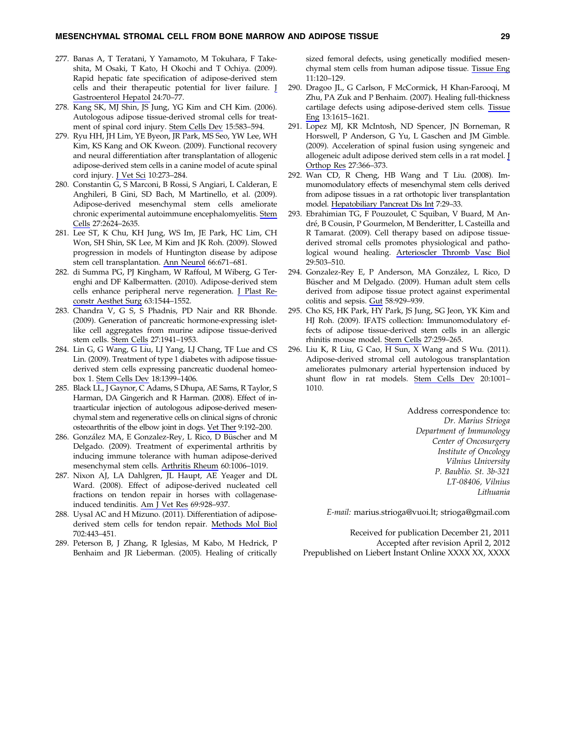277. Banas A, T Teratani, Y Yamamoto, M Tokuhara, F Takeshita, M Osaki, T Kato, H Okochi and T Ochiya. (2009). Rapid hepatic fate specification of adipose-derived stem cells and their therapeutic potential for liver failure. J Gastroenterol Hepatol 24:70–77.
278. Kang SK, MJ Shin, JS Jung, YG Kim and CH Kim. (2006). Autologous adipose tissue-derived stromal cells for treatment of spinal cord injury. Stem Cells Dev 15:583–594.
279. Ryu HH, JH Lim, YE Byeon, JR Park, MS Seo, YW Lee, WH Kim, KS Kang and OK Kweon. (2009). Functional recovery and neural differentiation after transplantation of allogenic adipose-derived stem cells in a canine model of acute spinal cord injury. J Vet Sci 10:273–284.
280. Constantin G, S Marconi, B Rossi, S Angiari, L Calderan, E Anghileri, B Gini, SD Bach, M Martinello, et al. (2009). Adipose-derived mesenchymal stem cells ameliorate chronic experimental autoimmune encephalomyelitis. Stem Cells 27:2624–2635.
281. Lee ST, K Chu, KH Jung, WS Im, JE Park, HC Lim, CH Won, SH Shin, SK Lee, M Kim and JK Roh. (2009). Slowed progression in models of Huntington disease by adipose stem cell transplantation. Ann Neurol 66:671–681.
282. di Summa PG, PJ Kingham, W Raffoul, M Wiberg, G Terenghi and DF Kalbermatten. (2010). Adipose-derived stem cells enhance peripheral nerve regeneration. J Plast Reconstr Aesthet Surg 63:1544–1552.
283. Chandra V, G S, S Phadnis, PD Nair and RR Bhonde. (2009). Generation of pancreatic hormone-expressing islet-like cell aggregates from murine adipose tissue-derived stem cells. Stem Cells 27:1941–1953.
284. Lin G, G Wang, G Liu, LJ Yang, LJ Chang, TF Lue and CS Lin. (2009). Treatment of type 1 diabetes with adipose tissue-derived stem cells expressing pancreatic duodenal homeobox 1. Stem Cells Dev 18:1399–1406.
285. Black LL, J Gaynor, C Adams, S Dhupa, AE Sams, R Taylor, S Harman, DA Gingerich and R Harman. (2008). Effect of intraarticular injection of autologous adipose-derived mesenchymal stem and regenerative cells on clinical signs of chronic osteoarthritis of the elbow joint in dogs. Vet Ther 9:192–200.
286. González MA, E Gonzalez-Rey, L Rico, D Büscher and M Delgado. (2009). Treatment of experimental arthritis by inducing immune tolerance with human adipose-derived mesenchymal stem cells. Arthritis Rheum 60:1006–1019.
287. Nixon AJ, LA Dahlgren, JL Haupt, AE Yeager and DL Ward. (2008). Effect of adipose-derived nucleated cell fractions on tendon repair in horses with collagenase-induced tendinitis. Am J Vet Res 69:928–937.
288. Uysal AC and H Mizuno. (2011). Differentiation of adipose-derived stem cells for tendon repair. Methods Mol Biol 702:443–451.
289. Peterson B, J Zhang, R Iglesias, M Kabo, M Hedrick, P Benhaim and JR Lieberman. (2005). Healing of critically sized femoral defects, using genetically modified mesenchymal stem cells from human adipose tissue. Tissue Eng 11:120–129.
290. Dragoo JL, G Carlson, F McCormick, H Khan-Farooqi, M Zhu, PA Zuk and P Benhaim. (2007). Healing full-thickness cartilage defects using adipose-derived stem cells. Tissue Eng 13:1615–1621.
291. Lopez MJ, KR McIntosh, ND Spencer, JN Borneman, R Horswell, P Anderson, G Yu, L Gaschen and JM Gimble. (2009). Acceleration of spinal fusion using syngeneic and allogeneic adult adipose derived stem cells in a rat model. J Orthop Res 27:366–373.
292. Wan CD, R Cheng, HB Wang and T Liu. (2008). Immunomodulatory effects of mesenchymal stem cells derived from adipose tissues in a rat orthotopic liver transplantation model. Hepatobiliary Pancreat Dis Int 7:29–33.
293. Ebrahimian TG, F Pouzoulet, C Squiban, V Buard, M André, B Cousin, P Gourmelon, M Benderitter, L Casteilla and R Tamarat. (2009). Cell therapy based on adipose tissue-derived stromal cells promotes physiological and pathological wound healing. Arterioscler Thromb Vasc Biol 29:503–510.
294. Gonzalez-Rey E, P Anderson, MA González, L Rico, D Büscher and M Delgado. (2009). Human adult stem cells derived from adipose tissue protect against experimental colitis and sepsis. Gut 58:929–939.
295. Cho KS, HK Park, HY Park, JS Jung, SG Jeon, YK Kim and HJ Roh. (2009). IFATS collection: Immunomodulatory effects of adipose tissue-derived stem cells in an allergic rhinitis mouse model. Stem Cells 27:259–265.
296. Liu K, R Liu, G Cao, H Sun, X Wang and S Wu. (2011). Adipose-derived stromal cell autologous transplantation ameliorates pulmonary arterial hypertension induced by shunt flow in rat models. Stem Cells Dev 20:1001–1010.

Address correspondence to:
*Dr. Marius Strioga*
*Department of Immunology*
*Center of Oncosurgery*
*Institute of Oncology*
*Vilnius University*
*P. Baublio. St. 3b-321*
*LT-08406, Vilnius*
*Lithuania*

*E-mail:* marius.strioga@vuoi.lt; strioga@gmail.com

Received for publication December 21, 2011
Accepted after revision April 2, 2012
Prepublished on Liebert Instant Online XXXX XX, XXXX